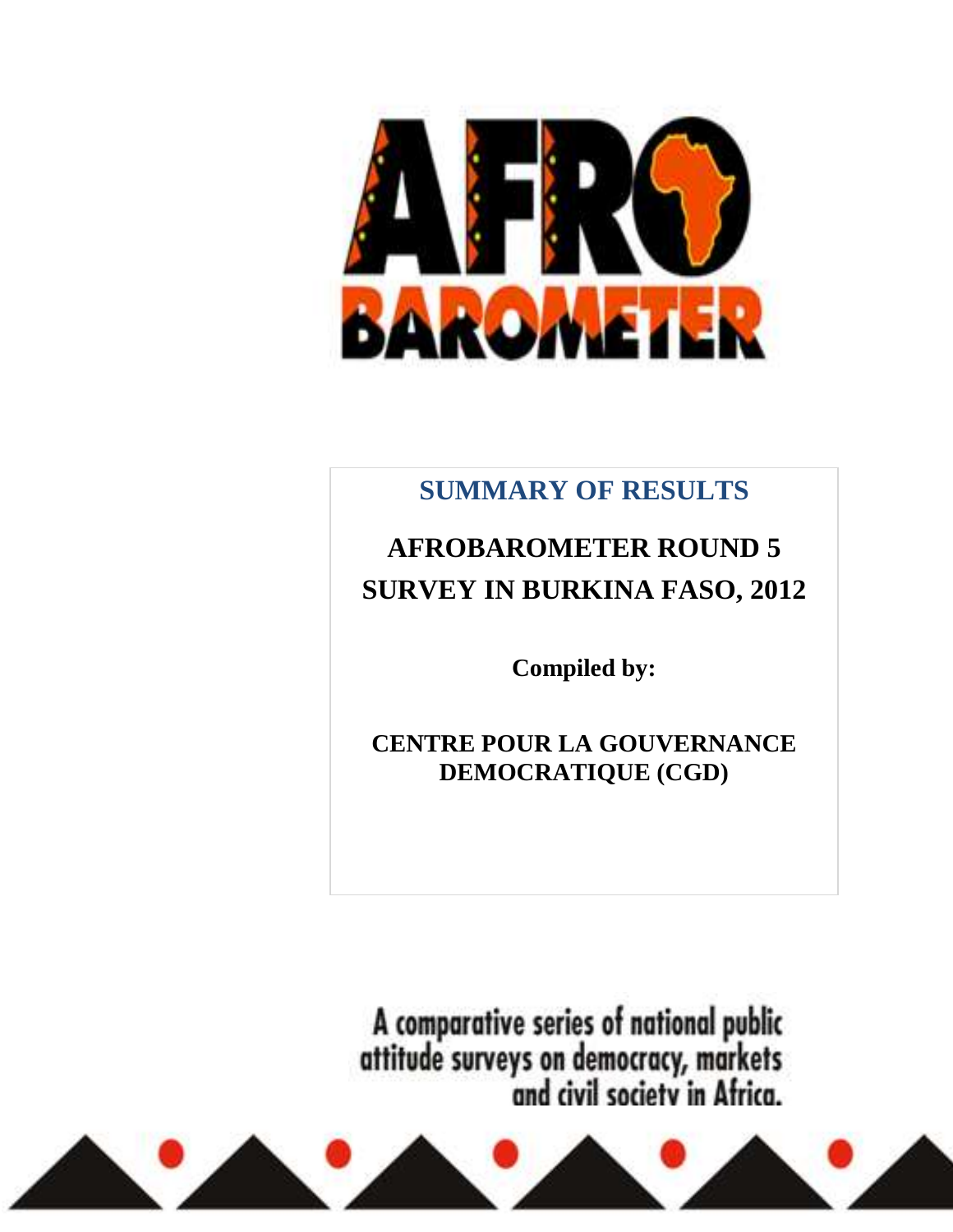# SUMMARY OF RESULTS

## AFROBAROMETER ROUND 5 SURVEY IN BURKINA FASO, 2012

**Compiled by:**

**CENTRE POUR LA GOUVERNANCE DEMOCRATIQUE (CGD)**

A comparative series of national public attitude surveys on democracy, markets and civil society in Africa.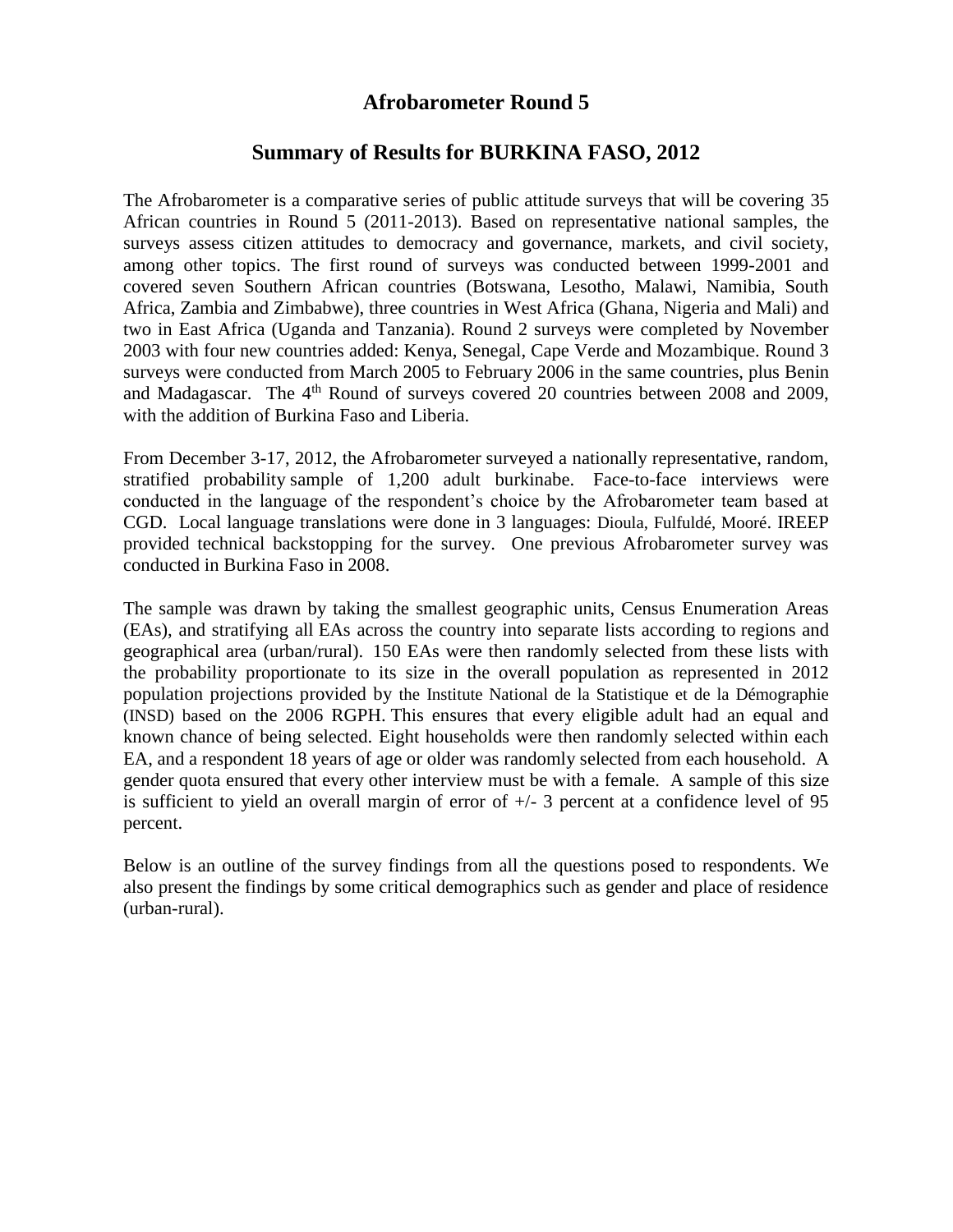# Afrobarometer Round 5

## Summary of Results for BURKINA FASO, 2012

The Afrobarometer is a comparative series of public attitude surveys that will be covering 35 African countries in Round 5 (2011-2013). Based on representative national samples, the surveys assess citizen attitudes to democracy and governance, markets, and civil society, among other topics. The first round of surveys was conducted between 1999-2001 and covered seven Southern African countries (Botswana, Lesotho, Malawi, Namibia, South Africa, Zambia and Zimbabwe), three countries in West Africa (Ghana, Nigeria and Mali) and two in East Africa (Uganda and Tanzania). Round 2 surveys were completed by November 2003 with four new countries added: Kenya, Senegal, Cape Verde and Mozambique. Round 3 surveys were conducted from March 2005 to February 2006 in the same countries, plus Benin and Madagascar. The 4th Round of surveys covered 20 countries between 2008 and 2009, with the addition of Burkina Faso and Liberia.

From December 3-17, 2012, the Afrobarometer surveyed a nationally representative, random, stratified probability sample of 1,200 adult burkinabe. Face-to-face interviews were conducted in the language of the respondent's choice by the Afrobarometer team based at CGD. Local language translations were done in 3 languages: Dioula, Fulfuldé, Mooré. IREEP provided technical backstopping for the survey. One previous Afrobarometer survey was conducted in Burkina Faso in 2008.

The sample was drawn by taking the smallest geographic units, Census Enumeration Areas (EAs), and stratifying all EAs across the country into separate lists according to regions and geographical area (urban/rural). 150 EAs were then randomly selected from these lists with the probability proportionate to its size in the overall population as represented in 2012 population projections provided by the Institute National de la Statistique et de la Démographie (INSD) based on the 2006 RGPH. This ensures that every eligible adult had an equal and known chance of being selected. Eight households were then randomly selected within each EA, and a respondent 18 years of age or older was randomly selected from each household. A gender quota ensured that every other interview must be with a female. A sample of this size is sufficient to yield an overall margin of error of +/- 3 percent at a confidence level of 95 percent.

Below is an outline of the survey findings from all the questions posed to respondents. We also present the findings by some critical demographics such as gender and place of residence (urban-rural).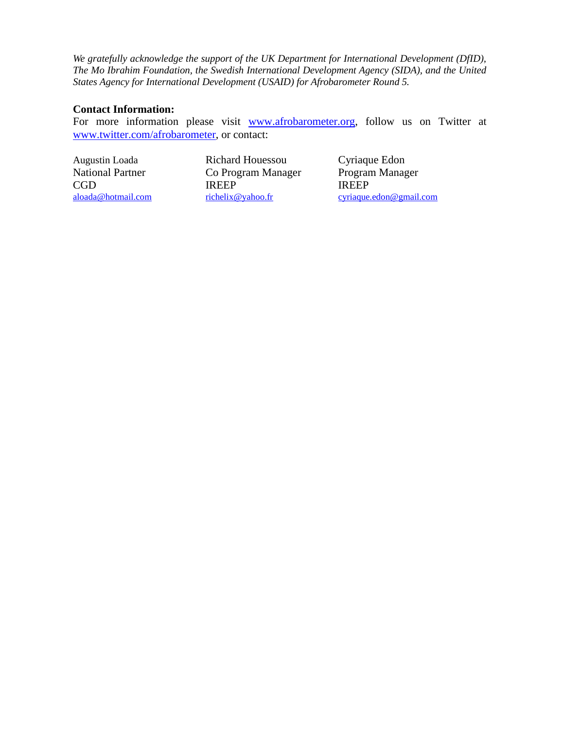*We gratefully acknowledge the support of the UK Department for International Development (DfID), The Mo Ibrahim Foundation, the Swedish International Development Agency (SIDA), and the United States Agency for International Development (USAID) for Afrobarometer Round 5.*

**Contact Information:**

For more information please visit www.afrobarometer.org, follow us on Twitter at www.twitter.com/afrobarometer, or contact:

| Augustin Loada | Richard Houessou | Cyriaque Edon |
| --- | --- | --- |
| National Partner | Co Program Manager | Program Manager |
| CGD | IREEP | IREEP |
| aloada@hotmail.com | richelix@yahoo.fr | cyriaque.edon@gmail.com |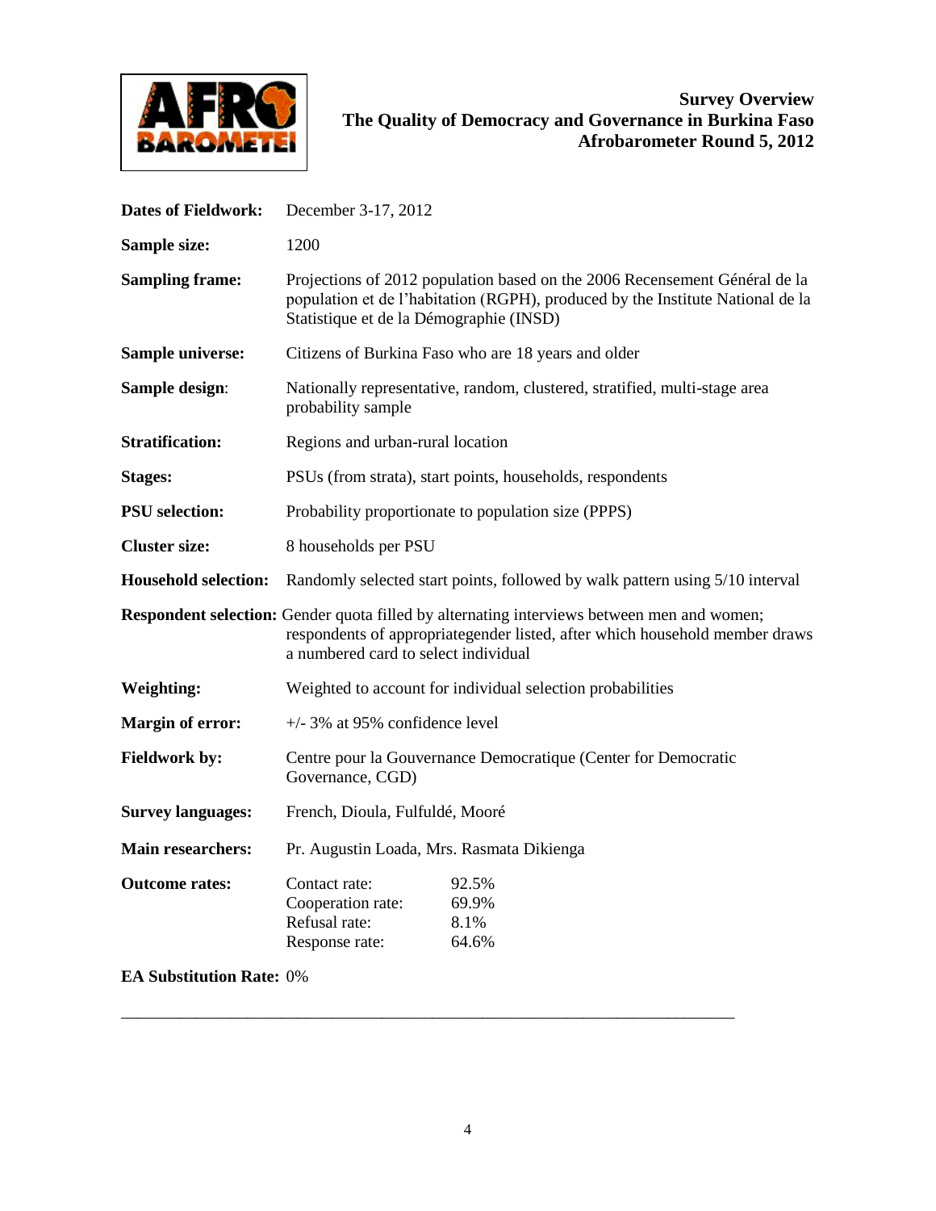**Survey Overview**
**The Quality of Democracy and Governance in Burkina Faso**
**Afrobarometer Round 5, 2012**

| | |
|---|---|
| **Dates of Fieldwork:** | December 3-17, 2012 |
| **Sample size:** | 1200 |
| **Sampling frame:** | Projections of 2012 population based on the 2006 Recensement Général de la population et de l'habitation (RGPH), produced by the Institute National de la Statistique et de la Démographie (INSD) |
| **Sample universe:** | Citizens of Burkina Faso who are 18 years and older |
| **Sample design:** | Nationally representative, random, clustered, stratified, multi-stage area probability sample |
| **Stratification:** | Regions and urban-rural location |
| **Stages:** | PSUs (from strata), start points, households, respondents |
| **PSU selection:** | Probability proportionate to population size (PPPS) |
| **Cluster size:** | 8 households per PSU |
| **Household selection:** | Randomly selected start points, followed by walk pattern using 5/10 interval |
| **Respondent selection:** | Gender quota filled by alternating interviews between men and women; respondents of appropriategender listed, after which household member draws a numbered card to select individual |
| **Weighting:** | Weighted to account for individual selection probabilities |
| **Margin of error:** | +/- 3% at 95% confidence level |
| **Fieldwork by:** | Centre pour la Gouvernance Democratique (Center for Democratic Governance, CGD) |
| **Survey languages:** | French, Dioula, Fulfuldé, Mooré |
| **Main researchers:** | Pr. Augustin Loada, Mrs. Rasmata Dikienga |
| **Outcome rates:** | Contact rate: 92.5%<br>Cooperation rate: 69.9%<br>Refusal rate: 8.1%<br>Response rate: 64.6% |
| **EA Substitution Rate:** | 0% |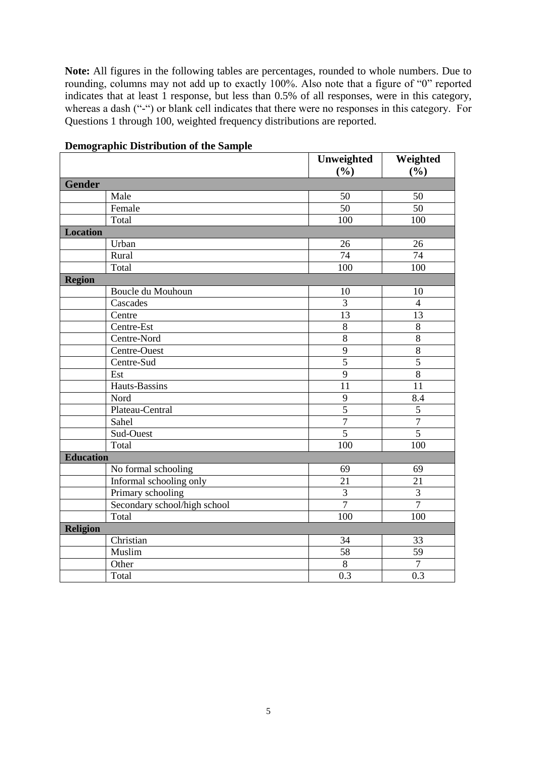**Note:** All figures in the following tables are percentages, rounded to whole numbers. Due to rounding, columns may not add up to exactly 100%. Also note that a figure of "0" reported indicates that at least 1 response, but less than 0.5% of all responses, were in this category, whereas a dash ("-") or blank cell indicates that there were no responses in this category. For Questions 1 through 100, weighted frequency distributions are reported.

**Demographic Distribution of the Sample**

| | | Unweighted (%) | Weighted (%) |
|---|---|---|---|
| **Gender** | | | |
| | Male | 50 | 50 |
| | Female | 50 | 50 |
| | Total | 100 | 100 |
| **Location** | | | |
| | Urban | 26 | 26 |
| | Rural | 74 | 74 |
| | Total | 100 | 100 |
| **Region** | | | |
| | Boucle du Mouhoun | 10 | 10 |
| | Cascades | 3 | 4 |
| | Centre | 13 | 13 |
| | Centre-Est | 8 | 8 |
| | Centre-Nord | 8 | 8 |
| | Centre-Ouest | 9 | 8 |
| | Centre-Sud | 5 | 5 |
| | Est | 9 | 8 |
| | Hauts-Bassins | 11 | 11 |
| | Nord | 9 | 8.4 |
| | Plateau-Central | 5 | 5 |
| | Sahel | 7 | 7 |
| | Sud-Ouest | 5 | 5 |
| | Total | 100 | 100 |
| **Education** | | | |
| | No formal schooling | 69 | 69 |
| | Informal schooling only | 21 | 21 |
| | Primary schooling | 3 | 3 |
| | Secondary school/high school | 7 | 7 |
| | Total | 100 | 100 |
| **Religion** | | | |
| | Christian | 34 | 33 |
| | Muslim | 58 | 59 |
| | Other | 8 | 7 |
| | Total | 0.3 | 0.3 |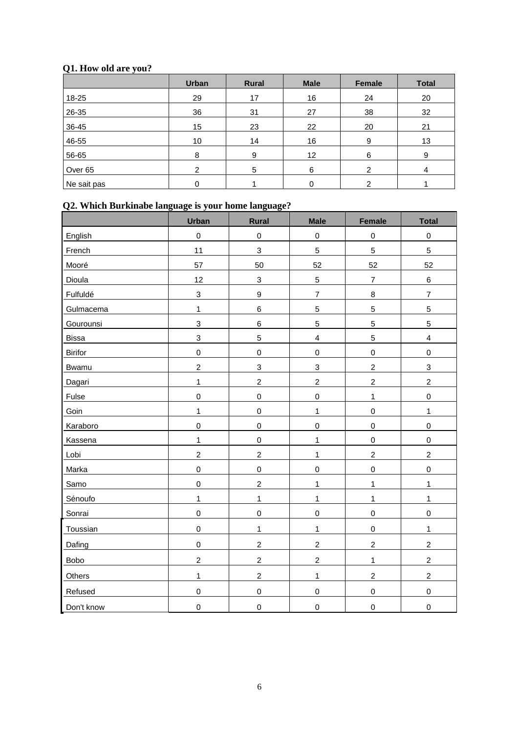### Q1. How old are you?

| | Urban | Rural | Male | Female | Total |
|---|---|---|---|---|---|
| 18-25 | 29 | 17 | 16 | 24 | 20 |
| 26-35 | 36 | 31 | 27 | 38 | 32 |
| 36-45 | 15 | 23 | 22 | 20 | 21 |
| 46-55 | 10 | 14 | 16 | 9 | 13 |
| 56-65 | 8 | 9 | 12 | 6 | 9 |
| Over 65 | 2 | 5 | 6 | 2 | 4 |
| Ne sait pas | 0 | 1 | 0 | 2 | 1 |

### Q2. Which Burkinabe language is your home language?

| | Urban | Rural | Male | Female | Total |
|---|---|---|---|---|---|
| English | 0 | 0 | 0 | 0 | 0 |
| French | 11 | 3 | 5 | 5 | 5 |
| Mooré | 57 | 50 | 52 | 52 | 52 |
| Dioula | 12 | 3 | 5 | 7 | 6 |
| Fulfuldé | 3 | 9 | 7 | 8 | 7 |
| Gulmacema | 1 | 6 | 5 | 5 | 5 |
| Gourounsi | 3 | 6 | 5 | 5 | 5 |
| Bissa | 3 | 5 | 4 | 5 | 4 |
| Birifor | 0 | 0 | 0 | 0 | 0 |
| Bwamu | 2 | 3 | 3 | 2 | 3 |
| Dagari | 1 | 2 | 2 | 2 | 2 |
| Fulse | 0 | 0 | 0 | 1 | 0 |
| Goin | 1 | 0 | 1 | 0 | 1 |
| Karaboro | 0 | 0 | 0 | 0 | 0 |
| Kassena | 1 | 0 | 1 | 0 | 0 |
| Lobi | 2 | 2 | 1 | 2 | 2 |
| Marka | 0 | 0 | 0 | 0 | 0 |
| Samo | 0 | 2 | 1 | 1 | 1 |
| Sénoufo | 1 | 1 | 1 | 1 | 1 |
| Sonrai | 0 | 0 | 0 | 0 | 0 |
| Toussian | 0 | 1 | 1 | 0 | 1 |
| Dafing | 0 | 2 | 2 | 2 | 2 |
| Bobo | 2 | 2 | 2 | 1 | 2 |
| Others | 1 | 2 | 1 | 2 | 2 |
| Refused | 0 | 0 | 0 | 0 | 0 |
| Don't know | 0 | 0 | 0 | 0 | 0 |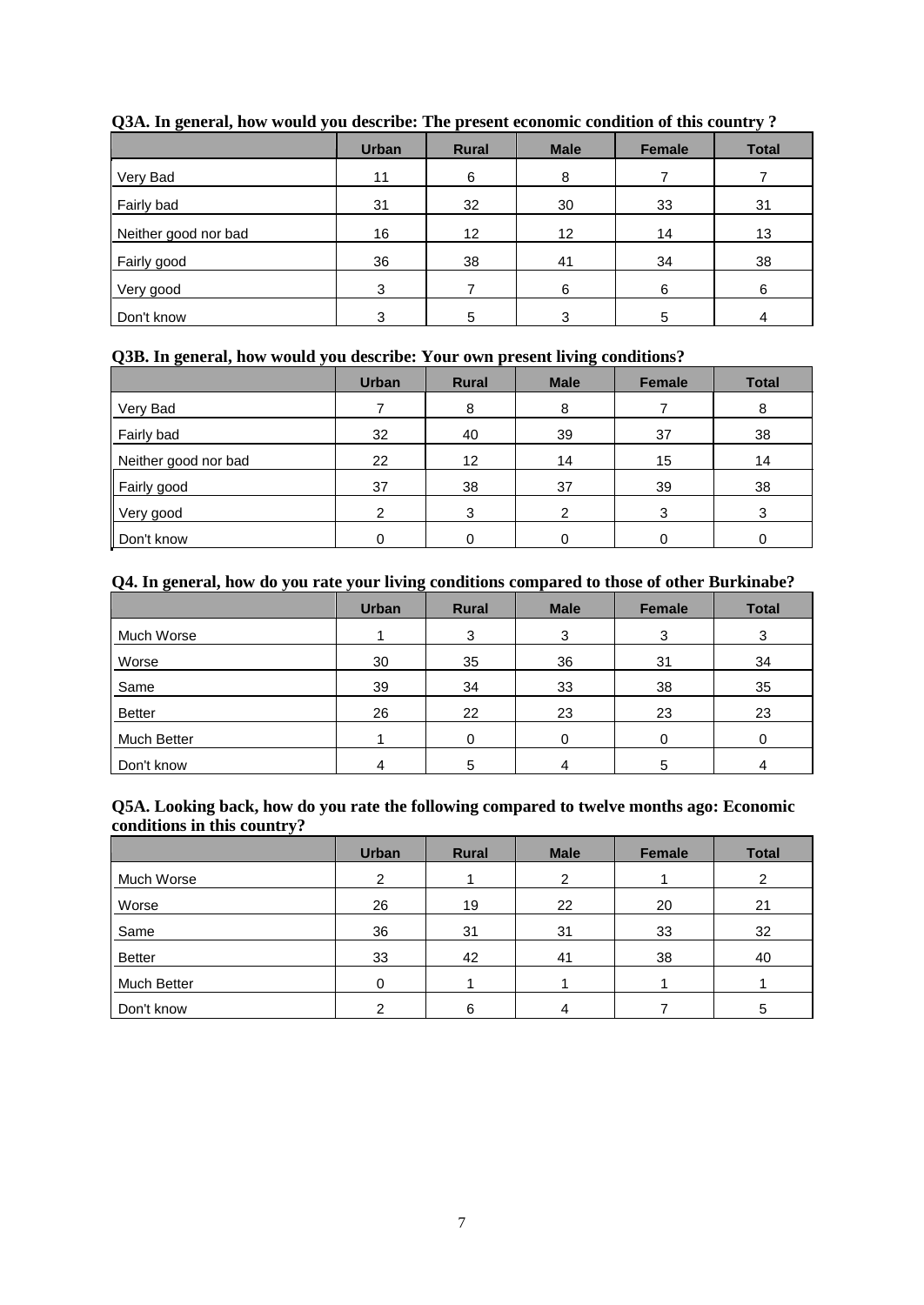**Q3A. In general, how would you describe: The present economic condition of this country ?**

| | Urban | Rural | Male | Female | Total |
|---|---|---|---|---|---|
| Very Bad | 11 | 6 | 8 | 7 | 7 |
| Fairly bad | 31 | 32 | 30 | 33 | 31 |
| Neither good nor bad | 16 | 12 | 12 | 14 | 13 |
| Fairly good | 36 | 38 | 41 | 34 | 38 |
| Very good | 3 | 7 | 6 | 6 | 6 |
| Don't know | 3 | 5 | 3 | 5 | 4 |

**Q3B. In general, how would you describe: Your own present living conditions?**

| | Urban | Rural | Male | Female | Total |
|---|---|---|---|---|---|
| Very Bad | 7 | 8 | 8 | 7 | 8 |
| Fairly bad | 32 | 40 | 39 | 37 | 38 |
| Neither good nor bad | 22 | 12 | 14 | 15 | 14 |
| Fairly good | 37 | 38 | 37 | 39 | 38 |
| Very good | 2 | 3 | 2 | 3 | 3 |
| Don't know | 0 | 0 | 0 | 0 | 0 |

**Q4. In general, how do you rate your living conditions compared to those of other Burkinabe?**

| | Urban | Rural | Male | Female | Total |
|---|---|---|---|---|---|
| Much Worse | 1 | 3 | 3 | 3 | 3 |
| Worse | 30 | 35 | 36 | 31 | 34 |
| Same | 39 | 34 | 33 | 38 | 35 |
| Better | 26 | 22 | 23 | 23 | 23 |
| Much Better | 1 | 0 | 0 | 0 | 0 |
| Don't know | 4 | 5 | 4 | 5 | 4 |

**Q5A. Looking back, how do you rate the following compared to twelve months ago: Economic conditions in this country?**

| | Urban | Rural | Male | Female | Total |
|---|---|---|---|---|---|
| Much Worse | 2 | 1 | 2 | 1 | 2 |
| Worse | 26 | 19 | 22 | 20 | 21 |
| Same | 36 | 31 | 31 | 33 | 32 |
| Better | 33 | 42 | 41 | 38 | 40 |
| Much Better | 0 | 1 | 1 | 1 | 1 |
| Don't know | 2 | 6 | 4 | 7 | 5 |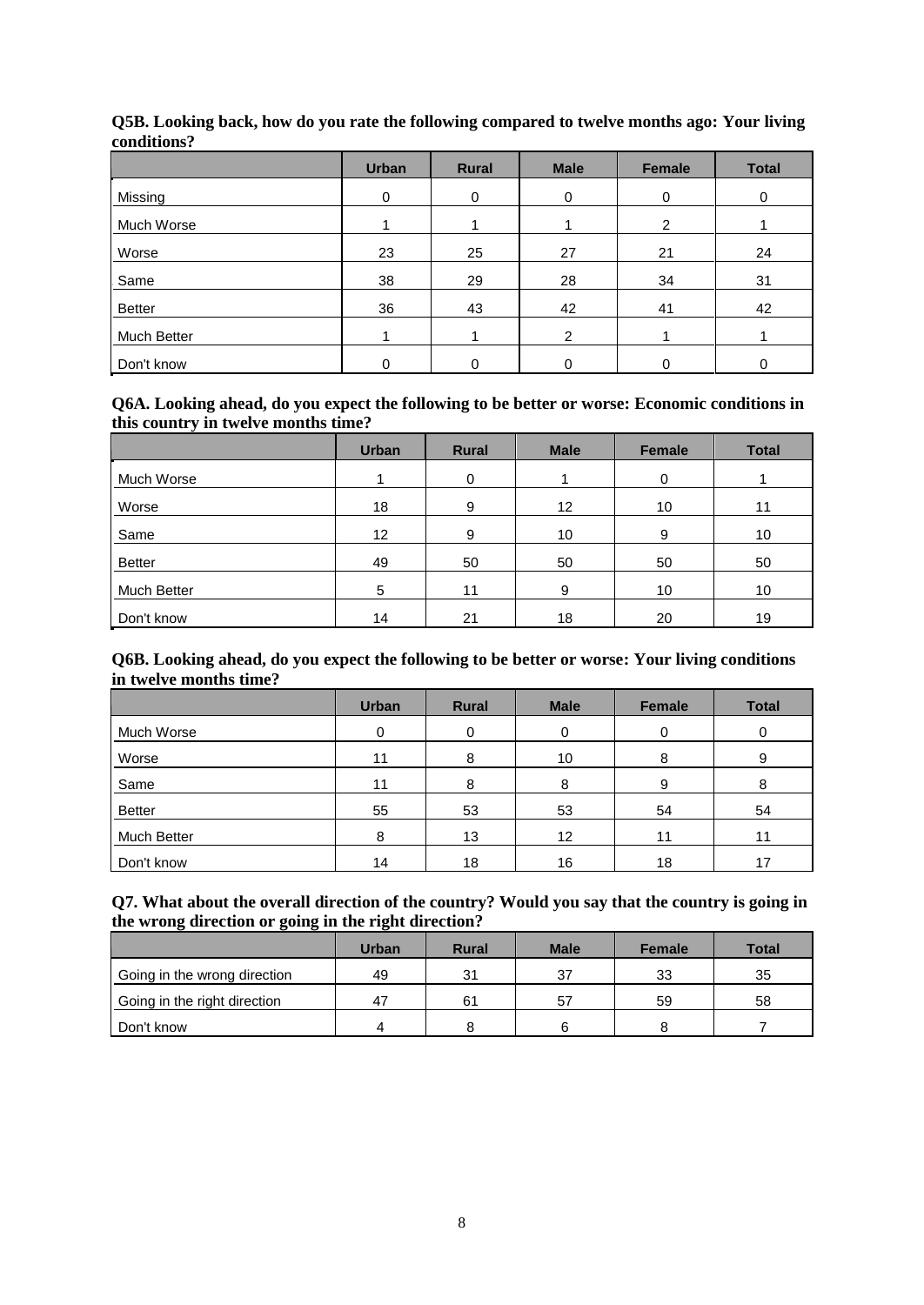**Q5B. Looking back, how do you rate the following compared to twelve months ago: Your living conditions?**

| | Urban | Rural | Male | Female | Total |
|---|---|---|---|---|---|
| Missing | 0 | 0 | 0 | 0 | 0 |
| Much Worse | 1 | 1 | 1 | 2 | 1 |
| Worse | 23 | 25 | 27 | 21 | 24 |
| Same | 38 | 29 | 28 | 34 | 31 |
| Better | 36 | 43 | 42 | 41 | 42 |
| Much Better | 1 | 1 | 2 | 1 | 1 |
| Don't know | 0 | 0 | 0 | 0 | 0 |

**Q6A. Looking ahead, do you expect the following to be better or worse: Economic conditions in this country in twelve months time?**

| | Urban | Rural | Male | Female | Total |
|---|---|---|---|---|---|
| Much Worse | 1 | 0 | 1 | 0 | 1 |
| Worse | 18 | 9 | 12 | 10 | 11 |
| Same | 12 | 9 | 10 | 9 | 10 |
| Better | 49 | 50 | 50 | 50 | 50 |
| Much Better | 5 | 11 | 9 | 10 | 10 |
| Don't know | 14 | 21 | 18 | 20 | 19 |

**Q6B. Looking ahead, do you expect the following to be better or worse: Your living conditions in twelve months time?**

| | Urban | Rural | Male | Female | Total |
|---|---|---|---|---|---|
| Much Worse | 0 | 0 | 0 | 0 | 0 |
| Worse | 11 | 8 | 10 | 8 | 9 |
| Same | 11 | 8 | 8 | 9 | 8 |
| Better | 55 | 53 | 53 | 54 | 54 |
| Much Better | 8 | 13 | 12 | 11 | 11 |
| Don't know | 14 | 18 | 16 | 18 | 17 |

**Q7. What about the overall direction of the country? Would you say that the country is going in the wrong direction or going in the right direction?**

| | Urban | Rural | Male | Female | Total |
|---|---|---|---|---|---|
| Going in the wrong direction | 49 | 31 | 37 | 33 | 35 |
| Going in the right direction | 47 | 61 | 57 | 59 | 58 |
| Don't know | 4 | 8 | 6 | 8 | 7 |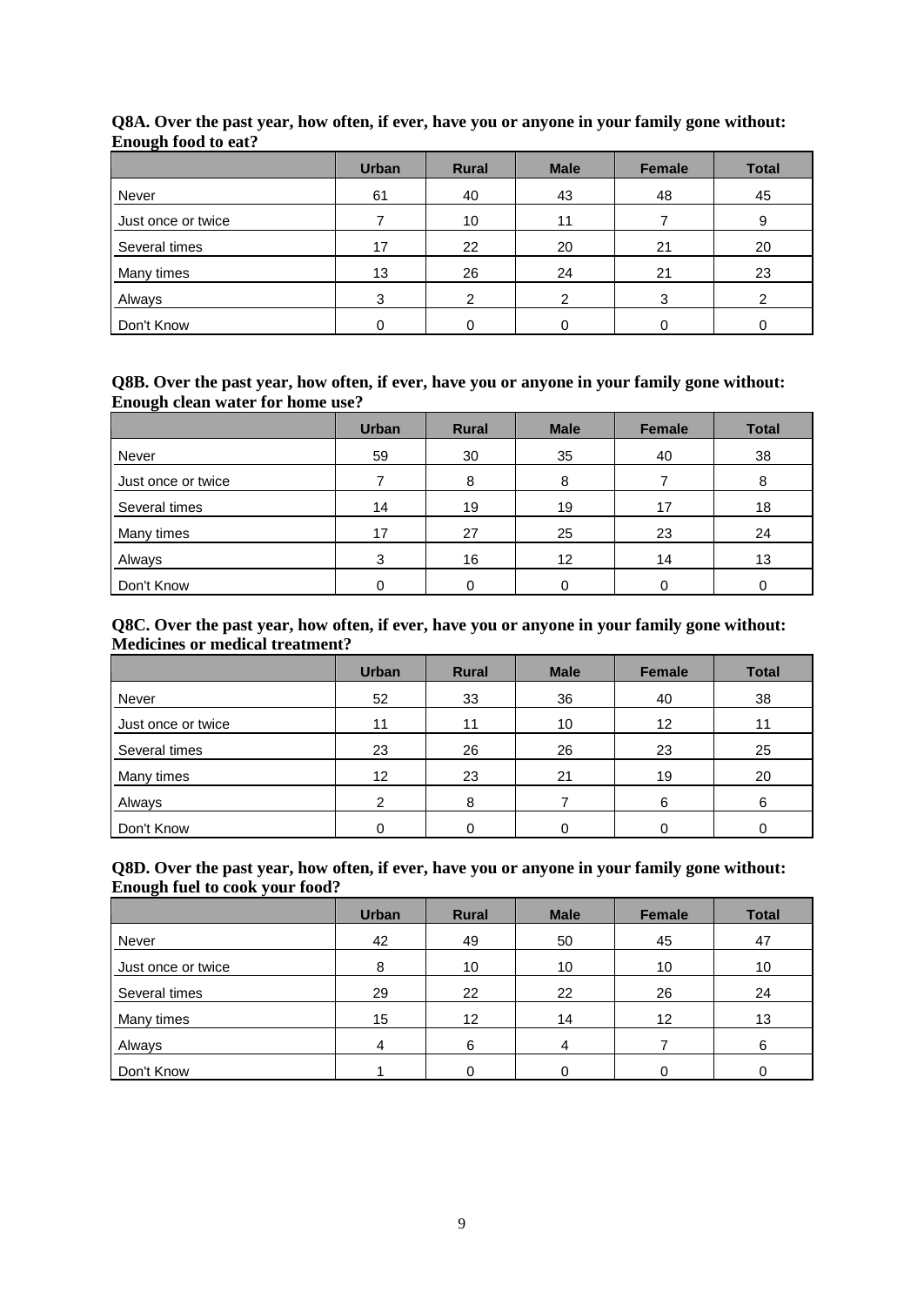**Q8A. Over the past year, how often, if ever, have you or anyone in your family gone without: Enough food to eat?**

| | Urban | Rural | Male | Female | Total |
|---|---|---|---|---|---|
| Never | 61 | 40 | 43 | 48 | 45 |
| Just once or twice | 7 | 10 | 11 | 7 | 9 |
| Several times | 17 | 22 | 20 | 21 | 20 |
| Many times | 13 | 26 | 24 | 21 | 23 |
| Always | 3 | 2 | 2 | 3 | 2 |
| Don't Know | 0 | 0 | 0 | 0 | 0 |

**Q8B. Over the past year, how often, if ever, have you or anyone in your family gone without: Enough clean water for home use?**

| | Urban | Rural | Male | Female | Total |
|---|---|---|---|---|---|
| Never | 59 | 30 | 35 | 40 | 38 |
| Just once or twice | 7 | 8 | 8 | 7 | 8 |
| Several times | 14 | 19 | 19 | 17 | 18 |
| Many times | 17 | 27 | 25 | 23 | 24 |
| Always | 3 | 16 | 12 | 14 | 13 |
| Don't Know | 0 | 0 | 0 | 0 | 0 |

**Q8C. Over the past year, how often, if ever, have you or anyone in your family gone without: Medicines or medical treatment?**

| | Urban | Rural | Male | Female | Total |
|---|---|---|---|---|---|
| Never | 52 | 33 | 36 | 40 | 38 |
| Just once or twice | 11 | 11 | 10 | 12 | 11 |
| Several times | 23 | 26 | 26 | 23 | 25 |
| Many times | 12 | 23 | 21 | 19 | 20 |
| Always | 2 | 8 | 7 | 6 | 6 |
| Don't Know | 0 | 0 | 0 | 0 | 0 |

**Q8D. Over the past year, how often, if ever, have you or anyone in your family gone without: Enough fuel to cook your food?**

| | Urban | Rural | Male | Female | Total |
|---|---|---|---|---|---|
| Never | 42 | 49 | 50 | 45 | 47 |
| Just once or twice | 8 | 10 | 10 | 10 | 10 |
| Several times | 29 | 22 | 22 | 26 | 24 |
| Many times | 15 | 12 | 14 | 12 | 13 |
| Always | 4 | 6 | 4 | 7 | 6 |
| Don't Know | 1 | 0 | 0 | 0 | 0 |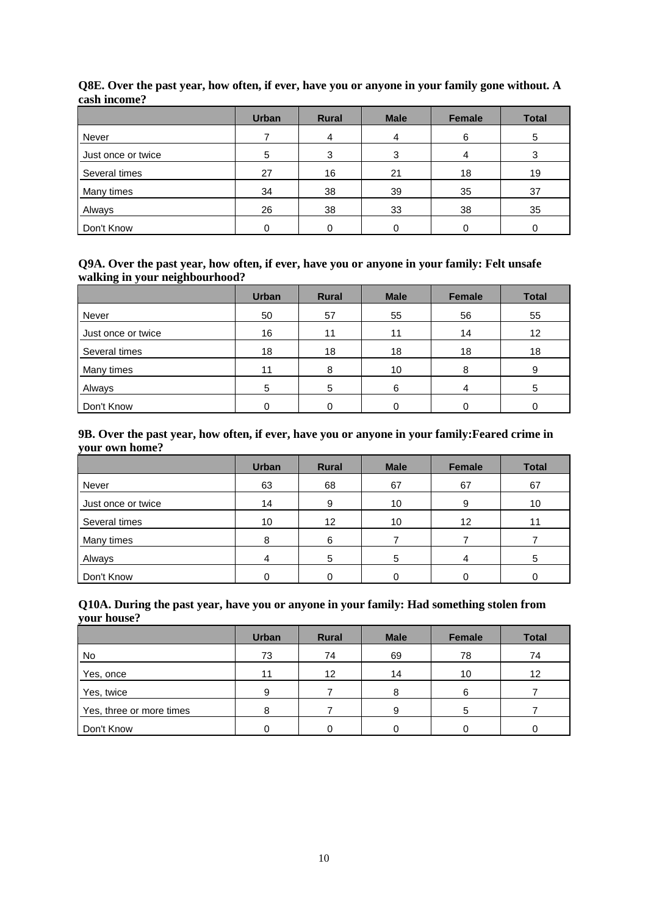**Q8E. Over the past year, how often, if ever, have you or anyone in your family gone without. A cash income?**

| | Urban | Rural | Male | Female | Total |
|---|---|---|---|---|---|
| Never | 7 | 4 | 4 | 6 | 5 |
| Just once or twice | 5 | 3 | 3 | 4 | 3 |
| Several times | 27 | 16 | 21 | 18 | 19 |
| Many times | 34 | 38 | 39 | 35 | 37 |
| Always | 26 | 38 | 33 | 38 | 35 |
| Don't Know | 0 | 0 | 0 | 0 | 0 |

**Q9A. Over the past year, how often, if ever, have you or anyone in your family: Felt unsafe walking in your neighbourhood?**

| | Urban | Rural | Male | Female | Total |
|---|---|---|---|---|---|
| Never | 50 | 57 | 55 | 56 | 55 |
| Just once or twice | 16 | 11 | 11 | 14 | 12 |
| Several times | 18 | 18 | 18 | 18 | 18 |
| Many times | 11 | 8 | 10 | 8 | 9 |
| Always | 5 | 5 | 6 | 4 | 5 |
| Don't Know | 0 | 0 | 0 | 0 | 0 |

**9B. Over the past year, how often, if ever, have you or anyone in your family:Feared crime in your own home?**

| | Urban | Rural | Male | Female | Total |
|---|---|---|---|---|---|
| Never | 63 | 68 | 67 | 67 | 67 |
| Just once or twice | 14 | 9 | 10 | 9 | 10 |
| Several times | 10 | 12 | 10 | 12 | 11 |
| Many times | 8 | 6 | 7 | 7 | 7 |
| Always | 4 | 5 | 5 | 4 | 5 |
| Don't Know | 0 | 0 | 0 | 0 | 0 |

**Q10A. During the past year, have you or anyone in your family: Had something stolen from your house?**

| | Urban | Rural | Male | Female | Total |
|---|---|---|---|---|---|
| No | 73 | 74 | 69 | 78 | 74 |
| Yes, once | 11 | 12 | 14 | 10 | 12 |
| Yes, twice | 9 | 7 | 8 | 6 | 7 |
| Yes, three or more times | 8 | 7 | 9 | 5 | 7 |
| Don't Know | 0 | 0 | 0 | 0 | 0 |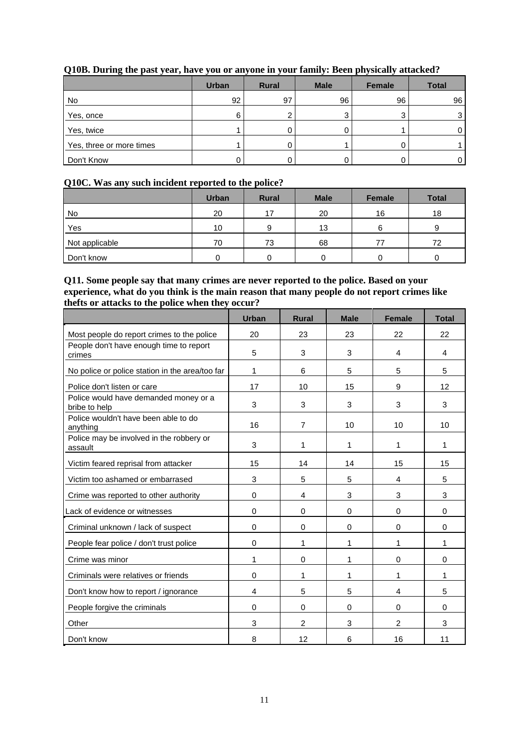**Q10B. During the past year, have you or anyone in your family: Been physically attacked?**

| | Urban | Rural | Male | Female | Total |
|---|---|---|---|---|---|
| No | 92 | 97 | 96 | 96 | 96 |
| Yes, once | 6 | 2 | 3 | 3 | 3 |
| Yes, twice | 1 | 0 | 0 | 1 | 0 |
| Yes, three or more times | 1 | 0 | 1 | 0 | 1 |
| Don't Know | 0 | 0 | 0 | 0 | 0 |

**Q10C. Was any such incident reported to the police?**

| | Urban | Rural | Male | Female | Total |
|---|---|---|---|---|---|
| No | 20 | 17 | 20 | 16 | 18 |
| Yes | 10 | 9 | 13 | 6 | 9 |
| Not applicable | 70 | 73 | 68 | 77 | 72 |
| Don't know | 0 | 0 | 0 | 0 | 0 |

**Q11. Some people say that many crimes are never reported to the police. Based on your experience, what do you think is the main reason that many people do not report crimes like thefts or attacks to the police when they occur?**

| | Urban | Rural | Male | Female | Total |
|---|---|---|---|---|---|
| Most people do report crimes to the police | 20 | 23 | 23 | 22 | 22 |
| People don't have enough time to report crimes | 5 | 3 | 3 | 4 | 4 |
| No police or police station in the area/too far | 1 | 6 | 5 | 5 | 5 |
| Police don't listen or care | 17 | 10 | 15 | 9 | 12 |
| Police would have demanded money or a bribe to help | 3 | 3 | 3 | 3 | 3 |
| Police wouldn't have been able to do anything | 16 | 7 | 10 | 10 | 10 |
| Police may be involved in the robbery or assault | 3 | 1 | 1 | 1 | 1 |
| Victim feared reprisal from attacker | 15 | 14 | 14 | 15 | 15 |
| Victim too ashamed or embarrased | 3 | 5 | 5 | 4 | 5 |
| Crime was reported to other authority | 0 | 4 | 3 | 3 | 3 |
| Lack of evidence or witnesses | 0 | 0 | 0 | 0 | 0 |
| Criminal unknown / lack of suspect | 0 | 0 | 0 | 0 | 0 |
| People fear police / don't trust police | 0 | 1 | 1 | 1 | 1 |
| Crime was minor | 1 | 0 | 1 | 0 | 0 |
| Criminals were relatives or friends | 0 | 1 | 1 | 1 | 1 |
| Don't know how to report / ignorance | 4 | 5 | 5 | 4 | 5 |
| People forgive the criminals | 0 | 0 | 0 | 0 | 0 |
| Other | 3 | 2 | 3 | 2 | 3 |
| Don't know | 8 | 12 | 6 | 16 | 11 |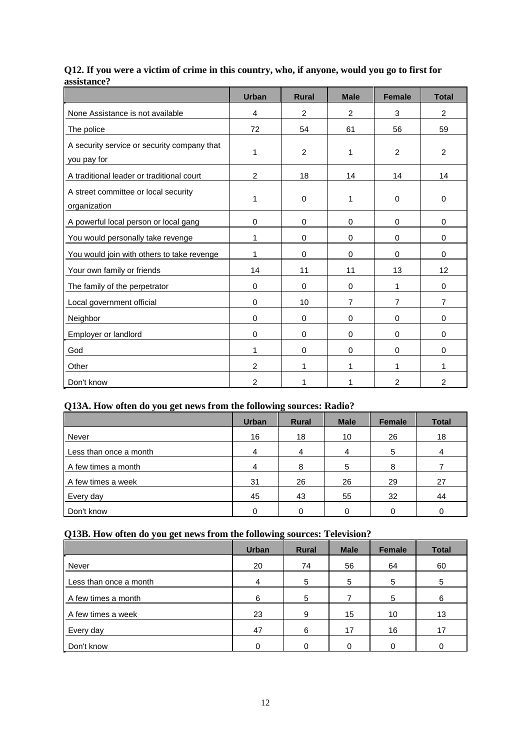**Q12. If you were a victim of crime in this country, who, if anyone, would you go to first for assistance?**

| | Urban | Rural | Male | Female | Total |
|---|---|---|---|---|---|
| None Assistance is not available | 4 | 2 | 2 | 3 | 2 |
| The police | 72 | 54 | 61 | 56 | 59 |
| A security service or security company that you pay for | 1 | 2 | 1 | 2 | 2 |
| A traditional leader or traditional court | 2 | 18 | 14 | 14 | 14 |
| A street committee or local security organization | 1 | 0 | 1 | 0 | 0 |
| A powerful local person or local gang | 0 | 0 | 0 | 0 | 0 |
| You would personally take revenge | 1 | 0 | 0 | 0 | 0 |
| You would join with others to take revenge | 1 | 0 | 0 | 0 | 0 |
| Your own family or friends | 14 | 11 | 11 | 13 | 12 |
| The family of the perpetrator | 0 | 0 | 0 | 1 | 0 |
| Local government official | 0 | 10 | 7 | 7 | 7 |
| Neighbor | 0 | 0 | 0 | 0 | 0 |
| Employer or landlord | 0 | 0 | 0 | 0 | 0 |
| God | 1 | 0 | 0 | 0 | 0 |
| Other | 2 | 1 | 1 | 1 | 1 |
| Don't know | 2 | 1 | 1 | 2 | 2 |

**Q13A. How often do you get news from the following sources: Radio?**

| | Urban | Rural | Male | Female | Total |
|---|---|---|---|---|---|
| Never | 16 | 18 | 10 | 26 | 18 |
| Less than once a month | 4 | 4 | 4 | 5 | 4 |
| A few times a month | 4 | 8 | 5 | 8 | 7 |
| A few times a week | 31 | 26 | 26 | 29 | 27 |
| Every day | 45 | 43 | 55 | 32 | 44 |
| Don't know | 0 | 0 | 0 | 0 | 0 |

**Q13B. How often do you get news from the following sources: Television?**

| | Urban | Rural | Male | Female | Total |
|---|---|---|---|---|---|
| Never | 20 | 74 | 56 | 64 | 60 |
| Less than once a month | 4 | 5 | 5 | 5 | 5 |
| A few times a month | 6 | 5 | 7 | 5 | 6 |
| A few times a week | 23 | 9 | 15 | 10 | 13 |
| Every day | 47 | 6 | 17 | 16 | 17 |
| Don't know | 0 | 0 | 0 | 0 | 0 |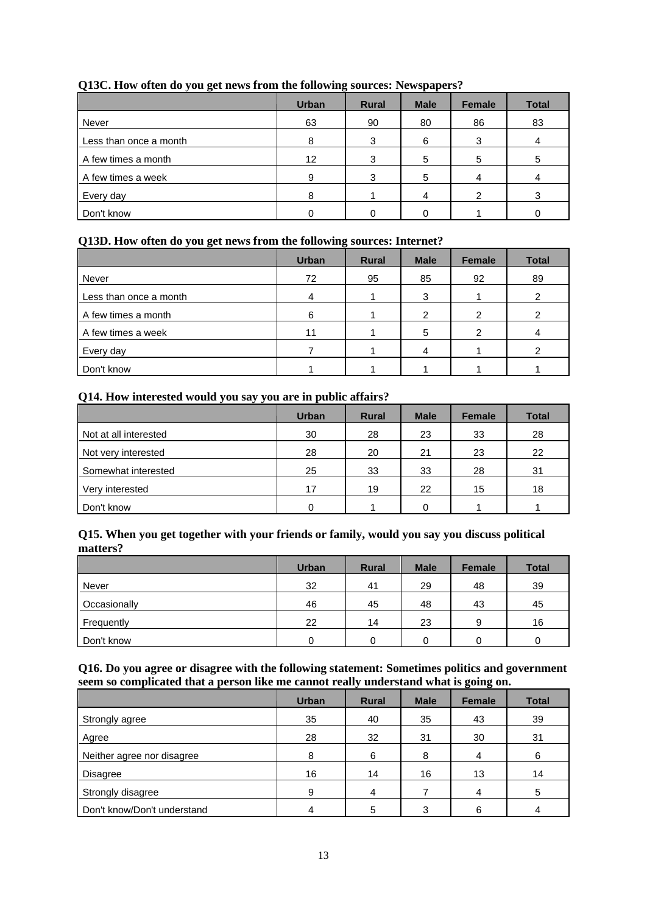**Q13C. How often do you get news from the following sources: Newspapers?**

| | Urban | Rural | Male | Female | Total |
|---|---|---|---|---|---|
| Never | 63 | 90 | 80 | 86 | 83 |
| Less than once a month | 8 | 3 | 6 | 3 | 4 |
| A few times a month | 12 | 3 | 5 | 5 | 5 |
| A few times a week | 9 | 3 | 5 | 4 | 4 |
| Every day | 8 | 1 | 4 | 2 | 3 |
| Don't know | 0 | 0 | 0 | 1 | 0 |

**Q13D. How often do you get news from the following sources: Internet?**

| | Urban | Rural | Male | Female | Total |
|---|---|---|---|---|---|
| Never | 72 | 95 | 85 | 92 | 89 |
| Less than once a month | 4 | 1 | 3 | 1 | 2 |
| A few times a month | 6 | 1 | 2 | 2 | 2 |
| A few times a week | 11 | 1 | 5 | 2 | 4 |
| Every day | 7 | 1 | 4 | 1 | 2 |
| Don't know | 1 | 1 | 1 | 1 | 1 |

**Q14. How interested would you say you are in public affairs?**

| | Urban | Rural | Male | Female | Total |
|---|---|---|---|---|---|
| Not at all interested | 30 | 28 | 23 | 33 | 28 |
| Not very interested | 28 | 20 | 21 | 23 | 22 |
| Somewhat interested | 25 | 33 | 33 | 28 | 31 |
| Very interested | 17 | 19 | 22 | 15 | 18 |
| Don't know | 0 | 1 | 0 | 1 | 1 |

**Q15. When you get together with your friends or family, would you say you discuss political matters?**

| | Urban | Rural | Male | Female | Total |
|---|---|---|---|---|---|
| Never | 32 | 41 | 29 | 48 | 39 |
| Occasionally | 46 | 45 | 48 | 43 | 45 |
| Frequently | 22 | 14 | 23 | 9 | 16 |
| Don't know | 0 | 0 | 0 | 0 | 0 |

**Q16. Do you agree or disagree with the following statement: Sometimes politics and government seem so complicated that a person like me cannot really understand what is going on.**

| | Urban | Rural | Male | Female | Total |
|---|---|---|---|---|---|
| Strongly agree | 35 | 40 | 35 | 43 | 39 |
| Agree | 28 | 32 | 31 | 30 | 31 |
| Neither agree nor disagree | 8 | 6 | 8 | 4 | 6 |
| Disagree | 16 | 14 | 16 | 13 | 14 |
| Strongly disagree | 9 | 4 | 7 | 4 | 5 |
| Don't know/Don't understand | 4 | 5 | 3 | 6 | 4 |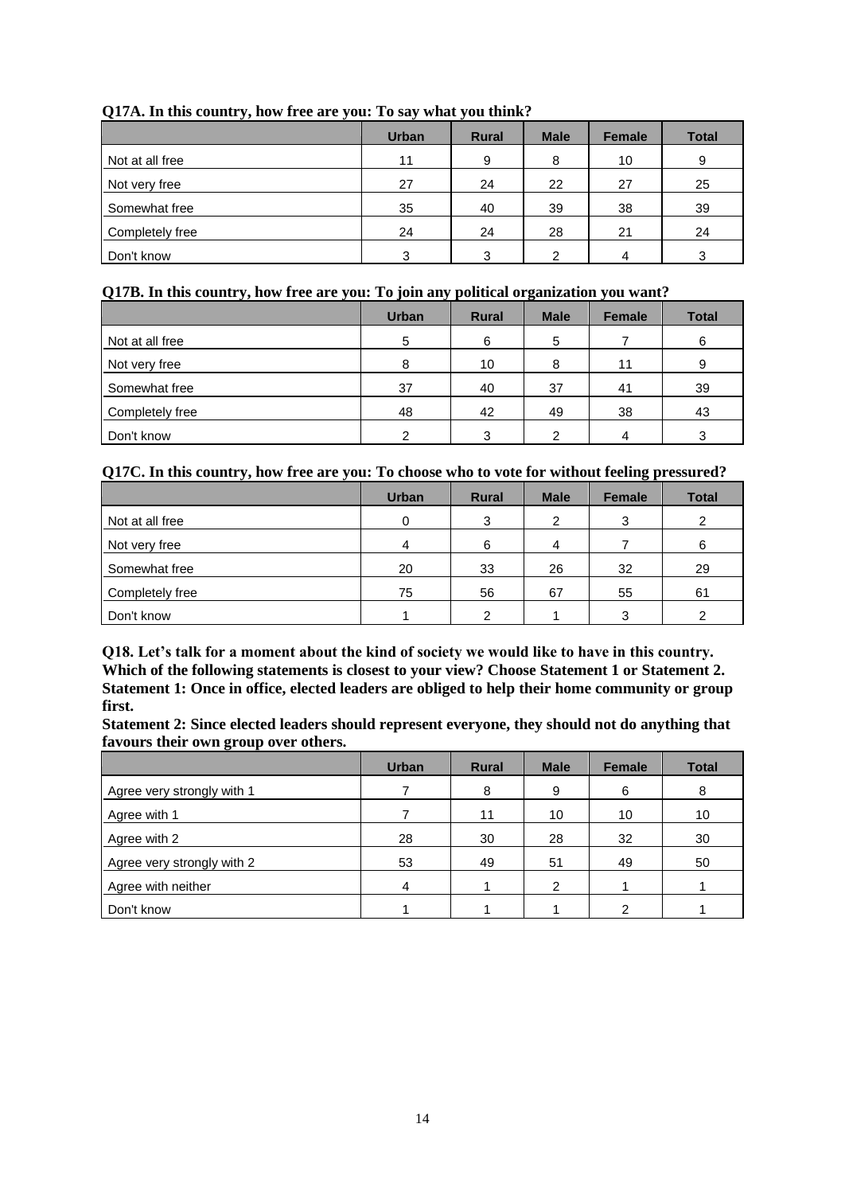**Q17A. In this country, how free are you: To say what you think?**

| | Urban | Rural | Male | Female | Total |
|---|---|---|---|---|---|
| Not at all free | 11 | 9 | 8 | 10 | 9 |
| Not very free | 27 | 24 | 22 | 27 | 25 |
| Somewhat free | 35 | 40 | 39 | 38 | 39 |
| Completely free | 24 | 24 | 28 | 21 | 24 |
| Don't know | 3 | 3 | 2 | 4 | 3 |

**Q17B. In this country, how free are you: To join any political organization you want?**

| | Urban | Rural | Male | Female | Total |
|---|---|---|---|---|---|
| Not at all free | 5 | 6 | 5 | 7 | 6 |
| Not very free | 8 | 10 | 8 | 11 | 9 |
| Somewhat free | 37 | 40 | 37 | 41 | 39 |
| Completely free | 48 | 42 | 49 | 38 | 43 |
| Don't know | 2 | 3 | 2 | 4 | 3 |

**Q17C. In this country, how free are you: To choose who to vote for without feeling pressured?**

| | Urban | Rural | Male | Female | Total |
|---|---|---|---|---|---|
| Not at all free | 0 | 3 | 2 | 3 | 2 |
| Not very free | 4 | 6 | 4 | 7 | 6 |
| Somewhat free | 20 | 33 | 26 | 32 | 29 |
| Completely free | 75 | 56 | 67 | 55 | 61 |
| Don't know | 1 | 2 | 1 | 3 | 2 |

**Q18. Let's talk for a moment about the kind of society we would like to have in this country. Which of the following statements is closest to your view? Choose Statement 1 or Statement 2.**
**Statement 1: Once in office, elected leaders are obliged to help their home community or group first.**
**Statement 2: Since elected leaders should represent everyone, they should not do anything that favours their own group over others.**

| | Urban | Rural | Male | Female | Total |
|---|---|---|---|---|---|
| Agree very strongly with 1 | 7 | 8 | 9 | 6 | 8 |
| Agree with 1 | 7 | 11 | 10 | 10 | 10 |
| Agree with 2 | 28 | 30 | 28 | 32 | 30 |
| Agree very strongly with 2 | 53 | 49 | 51 | 49 | 50 |
| Agree with neither | 4 | 1 | 2 | 1 | 1 |
| Don't know | 1 | 1 | 1 | 2 | 1 |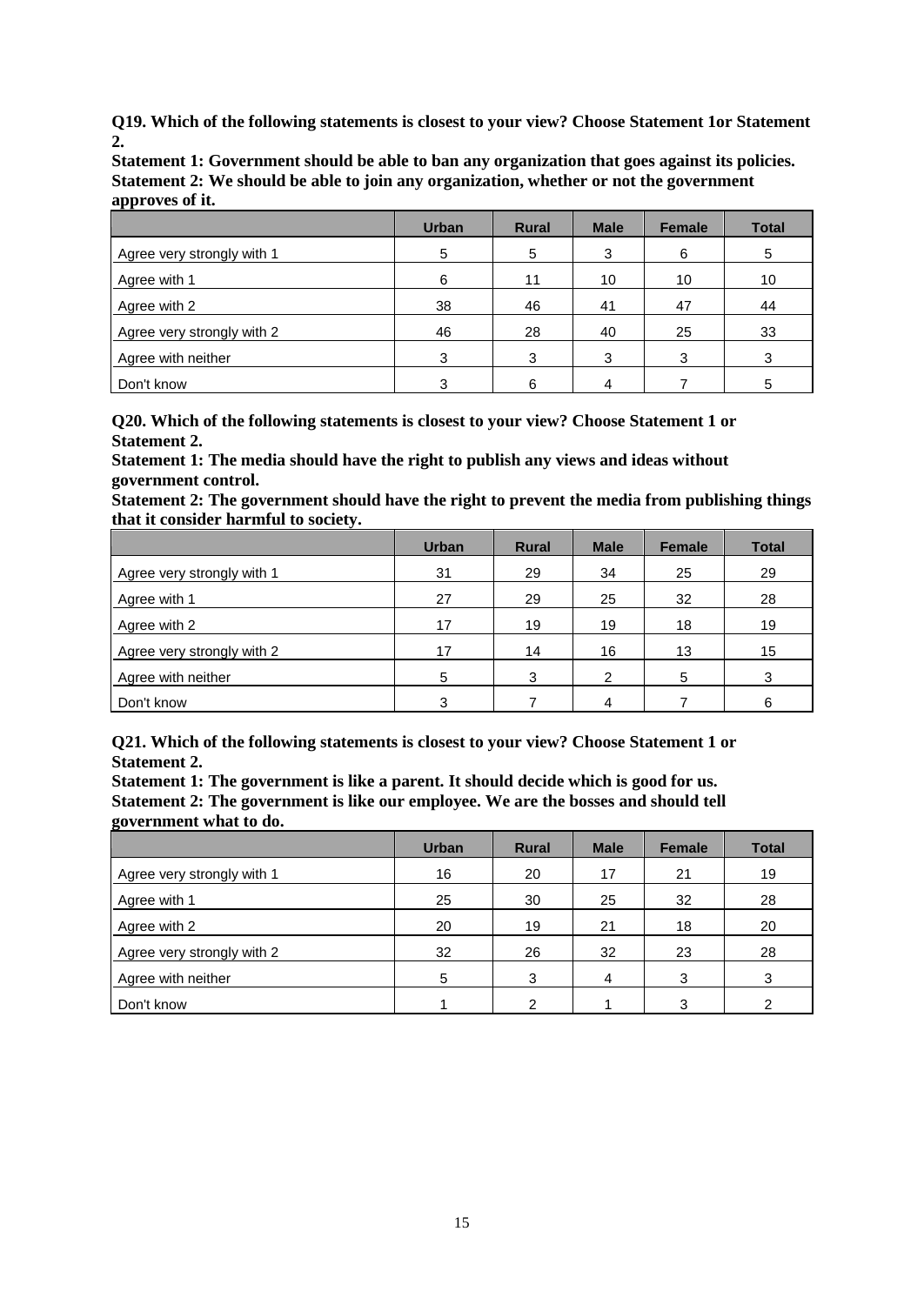**Q19. Which of the following statements is closest to your view? Choose Statement 1or Statement 2.**

**Statement 1: Government should be able to ban any organization that goes against its policies.**
**Statement 2: We should be able to join any organization, whether or not the government approves of it.**

| | Urban | Rural | Male | Female | Total |
|---|---|---|---|---|---|
| Agree very strongly with 1 | 5 | 5 | 3 | 6 | 5 |
| Agree with 1 | 6 | 11 | 10 | 10 | 10 |
| Agree with 2 | 38 | 46 | 41 | 47 | 44 |
| Agree very strongly with 2 | 46 | 28 | 40 | 25 | 33 |
| Agree with neither | 3 | 3 | 3 | 3 | 3 |
| Don't know | 3 | 6 | 4 | 7 | 5 |

**Q20. Which of the following statements is closest to your view? Choose Statement 1 or Statement 2.**

**Statement 1: The media should have the right to publish any views and ideas without government control.**

**Statement 2: The government should have the right to prevent the media from publishing things that it consider harmful to society.**

| | Urban | Rural | Male | Female | Total |
|---|---|---|---|---|---|
| Agree very strongly with 1 | 31 | 29 | 34 | 25 | 29 |
| Agree with 1 | 27 | 29 | 25 | 32 | 28 |
| Agree with 2 | 17 | 19 | 19 | 18 | 19 |
| Agree very strongly with 2 | 17 | 14 | 16 | 13 | 15 |
| Agree with neither | 5 | 3 | 2 | 5 | 3 |
| Don't know | 3 | 7 | 4 | 7 | 6 |

**Q21. Which of the following statements is closest to your view? Choose Statement 1 or Statement 2.**

**Statement 1: The government is like a parent. It should decide which is good for us.**
**Statement 2: The government is like our employee. We are the bosses and should tell government what to do.**

| | Urban | Rural | Male | Female | Total |
|---|---|---|---|---|---|
| Agree very strongly with 1 | 16 | 20 | 17 | 21 | 19 |
| Agree with 1 | 25 | 30 | 25 | 32 | 28 |
| Agree with 2 | 20 | 19 | 21 | 18 | 20 |
| Agree very strongly with 2 | 32 | 26 | 32 | 23 | 28 |
| Agree with neither | 5 | 3 | 4 | 3 | 3 |
| Don't know | 1 | 2 | 1 | 3 | 2 |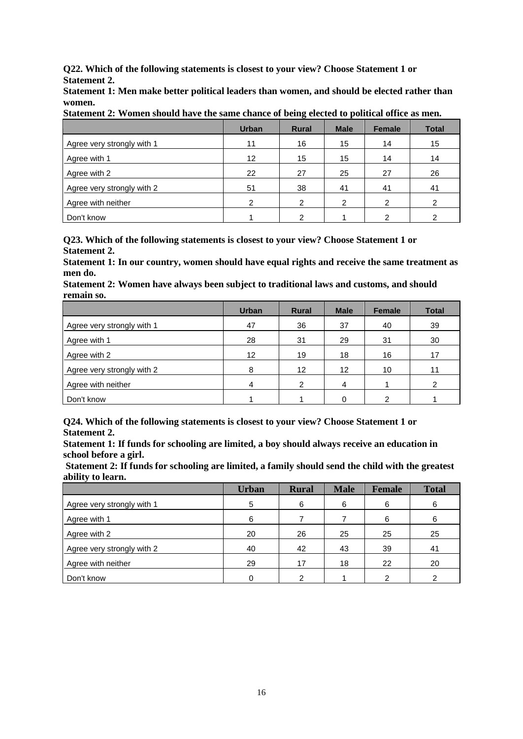**Q22. Which of the following statements is closest to your view? Choose Statement 1 or Statement 2.**

**Statement 1: Men make better political leaders than women, and should be elected rather than women.**

**Statement 2: Women should have the same chance of being elected to political office as men.**

| | Urban | Rural | Male | Female | Total |
|---|---|---|---|---|---|
| Agree very strongly with 1 | 11 | 16 | 15 | 14 | 15 |
| Agree with 1 | 12 | 15 | 15 | 14 | 14 |
| Agree with 2 | 22 | 27 | 25 | 27 | 26 |
| Agree very strongly with 2 | 51 | 38 | 41 | 41 | 41 |
| Agree with neither | 2 | 2 | 2 | 2 | 2 |
| Don't know | 1 | 2 | 1 | 2 | 2 |

**Q23. Which of the following statements is closest to your view? Choose Statement 1 or Statement 2.**

**Statement 1: In our country, women should have equal rights and receive the same treatment as men do.**

**Statement 2: Women have always been subject to traditional laws and customs, and should remain so.**

| | Urban | Rural | Male | Female | Total |
|---|---|---|---|---|---|
| Agree very strongly with 1 | 47 | 36 | 37 | 40 | 39 |
| Agree with 1 | 28 | 31 | 29 | 31 | 30 |
| Agree with 2 | 12 | 19 | 18 | 16 | 17 |
| Agree very strongly with 2 | 8 | 12 | 12 | 10 | 11 |
| Agree with neither | 4 | 2 | 4 | 1 | 2 |
| Don't know | 1 | 1 | 0 | 2 | 1 |

**Q24. Which of the following statements is closest to your view? Choose Statement 1 or Statement 2.**

**Statement 1: If funds for schooling are limited, a boy should always receive an education in school before a girl.**

**Statement 2: If funds for schooling are limited, a family should send the child with the greatest ability to learn.**

| | Urban | Rural | Male | Female | Total |
|---|---|---|---|---|---|
| Agree very strongly with 1 | 5 | 6 | 6 | 6 | 6 |
| Agree with 1 | 6 | 7 | 7 | 6 | 6 |
| Agree with 2 | 20 | 26 | 25 | 25 | 25 |
| Agree very strongly with 2 | 40 | 42 | 43 | 39 | 41 |
| Agree with neither | 29 | 17 | 18 | 22 | 20 |
| Don't know | 0 | 2 | 1 | 2 | 2 |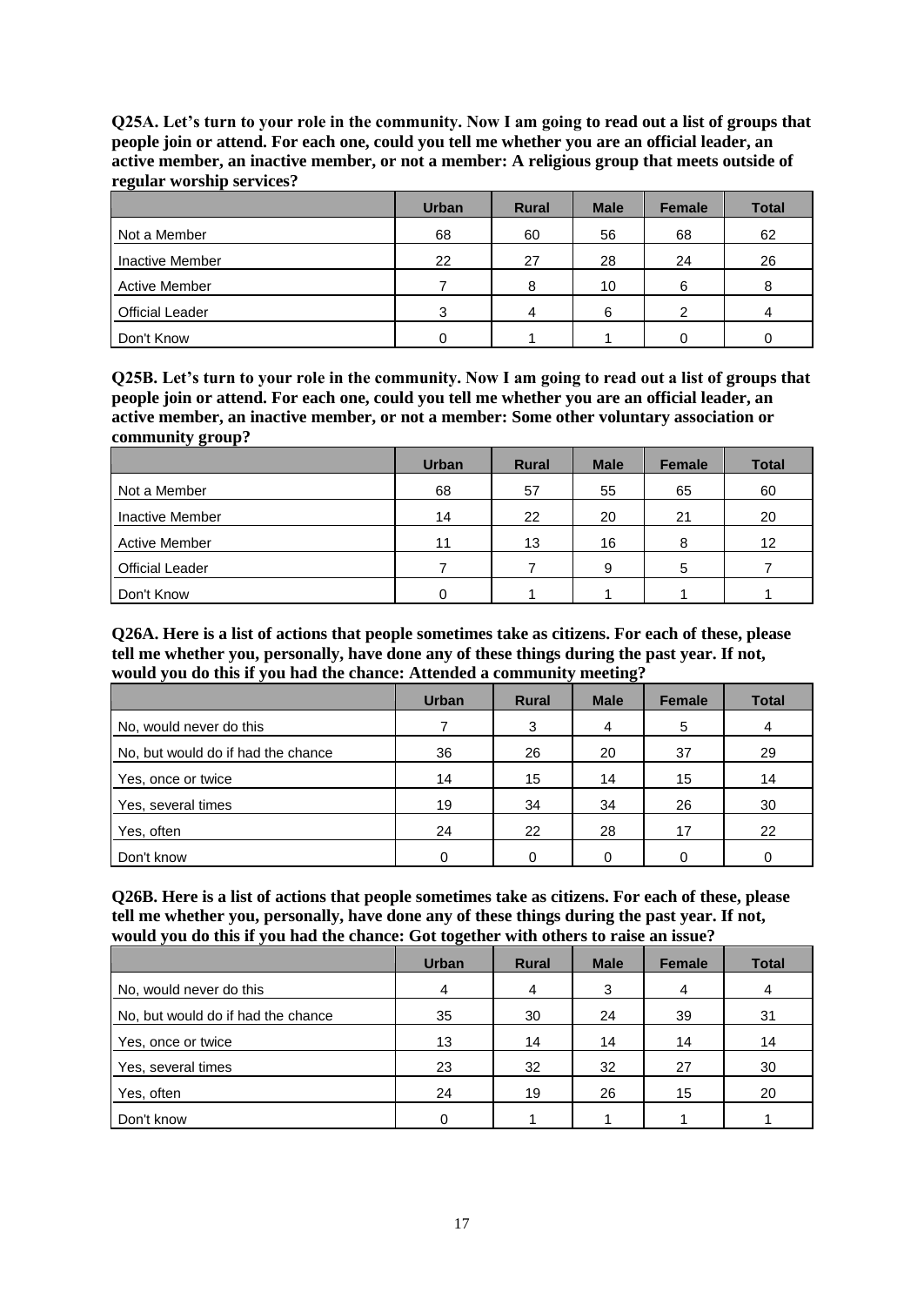**Q25A. Let's turn to your role in the community. Now I am going to read out a list of groups that people join or attend. For each one, could you tell me whether you are an official leader, an active member, an inactive member, or not a member: A religious group that meets outside of regular worship services?**

| | Urban | Rural | Male | Female | Total |
|---|---|---|---|---|---|
| Not a Member | 68 | 60 | 56 | 68 | 62 |
| Inactive Member | 22 | 27 | 28 | 24 | 26 |
| Active Member | 7 | 8 | 10 | 6 | 8 |
| Official Leader | 3 | 4 | 6 | 2 | 4 |
| Don't Know | 0 | 1 | 1 | 0 | 0 |

**Q25B. Let's turn to your role in the community. Now I am going to read out a list of groups that people join or attend. For each one, could you tell me whether you are an official leader, an active member, an inactive member, or not a member: Some other voluntary association or community group?**

| | Urban | Rural | Male | Female | Total |
|---|---|---|---|---|---|
| Not a Member | 68 | 57 | 55 | 65 | 60 |
| Inactive Member | 14 | 22 | 20 | 21 | 20 |
| Active Member | 11 | 13 | 16 | 8 | 12 |
| Official Leader | 7 | 7 | 9 | 5 | 7 |
| Don't Know | 0 | 1 | 1 | 1 | 1 |

**Q26A. Here is a list of actions that people sometimes take as citizens. For each of these, please tell me whether you, personally, have done any of these things during the past year. If not, would you do this if you had the chance: Attended a community meeting?**

| | Urban | Rural | Male | Female | Total |
|---|---|---|---|---|---|
| No, would never do this | 7 | 3 | 4 | 5 | 4 |
| No, but would do if had the chance | 36 | 26 | 20 | 37 | 29 |
| Yes, once or twice | 14 | 15 | 14 | 15 | 14 |
| Yes, several times | 19 | 34 | 34 | 26 | 30 |
| Yes, often | 24 | 22 | 28 | 17 | 22 |
| Don't know | 0 | 0 | 0 | 0 | 0 |

**Q26B. Here is a list of actions that people sometimes take as citizens. For each of these, please tell me whether you, personally, have done any of these things during the past year. If not, would you do this if you had the chance: Got together with others to raise an issue?**

| | Urban | Rural | Male | Female | Total |
|---|---|---|---|---|---|
| No, would never do this | 4 | 4 | 3 | 4 | 4 |
| No, but would do if had the chance | 35 | 30 | 24 | 39 | 31 |
| Yes, once or twice | 13 | 14 | 14 | 14 | 14 |
| Yes, several times | 23 | 32 | 32 | 27 | 30 |
| Yes, often | 24 | 19 | 26 | 15 | 20 |
| Don't know | 0 | 1 | 1 | 1 | 1 |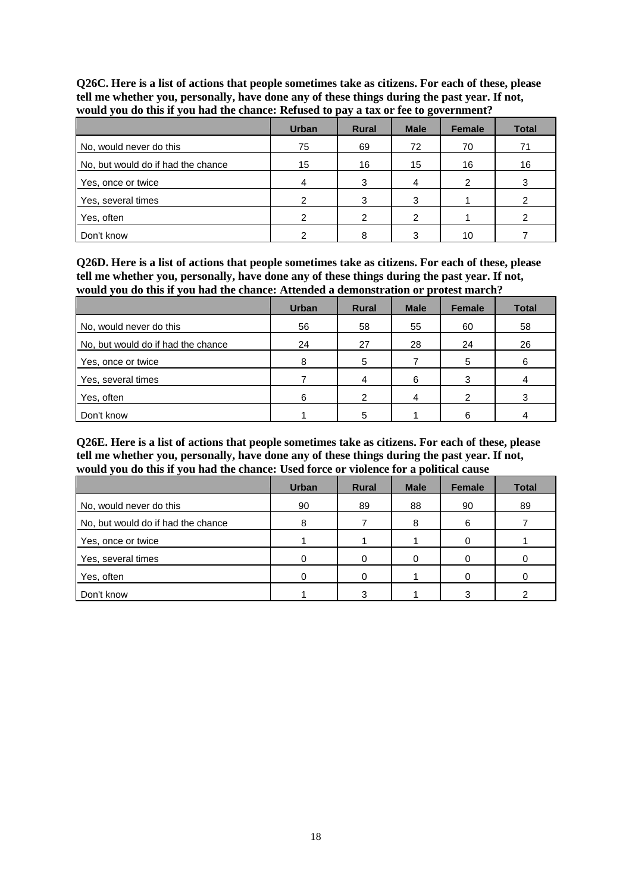**Q26C. Here is a list of actions that people sometimes take as citizens. For each of these, please tell me whether you, personally, have done any of these things during the past year. If not, would you do this if you had the chance: Refused to pay a tax or fee to government?**

| | Urban | Rural | Male | Female | Total |
|---|---|---|---|---|---|
| No, would never do this | 75 | 69 | 72 | 70 | 71 |
| No, but would do if had the chance | 15 | 16 | 15 | 16 | 16 |
| Yes, once or twice | 4 | 3 | 4 | 2 | 3 |
| Yes, several times | 2 | 3 | 3 | 1 | 2 |
| Yes, often | 2 | 2 | 2 | 1 | 2 |
| Don't know | 2 | 8 | 3 | 10 | 7 |

**Q26D. Here is a list of actions that people sometimes take as citizens. For each of these, please tell me whether you, personally, have done any of these things during the past year. If not, would you do this if you had the chance: Attended a demonstration or protest march?**

| | Urban | Rural | Male | Female | Total |
|---|---|---|---|---|---|
| No, would never do this | 56 | 58 | 55 | 60 | 58 |
| No, but would do if had the chance | 24 | 27 | 28 | 24 | 26 |
| Yes, once or twice | 8 | 5 | 7 | 5 | 6 |
| Yes, several times | 7 | 4 | 6 | 3 | 4 |
| Yes, often | 6 | 2 | 4 | 2 | 3 |
| Don't know | 1 | 5 | 1 | 6 | 4 |

**Q26E. Here is a list of actions that people sometimes take as citizens. For each of these, please tell me whether you, personally, have done any of these things during the past year. If not, would you do this if you had the chance: Used force or violence for a political cause**

| | Urban | Rural | Male | Female | Total |
|---|---|---|---|---|---|
| No, would never do this | 90 | 89 | 88 | 90 | 89 |
| No, but would do if had the chance | 8 | 7 | 8 | 6 | 7 |
| Yes, once or twice | 1 | 1 | 1 | 0 | 1 |
| Yes, several times | 0 | 0 | 0 | 0 | 0 |
| Yes, often | 0 | 0 | 1 | 0 | 0 |
| Don't know | 1 | 3 | 1 | 3 | 2 |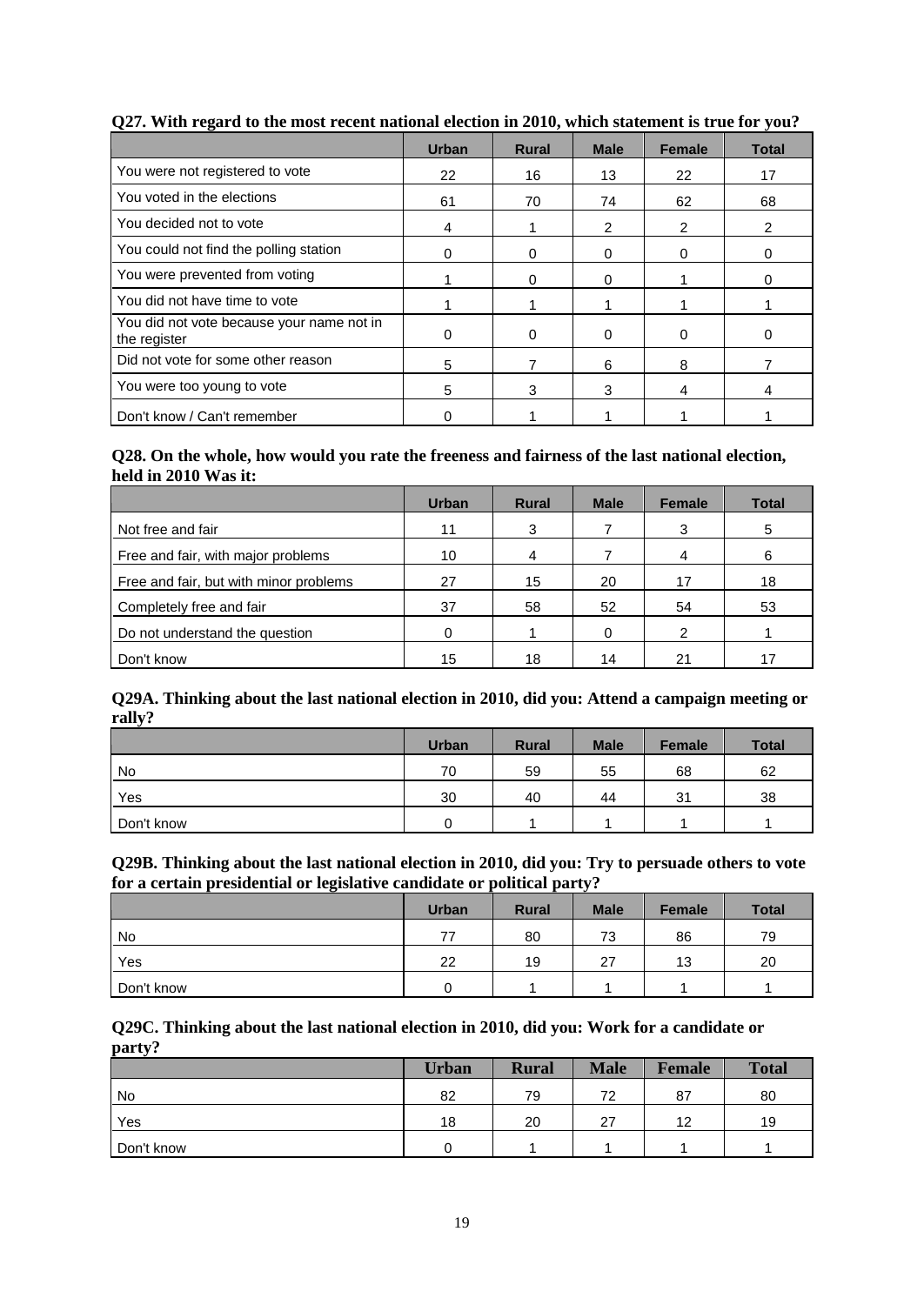**Q27. With regard to the most recent national election in 2010, which statement is true for you?**

| | Urban | Rural | Male | Female | Total |
|---|---|---|---|---|---|
| You were not registered to vote | 22 | 16 | 13 | 22 | 17 |
| You voted in the elections | 61 | 70 | 74 | 62 | 68 |
| You decided not to vote | 4 | 1 | 2 | 2 | 2 |
| You could not find the polling station | 0 | 0 | 0 | 0 | 0 |
| You were prevented from voting | 1 | 0 | 0 | 1 | 0 |
| You did not have time to vote | 1 | 1 | 1 | 1 | 1 |
| You did not vote because your name not in the register | 0 | 0 | 0 | 0 | 0 |
| Did not vote for some other reason | 5 | 7 | 6 | 8 | 7 |
| You were too young to vote | 5 | 3 | 3 | 4 | 4 |
| Don't know / Can't remember | 0 | 1 | 1 | 1 | 1 |

**Q28. On the whole, how would you rate the freeness and fairness of the last national election, held in 2010 Was it:**

| | Urban | Rural | Male | Female | Total |
|---|---|---|---|---|---|
| Not free and fair | 11 | 3 | 7 | 3 | 5 |
| Free and fair, with major problems | 10 | 4 | 7 | 4 | 6 |
| Free and fair, but with minor problems | 27 | 15 | 20 | 17 | 18 |
| Completely free and fair | 37 | 58 | 52 | 54 | 53 |
| Do not understand the question | 0 | 1 | 0 | 2 | 1 |
| Don't know | 15 | 18 | 14 | 21 | 17 |

**Q29A. Thinking about the last national election in 2010, did you: Attend a campaign meeting or rally?**

| | Urban | Rural | Male | Female | Total |
|---|---|---|---|---|---|
| No | 70 | 59 | 55 | 68 | 62 |
| Yes | 30 | 40 | 44 | 31 | 38 |
| Don't know | 0 | 1 | 1 | 1 | 1 |

**Q29B. Thinking about the last national election in 2010, did you: Try to persuade others to vote for a certain presidential or legislative candidate or political party?**

| | Urban | Rural | Male | Female | Total |
|---|---|---|---|---|---|
| No | 77 | 80 | 73 | 86 | 79 |
| Yes | 22 | 19 | 27 | 13 | 20 |
| Don't know | 0 | 1 | 1 | 1 | 1 |

**Q29C. Thinking about the last national election in 2010, did you: Work for a candidate or party?**

| | Urban | Rural | Male | Female | Total |
|---|---|---|---|---|---|
| No | 82 | 79 | 72 | 87 | 80 |
| Yes | 18 | 20 | 27 | 12 | 19 |
| Don't know | 0 | 1 | 1 | 1 | 1 |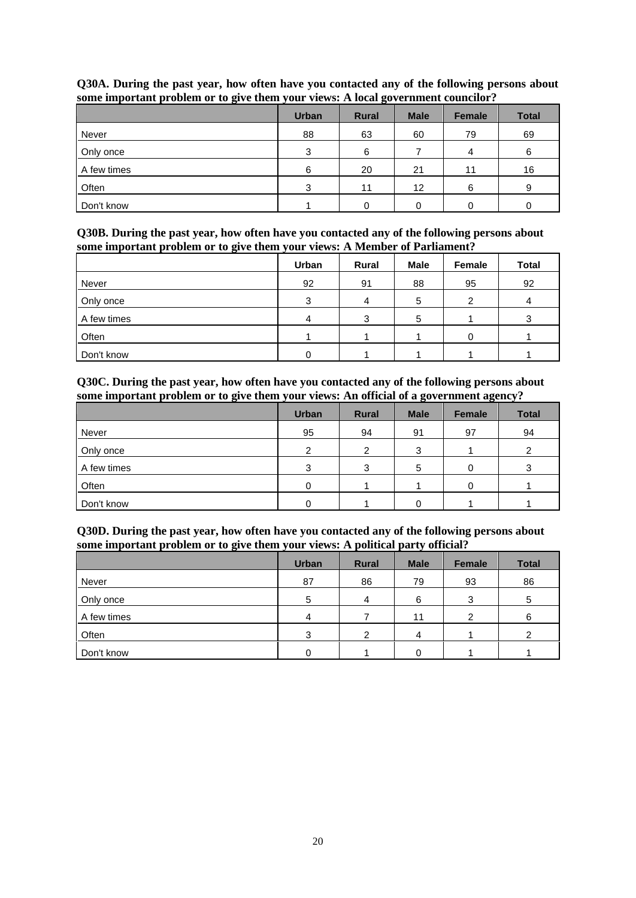**Q30A. During the past year, how often have you contacted any of the following persons about some important problem or to give them your views: A local government councilor?**

| | Urban | Rural | Male | Female | Total |
|---|---|---|---|---|---|
| Never | 88 | 63 | 60 | 79 | 69 |
| Only once | 3 | 6 | 7 | 4 | 6 |
| A few times | 6 | 20 | 21 | 11 | 16 |
| Often | 3 | 11 | 12 | 6 | 9 |
| Don't know | 1 | 0 | 0 | 0 | 0 |

**Q30B. During the past year, how often have you contacted any of the following persons about some important problem or to give them your views: A Member of Parliament?**

| | Urban | Rural | Male | Female | Total |
|---|---|---|---|---|---|
| Never | 92 | 91 | 88 | 95 | 92 |
| Only once | 3 | 4 | 5 | 2 | 4 |
| A few times | 4 | 3 | 5 | 1 | 3 |
| Often | 1 | 1 | 1 | 0 | 1 |
| Don't know | 0 | 1 | 1 | 1 | 1 |

**Q30C. During the past year, how often have you contacted any of the following persons about some important problem or to give them your views: An official of a government agency?**

| | Urban | Rural | Male | Female | Total |
|---|---|---|---|---|---|
| Never | 95 | 94 | 91 | 97 | 94 |
| Only once | 2 | 2 | 3 | 1 | 2 |
| A few times | 3 | 3 | 5 | 0 | 3 |
| Often | 0 | 1 | 1 | 0 | 1 |
| Don't know | 0 | 1 | 0 | 1 | 1 |

**Q30D. During the past year, how often have you contacted any of the following persons about some important problem or to give them your views: A political party official?**

| | Urban | Rural | Male | Female | Total |
|---|---|---|---|---|---|
| Never | 87 | 86 | 79 | 93 | 86 |
| Only once | 5 | 4 | 6 | 3 | 5 |
| A few times | 4 | 7 | 11 | 2 | 6 |
| Often | 3 | 2 | 4 | 1 | 2 |
| Don't know | 0 | 1 | 0 | 1 | 1 |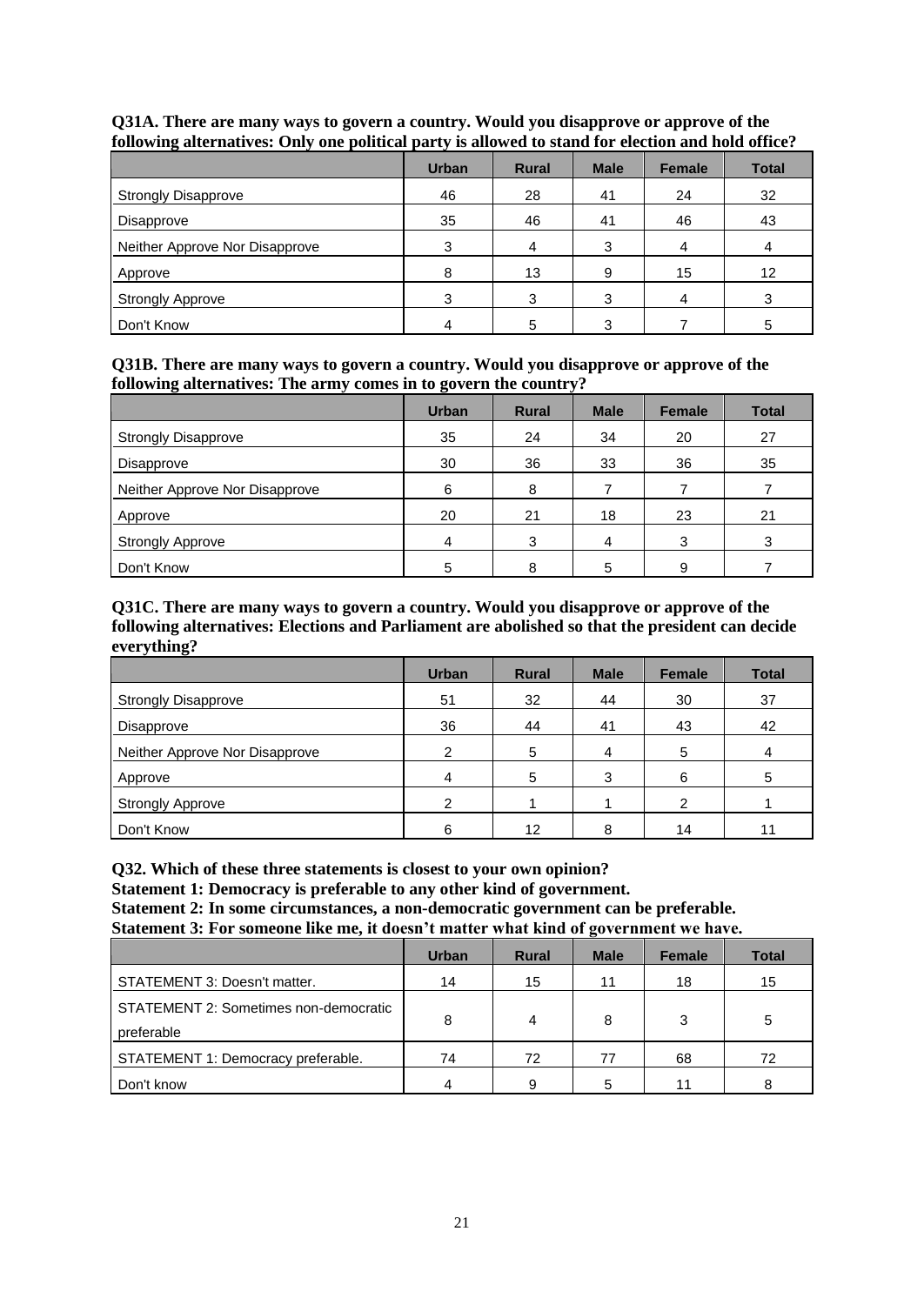**Q31A. There are many ways to govern a country. Would you disapprove or approve of the following alternatives: Only one political party is allowed to stand for election and hold office?**

| | Urban | Rural | Male | Female | Total |
|---|---|---|---|---|---|
| Strongly Disapprove | 46 | 28 | 41 | 24 | 32 |
| Disapprove | 35 | 46 | 41 | 46 | 43 |
| Neither Approve Nor Disapprove | 3 | 4 | 3 | 4 | 4 |
| Approve | 8 | 13 | 9 | 15 | 12 |
| Strongly Approve | 3 | 3 | 3 | 4 | 3 |
| Don't Know | 4 | 5 | 3 | 7 | 5 |

**Q31B. There are many ways to govern a country. Would you disapprove or approve of the following alternatives: The army comes in to govern the country?**

| | Urban | Rural | Male | Female | Total |
|---|---|---|---|---|---|
| Strongly Disapprove | 35 | 24 | 34 | 20 | 27 |
| Disapprove | 30 | 36 | 33 | 36 | 35 |
| Neither Approve Nor Disapprove | 6 | 8 | 7 | 7 | 7 |
| Approve | 20 | 21 | 18 | 23 | 21 |
| Strongly Approve | 4 | 3 | 4 | 3 | 3 |
| Don't Know | 5 | 8 | 5 | 9 | 7 |

**Q31C. There are many ways to govern a country. Would you disapprove or approve of the following alternatives: Elections and Parliament are abolished so that the president can decide everything?**

| | Urban | Rural | Male | Female | Total |
|---|---|---|---|---|---|
| Strongly Disapprove | 51 | 32 | 44 | 30 | 37 |
| Disapprove | 36 | 44 | 41 | 43 | 42 |
| Neither Approve Nor Disapprove | 2 | 5 | 4 | 5 | 4 |
| Approve | 4 | 5 | 3 | 6 | 5 |
| Strongly Approve | 2 | 1 | 1 | 2 | 1 |
| Don't Know | 6 | 12 | 8 | 14 | 11 |

**Q32. Which of these three statements is closest to your own opinion?**
**Statement 1: Democracy is preferable to any other kind of government.**
**Statement 2: In some circumstances, a non-democratic government can be preferable.**
**Statement 3: For someone like me, it doesn't matter what kind of government we have.**

| | Urban | Rural | Male | Female | Total |
|---|---|---|---|---|---|
| STATEMENT 3: Doesn't matter. | 14 | 15 | 11 | 18 | 15 |
| STATEMENT 2: Sometimes non-democratic preferable | 8 | 4 | 8 | 3 | 5 |
| STATEMENT 1: Democracy preferable. | 74 | 72 | 77 | 68 | 72 |
| Don't know | 4 | 9 | 5 | 11 | 8 |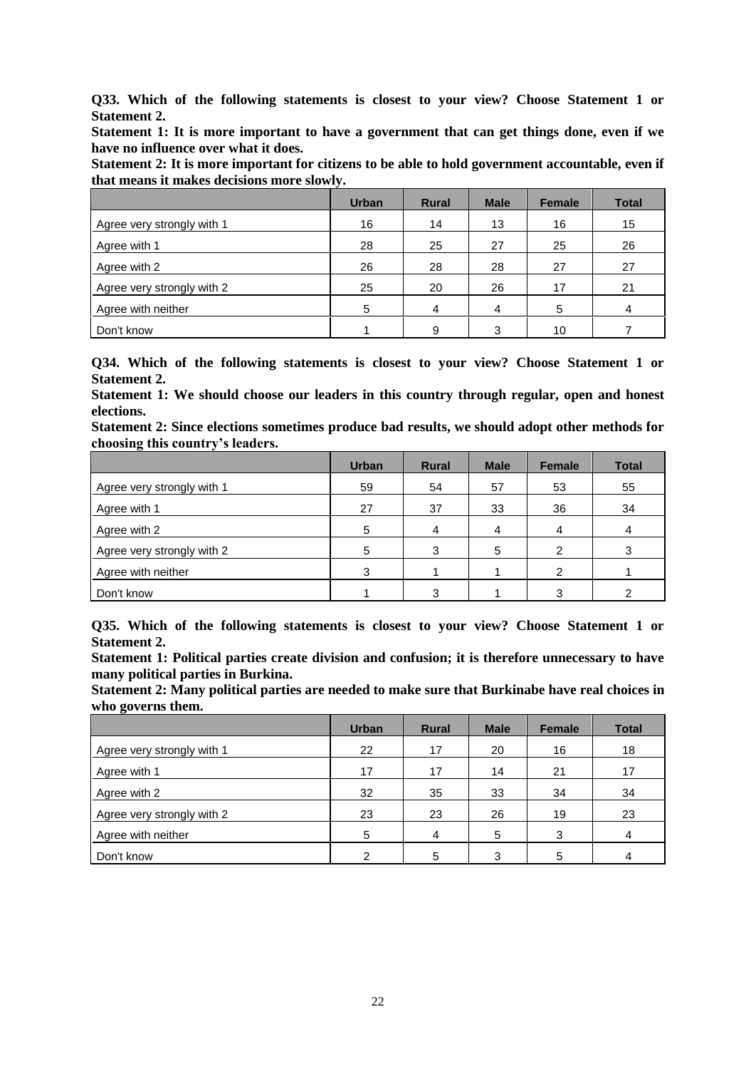**Q33. Which of the following statements is closest to your view? Choose Statement 1 or Statement 2.**

**Statement 1: It is more important to have a government that can get things done, even if we have no influence over what it does.**

**Statement 2: It is more important for citizens to be able to hold government accountable, even if that means it makes decisions more slowly.**

| | Urban | Rural | Male | Female | Total |
|---|---|---|---|---|---|
| Agree very strongly with 1 | 16 | 14 | 13 | 16 | 15 |
| Agree with 1 | 28 | 25 | 27 | 25 | 26 |
| Agree with 2 | 26 | 28 | 28 | 27 | 27 |
| Agree very strongly with 2 | 25 | 20 | 26 | 17 | 21 |
| Agree with neither | 5 | 4 | 4 | 5 | 4 |
| Don't know | 1 | 9 | 3 | 10 | 7 |

**Q34. Which of the following statements is closest to your view? Choose Statement 1 or Statement 2.**

**Statement 1: We should choose our leaders in this country through regular, open and honest elections.**

**Statement 2: Since elections sometimes produce bad results, we should adopt other methods for choosing this country's leaders.**

| | Urban | Rural | Male | Female | Total |
|---|---|---|---|---|---|
| Agree very strongly with 1 | 59 | 54 | 57 | 53 | 55 |
| Agree with 1 | 27 | 37 | 33 | 36 | 34 |
| Agree with 2 | 5 | 4 | 4 | 4 | 4 |
| Agree very strongly with 2 | 5 | 3 | 5 | 2 | 3 |
| Agree with neither | 3 | 1 | 1 | 2 | 1 |
| Don't know | 1 | 3 | 1 | 3 | 2 |

**Q35. Which of the following statements is closest to your view? Choose Statement 1 or Statement 2.**

**Statement 1: Political parties create division and confusion; it is therefore unnecessary to have many political parties in Burkina.**

**Statement 2: Many political parties are needed to make sure that Burkinabe have real choices in who governs them.**

| | Urban | Rural | Male | Female | Total |
|---|---|---|---|---|---|
| Agree very strongly with 1 | 22 | 17 | 20 | 16 | 18 |
| Agree with 1 | 17 | 17 | 14 | 21 | 17 |
| Agree with 2 | 32 | 35 | 33 | 34 | 34 |
| Agree very strongly with 2 | 23 | 23 | 26 | 19 | 23 |
| Agree with neither | 5 | 4 | 5 | 3 | 4 |
| Don't know | 2 | 5 | 3 | 5 | 4 |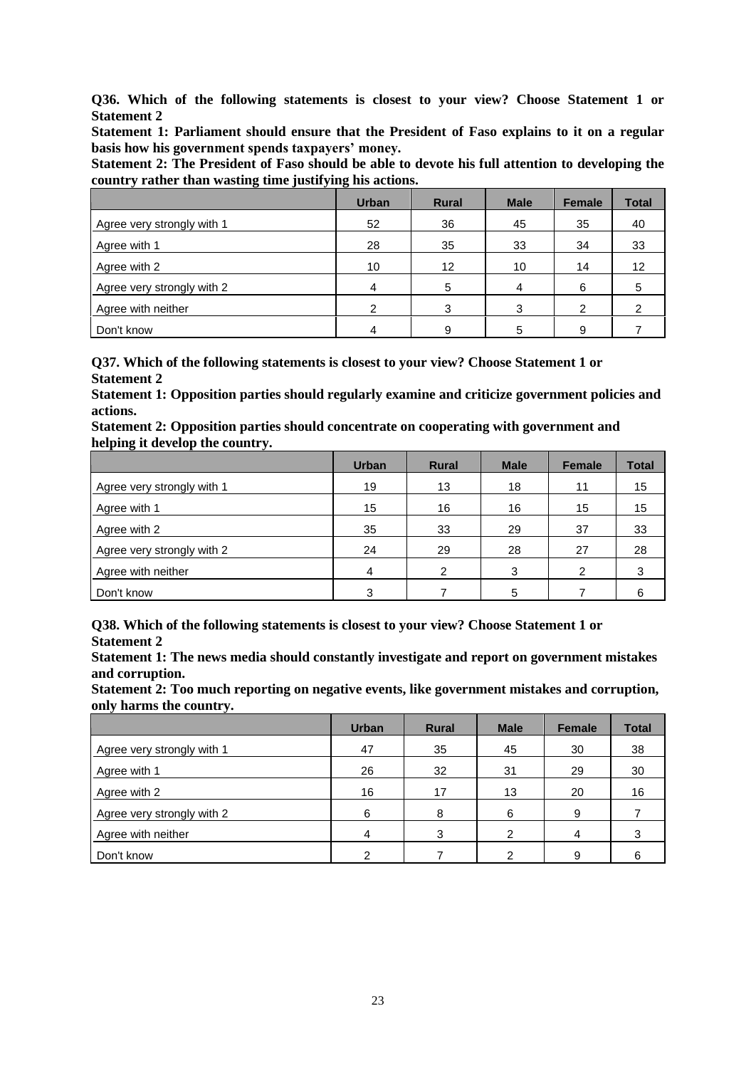**Q36. Which of the following statements is closest to your view? Choose Statement 1 or Statement 2**

**Statement 1: Parliament should ensure that the President of Faso explains to it on a regular basis how his government spends taxpayers' money.**

**Statement 2: The President of Faso should be able to devote his full attention to developing the country rather than wasting time justifying his actions.**

| | Urban | Rural | Male | Female | Total |
|---|---|---|---|---|---|
| Agree very strongly with 1 | 52 | 36 | 45 | 35 | 40 |
| Agree with 1 | 28 | 35 | 33 | 34 | 33 |
| Agree with 2 | 10 | 12 | 10 | 14 | 12 |
| Agree very strongly with 2 | 4 | 5 | 4 | 6 | 5 |
| Agree with neither | 2 | 3 | 3 | 2 | 2 |
| Don't know | 4 | 9 | 5 | 9 | 7 |

**Q37. Which of the following statements is closest to your view? Choose Statement 1 or Statement 2**

**Statement 1: Opposition parties should regularly examine and criticize government policies and actions.**

**Statement 2: Opposition parties should concentrate on cooperating with government and helping it develop the country.**

| | Urban | Rural | Male | Female | Total |
|---|---|---|---|---|---|
| Agree very strongly with 1 | 19 | 13 | 18 | 11 | 15 |
| Agree with 1 | 15 | 16 | 16 | 15 | 15 |
| Agree with 2 | 35 | 33 | 29 | 37 | 33 |
| Agree very strongly with 2 | 24 | 29 | 28 | 27 | 28 |
| Agree with neither | 4 | 2 | 3 | 2 | 3 |
| Don't know | 3 | 7 | 5 | 7 | 6 |

**Q38. Which of the following statements is closest to your view? Choose Statement 1 or Statement 2**

**Statement 1: The news media should constantly investigate and report on government mistakes and corruption.**

**Statement 2: Too much reporting on negative events, like government mistakes and corruption, only harms the country.**

| | Urban | Rural | Male | Female | Total |
|---|---|---|---|---|---|
| Agree very strongly with 1 | 47 | 35 | 45 | 30 | 38 |
| Agree with 1 | 26 | 32 | 31 | 29 | 30 |
| Agree with 2 | 16 | 17 | 13 | 20 | 16 |
| Agree very strongly with 2 | 6 | 8 | 6 | 9 | 7 |
| Agree with neither | 4 | 3 | 2 | 4 | 3 |
| Don't know | 2 | 7 | 2 | 9 | 6 |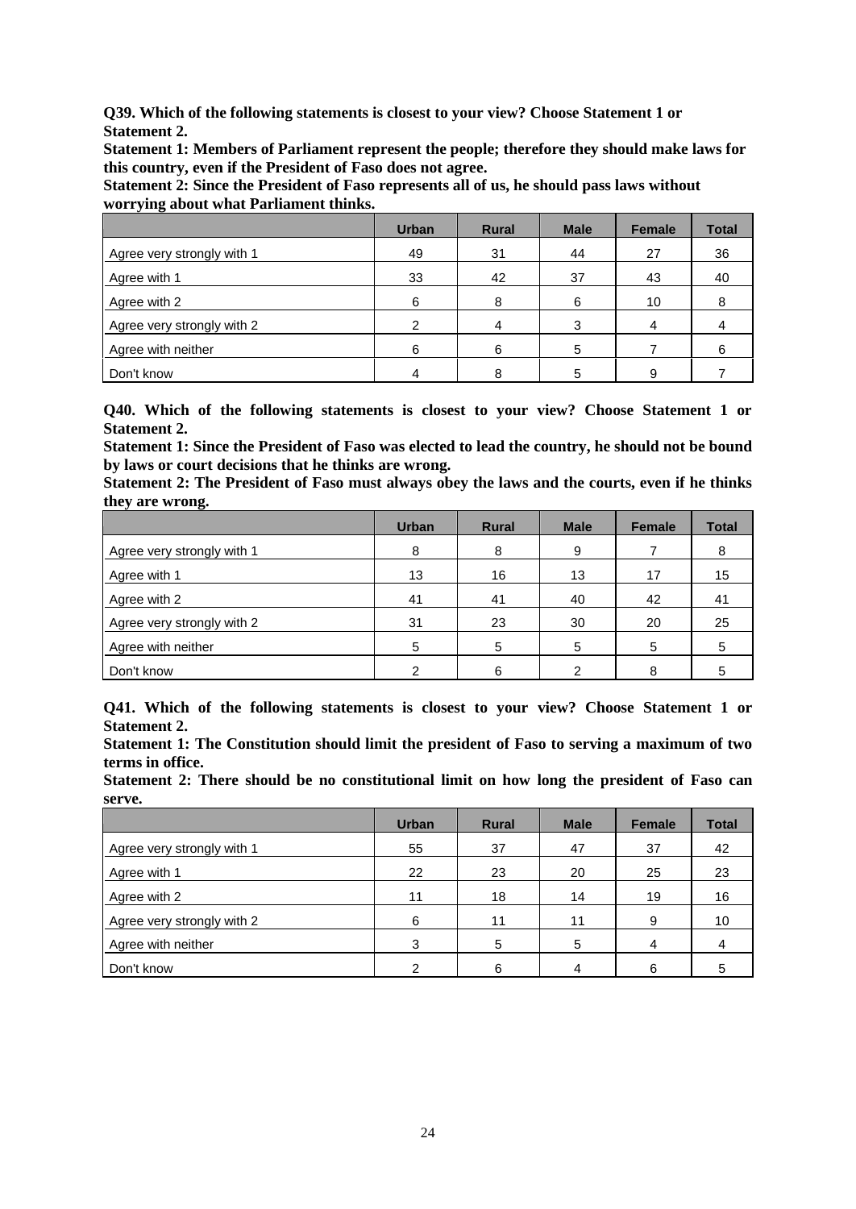**Q39. Which of the following statements is closest to your view? Choose Statement 1 or Statement 2.**

**Statement 1: Members of Parliament represent the people; therefore they should make laws for this country, even if the President of Faso does not agree.**

**Statement 2: Since the President of Faso represents all of us, he should pass laws without worrying about what Parliament thinks.**

| | Urban | Rural | Male | Female | Total |
|---|---|---|---|---|---|
| Agree very strongly with 1 | 49 | 31 | 44 | 27 | 36 |
| Agree with 1 | 33 | 42 | 37 | 43 | 40 |
| Agree with 2 | 6 | 8 | 6 | 10 | 8 |
| Agree very strongly with 2 | 2 | 4 | 3 | 4 | 4 |
| Agree with neither | 6 | 6 | 5 | 7 | 6 |
| Don't know | 4 | 8 | 5 | 9 | 7 |

**Q40. Which of the following statements is closest to your view? Choose Statement 1 or Statement 2.**

**Statement 1: Since the President of Faso was elected to lead the country, he should not be bound by laws or court decisions that he thinks are wrong.**

**Statement 2: The President of Faso must always obey the laws and the courts, even if he thinks they are wrong.**

| | Urban | Rural | Male | Female | Total |
|---|---|---|---|---|---|
| Agree very strongly with 1 | 8 | 8 | 9 | 7 | 8 |
| Agree with 1 | 13 | 16 | 13 | 17 | 15 |
| Agree with 2 | 41 | 41 | 40 | 42 | 41 |
| Agree very strongly with 2 | 31 | 23 | 30 | 20 | 25 |
| Agree with neither | 5 | 5 | 5 | 5 | 5 |
| Don't know | 2 | 6 | 2 | 8 | 5 |

**Q41. Which of the following statements is closest to your view? Choose Statement 1 or Statement 2.**

**Statement 1: The Constitution should limit the president of Faso to serving a maximum of two terms in office.**

**Statement 2: There should be no constitutional limit on how long the president of Faso can serve.**

| | Urban | Rural | Male | Female | Total |
|---|---|---|---|---|---|
| Agree very strongly with 1 | 55 | 37 | 47 | 37 | 42 |
| Agree with 1 | 22 | 23 | 20 | 25 | 23 |
| Agree with 2 | 11 | 18 | 14 | 19 | 16 |
| Agree very strongly with 2 | 6 | 11 | 11 | 9 | 10 |
| Agree with neither | 3 | 5 | 5 | 4 | 4 |
| Don't know | 2 | 6 | 4 | 6 | 5 |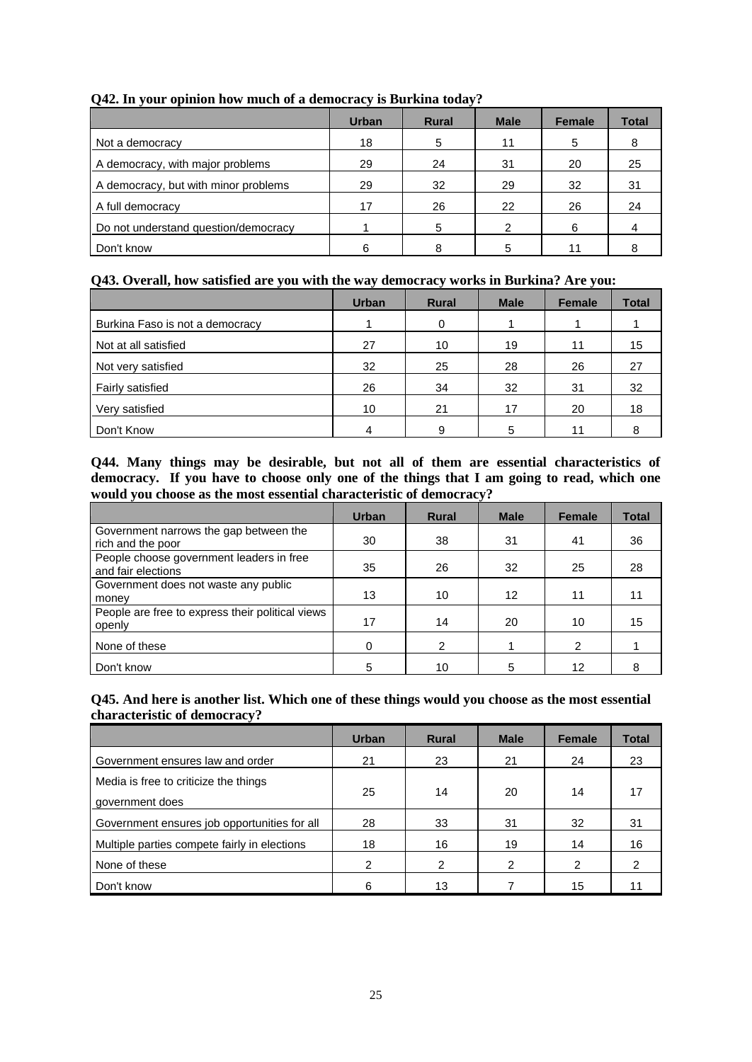**Q42. In your opinion how much of a democracy is Burkina today?**

| | Urban | Rural | Male | Female | Total |
|---|---|---|---|---|---|
| Not a democracy | 18 | 5 | 11 | 5 | 8 |
| A democracy, with major problems | 29 | 24 | 31 | 20 | 25 |
| A democracy, but with minor problems | 29 | 32 | 29 | 32 | 31 |
| A full democracy | 17 | 26 | 22 | 26 | 24 |
| Do not understand question/democracy | 1 | 5 | 2 | 6 | 4 |
| Don't know | 6 | 8 | 5 | 11 | 8 |

**Q43. Overall, how satisfied are you with the way democracy works in Burkina? Are you:**

| | Urban | Rural | Male | Female | Total |
|---|---|---|---|---|---|
| Burkina Faso is not a democracy | 1 | 0 | 1 | 1 | 1 |
| Not at all satisfied | 27 | 10 | 19 | 11 | 15 |
| Not very satisfied | 32 | 25 | 28 | 26 | 27 |
| Fairly satisfied | 26 | 34 | 32 | 31 | 32 |
| Very satisfied | 10 | 21 | 17 | 20 | 18 |
| Don't Know | 4 | 9 | 5 | 11 | 8 |

**Q44. Many things may be desirable, but not all of them are essential characteristics of democracy. If you have to choose only one of the things that I am going to read, which one would you choose as the most essential characteristic of democracy?**

| | Urban | Rural | Male | Female | Total |
|---|---|---|---|---|---|
| Government narrows the gap between the rich and the poor | 30 | 38 | 31 | 41 | 36 |
| People choose government leaders in free and fair elections | 35 | 26 | 32 | 25 | 28 |
| Government does not waste any public money | 13 | 10 | 12 | 11 | 11 |
| People are free to express their political views openly | 17 | 14 | 20 | 10 | 15 |
| None of these | 0 | 2 | 1 | 2 | 1 |
| Don't know | 5 | 10 | 5 | 12 | 8 |

**Q45. And here is another list. Which one of these things would you choose as the most essential characteristic of democracy?**

| | Urban | Rural | Male | Female | Total |
|---|---|---|---|---|---|
| Government ensures law and order | 21 | 23 | 21 | 24 | 23 |
| Media is free to criticize the things government does | 25 | 14 | 20 | 14 | 17 |
| Government ensures job opportunities for all | 28 | 33 | 31 | 32 | 31 |
| Multiple parties compete fairly in elections | 18 | 16 | 19 | 14 | 16 |
| None of these | 2 | 2 | 2 | 2 | 2 |
| Don't know | 6 | 13 | 7 | 15 | 11 |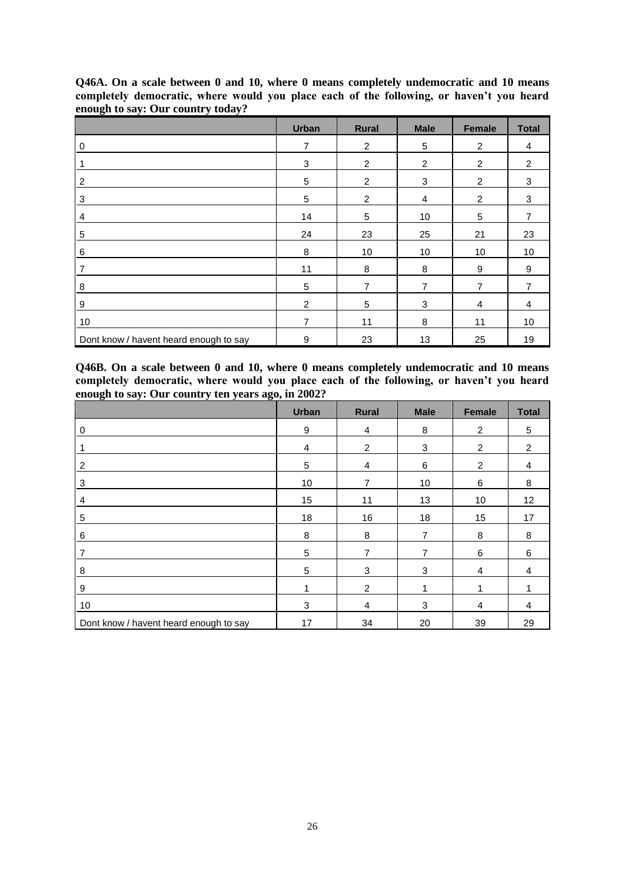**Q46A. On a scale between 0 and 10, where 0 means completely undemocratic and 10 means completely democratic, where would you place each of the following, or haven't you heard enough to say: Our country today?**

| | Urban | Rural | Male | Female | Total |
|---|---|---|---|---|---|
| 0 | 7 | 2 | 5 | 2 | 4 |
| 1 | 3 | 2 | 2 | 2 | 2 |
| 2 | 5 | 2 | 3 | 2 | 3 |
| 3 | 5 | 2 | 4 | 2 | 3 |
| 4 | 14 | 5 | 10 | 5 | 7 |
| 5 | 24 | 23 | 25 | 21 | 23 |
| 6 | 8 | 10 | 10 | 10 | 10 |
| 7 | 11 | 8 | 8 | 9 | 9 |
| 8 | 5 | 7 | 7 | 7 | 7 |
| 9 | 2 | 5 | 3 | 4 | 4 |
| 10 | 7 | 11 | 8 | 11 | 10 |
| Dont know / havent heard enough to say | 9 | 23 | 13 | 25 | 19 |

**Q46B. On a scale between 0 and 10, where 0 means completely undemocratic and 10 means completely democratic, where would you place each of the following, or haven't you heard enough to say: Our country ten years ago, in 2002?**

| | Urban | Rural | Male | Female | Total |
|---|---|---|---|---|---|
| 0 | 9 | 4 | 8 | 2 | 5 |
| 1 | 4 | 2 | 3 | 2 | 2 |
| 2 | 5 | 4 | 6 | 2 | 4 |
| 3 | 10 | 7 | 10 | 6 | 8 |
| 4 | 15 | 11 | 13 | 10 | 12 |
| 5 | 18 | 16 | 18 | 15 | 17 |
| 6 | 8 | 8 | 7 | 8 | 8 |
| 7 | 5 | 7 | 7 | 6 | 6 |
| 8 | 5 | 3 | 3 | 4 | 4 |
| 9 | 1 | 2 | 1 | 1 | 1 |
| 10 | 3 | 4 | 3 | 4 | 4 |
| Dont know / havent heard enough to say | 17 | 34 | 20 | 39 | 29 |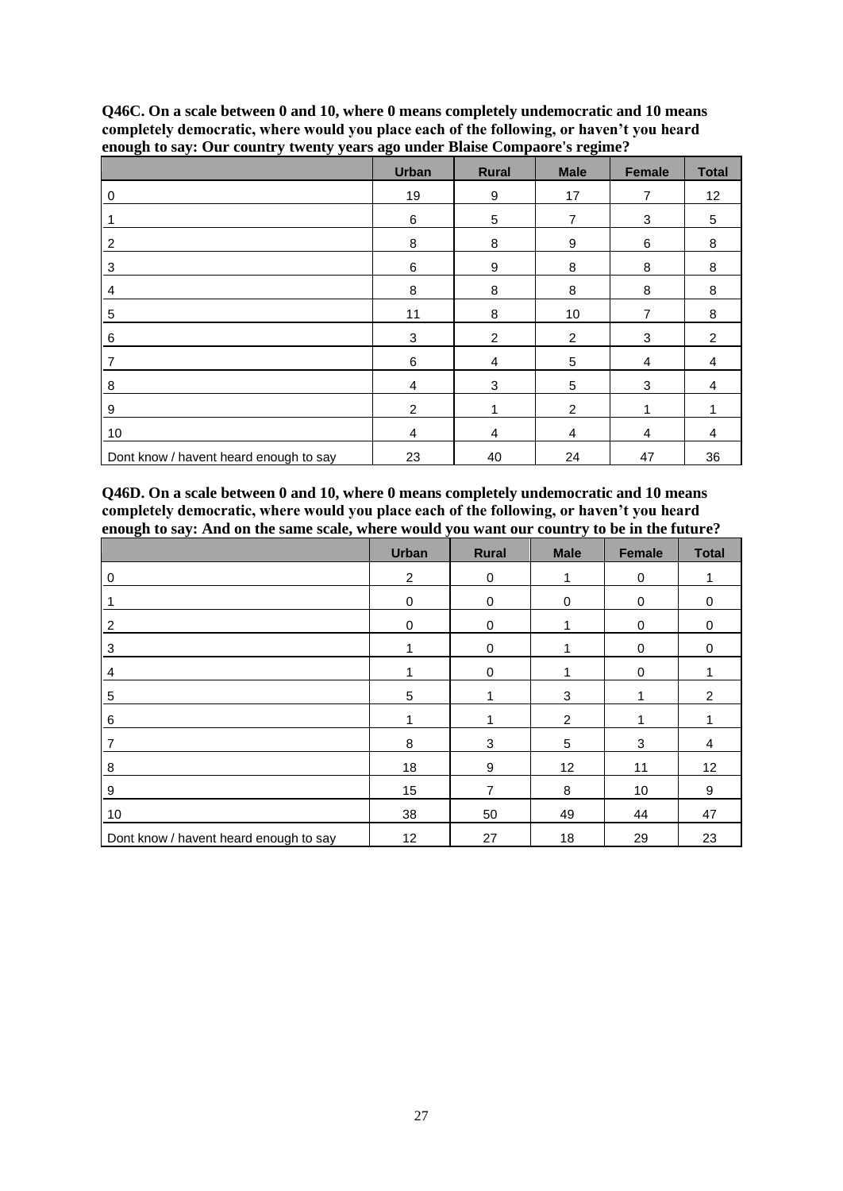**Q46C. On a scale between 0 and 10, where 0 means completely undemocratic and 10 means completely democratic, where would you place each of the following, or haven't you heard enough to say: Our country twenty years ago under Blaise Compaore's regime?**

| | Urban | Rural | Male | Female | Total |
|---|---|---|---|---|---|
| 0 | 19 | 9 | 17 | 7 | 12 |
| 1 | 6 | 5 | 7 | 3 | 5 |
| 2 | 8 | 8 | 9 | 6 | 8 |
| 3 | 6 | 9 | 8 | 8 | 8 |
| 4 | 8 | 8 | 8 | 8 | 8 |
| 5 | 11 | 8 | 10 | 7 | 8 |
| 6 | 3 | 2 | 2 | 3 | 2 |
| 7 | 6 | 4 | 5 | 4 | 4 |
| 8 | 4 | 3 | 5 | 3 | 4 |
| 9 | 2 | 1 | 2 | 1 | 1 |
| 10 | 4 | 4 | 4 | 4 | 4 |
| Dont know / havent heard enough to say | 23 | 40 | 24 | 47 | 36 |

**Q46D. On a scale between 0 and 10, where 0 means completely undemocratic and 10 means completely democratic, where would you place each of the following, or haven't you heard enough to say: And on the same scale, where would you want our country to be in the future?**

| | Urban | Rural | Male | Female | Total |
|---|---|---|---|---|---|
| 0 | 2 | 0 | 1 | 0 | 1 |
| 1 | 0 | 0 | 0 | 0 | 0 |
| 2 | 0 | 0 | 1 | 0 | 0 |
| 3 | 1 | 0 | 1 | 0 | 0 |
| 4 | 1 | 0 | 1 | 0 | 1 |
| 5 | 5 | 1 | 3 | 1 | 2 |
| 6 | 1 | 1 | 2 | 1 | 1 |
| 7 | 8 | 3 | 5 | 3 | 4 |
| 8 | 18 | 9 | 12 | 11 | 12 |
| 9 | 15 | 7 | 8 | 10 | 9 |
| 10 | 38 | 50 | 49 | 44 | 47 |
| Dont know / havent heard enough to say | 12 | 27 | 18 | 29 | 23 |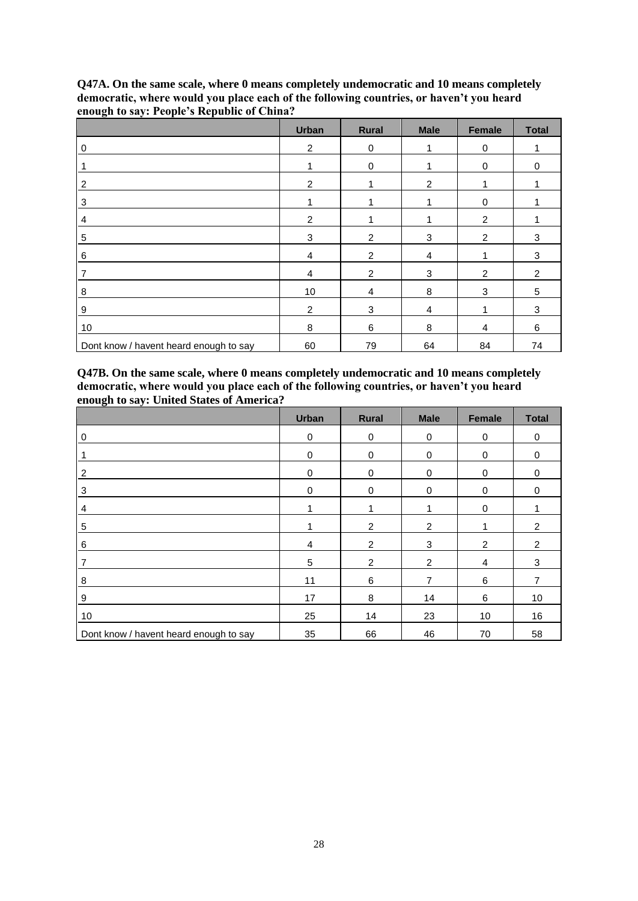**Q47A. On the same scale, where 0 means completely undemocratic and 10 means completely democratic, where would you place each of the following countries, or haven't you heard enough to say: People's Republic of China?**

| | Urban | Rural | Male | Female | Total |
|---|---|---|---|---|---|
| 0 | 2 | 0 | 1 | 0 | 1 |
| 1 | 1 | 0 | 1 | 0 | 0 |
| 2 | 2 | 1 | 2 | 1 | 1 |
| 3 | 1 | 1 | 1 | 0 | 1 |
| 4 | 2 | 1 | 1 | 2 | 1 |
| 5 | 3 | 2 | 3 | 2 | 3 |
| 6 | 4 | 2 | 4 | 1 | 3 |
| 7 | 4 | 2 | 3 | 2 | 2 |
| 8 | 10 | 4 | 8 | 3 | 5 |
| 9 | 2 | 3 | 4 | 1 | 3 |
| 10 | 8 | 6 | 8 | 4 | 6 |
| Dont know / havent heard enough to say | 60 | 79 | 64 | 84 | 74 |

**Q47B. On the same scale, where 0 means completely undemocratic and 10 means completely democratic, where would you place each of the following countries, or haven't you heard enough to say: United States of America?**

| | Urban | Rural | Male | Female | Total |
|---|---|---|---|---|---|
| 0 | 0 | 0 | 0 | 0 | 0 |
| 1 | 0 | 0 | 0 | 0 | 0 |
| 2 | 0 | 0 | 0 | 0 | 0 |
| 3 | 0 | 0 | 0 | 0 | 0 |
| 4 | 1 | 1 | 1 | 0 | 1 |
| 5 | 1 | 2 | 2 | 1 | 2 |
| 6 | 4 | 2 | 3 | 2 | 2 |
| 7 | 5 | 2 | 2 | 4 | 3 |
| 8 | 11 | 6 | 7 | 6 | 7 |
| 9 | 17 | 8 | 14 | 6 | 10 |
| 10 | 25 | 14 | 23 | 10 | 16 |
| Dont know / havent heard enough to say | 35 | 66 | 46 | 70 | 58 |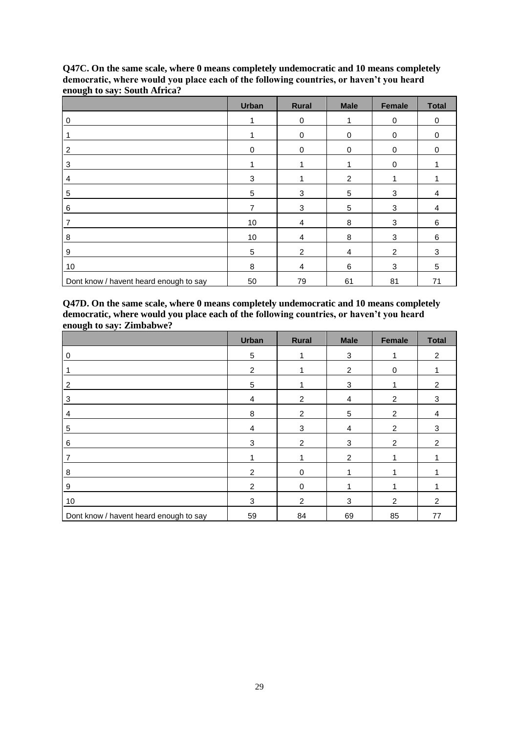**Q47C. On the same scale, where 0 means completely undemocratic and 10 means completely democratic, where would you place each of the following countries, or haven't you heard enough to say: South Africa?**

| | Urban | Rural | Male | Female | Total |
|---|---|---|---|---|---|
| 0 | 1 | 0 | 1 | 0 | 0 |
| 1 | 1 | 0 | 0 | 0 | 0 |
| 2 | 0 | 0 | 0 | 0 | 0 |
| 3 | 1 | 1 | 1 | 0 | 1 |
| 4 | 3 | 1 | 2 | 1 | 1 |
| 5 | 5 | 3 | 5 | 3 | 4 |
| 6 | 7 | 3 | 5 | 3 | 4 |
| 7 | 10 | 4 | 8 | 3 | 6 |
| 8 | 10 | 4 | 8 | 3 | 6 |
| 9 | 5 | 2 | 4 | 2 | 3 |
| 10 | 8 | 4 | 6 | 3 | 5 |
| Dont know / havent heard enough to say | 50 | 79 | 61 | 81 | 71 |

**Q47D. On the same scale, where 0 means completely undemocratic and 10 means completely democratic, where would you place each of the following countries, or haven't you heard enough to say: Zimbabwe?**

| | Urban | Rural | Male | Female | Total |
|---|---|---|---|---|---|
| 0 | 5 | 1 | 3 | 1 | 2 |
| 1 | 2 | 1 | 2 | 0 | 1 |
| 2 | 5 | 1 | 3 | 1 | 2 |
| 3 | 4 | 2 | 4 | 2 | 3 |
| 4 | 8 | 2 | 5 | 2 | 4 |
| 5 | 4 | 3 | 4 | 2 | 3 |
| 6 | 3 | 2 | 3 | 2 | 2 |
| 7 | 1 | 1 | 2 | 1 | 1 |
| 8 | 2 | 0 | 1 | 1 | 1 |
| 9 | 2 | 0 | 1 | 1 | 1 |
| 10 | 3 | 2 | 3 | 2 | 2 |
| Dont know / havent heard enough to say | 59 | 84 | 69 | 85 | 77 |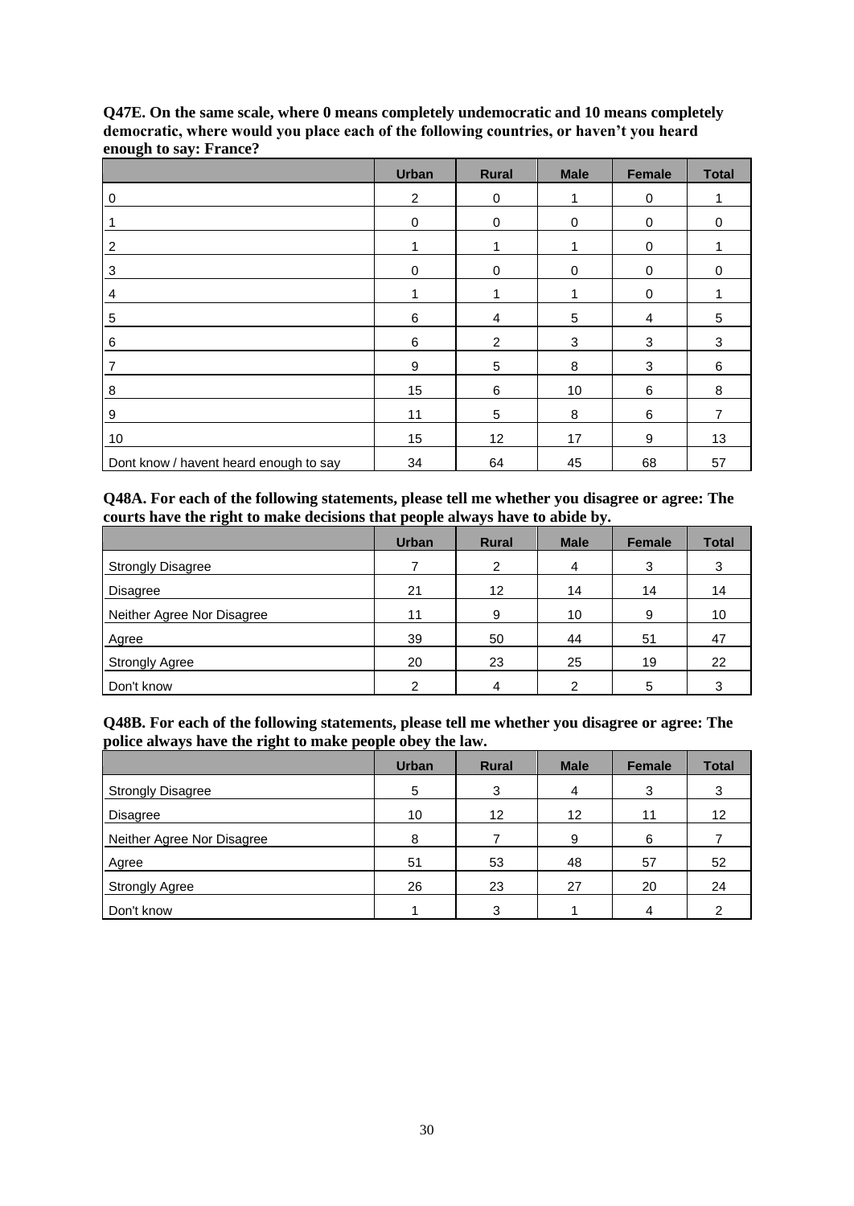**Q47E. On the same scale, where 0 means completely undemocratic and 10 means completely democratic, where would you place each of the following countries, or haven't you heard enough to say: France?**

| | Urban | Rural | Male | Female | Total |
|---|---|---|---|---|---|
| 0 | 2 | 0 | 1 | 0 | 1 |
| 1 | 0 | 0 | 0 | 0 | 0 |
| 2 | 1 | 1 | 1 | 0 | 1 |
| 3 | 0 | 0 | 0 | 0 | 0 |
| 4 | 1 | 1 | 1 | 0 | 1 |
| 5 | 6 | 4 | 5 | 4 | 5 |
| 6 | 6 | 2 | 3 | 3 | 3 |
| 7 | 9 | 5 | 8 | 3 | 6 |
| 8 | 15 | 6 | 10 | 6 | 8 |
| 9 | 11 | 5 | 8 | 6 | 7 |
| 10 | 15 | 12 | 17 | 9 | 13 |
| Dont know / havent heard enough to say | 34 | 64 | 45 | 68 | 57 |

**Q48A. For each of the following statements, please tell me whether you disagree or agree: The courts have the right to make decisions that people always have to abide by.**

| | Urban | Rural | Male | Female | Total |
|---|---|---|---|---|---|
| Strongly Disagree | 7 | 2 | 4 | 3 | 3 |
| Disagree | 21 | 12 | 14 | 14 | 14 |
| Neither Agree Nor Disagree | 11 | 9 | 10 | 9 | 10 |
| Agree | 39 | 50 | 44 | 51 | 47 |
| Strongly Agree | 20 | 23 | 25 | 19 | 22 |
| Don't know | 2 | 4 | 2 | 5 | 3 |

**Q48B. For each of the following statements, please tell me whether you disagree or agree: The police always have the right to make people obey the law.**

| | Urban | Rural | Male | Female | Total |
|---|---|---|---|---|---|
| Strongly Disagree | 5 | 3 | 4 | 3 | 3 |
| Disagree | 10 | 12 | 12 | 11 | 12 |
| Neither Agree Nor Disagree | 8 | 7 | 9 | 6 | 7 |
| Agree | 51 | 53 | 48 | 57 | 52 |
| Strongly Agree | 26 | 23 | 27 | 20 | 24 |
| Don't know | 1 | 3 | 1 | 4 | 2 |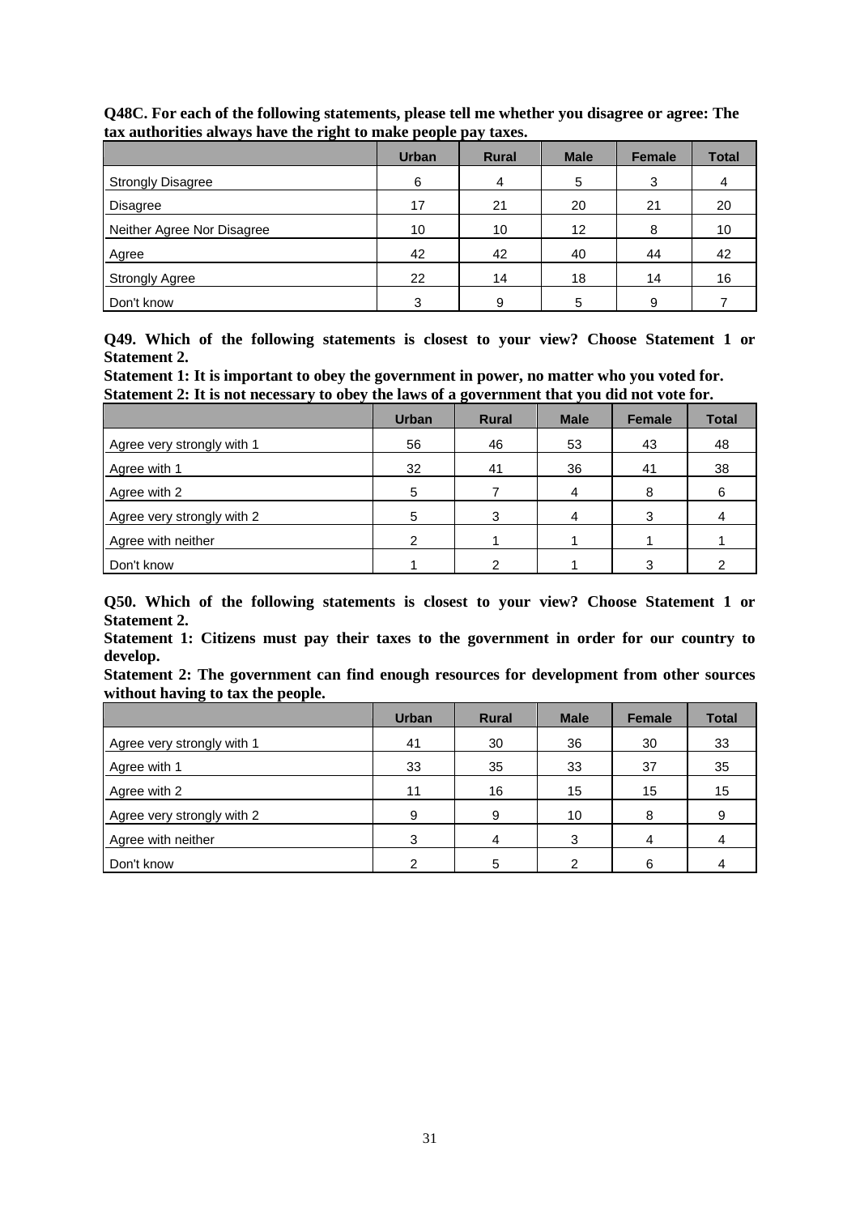**Q48C. For each of the following statements, please tell me whether you disagree or agree: The tax authorities always have the right to make people pay taxes.**

| | Urban | Rural | Male | Female | Total |
|---|---|---|---|---|---|
| Strongly Disagree | 6 | 4 | 5 | 3 | 4 |
| Disagree | 17 | 21 | 20 | 21 | 20 |
| Neither Agree Nor Disagree | 10 | 10 | 12 | 8 | 10 |
| Agree | 42 | 42 | 40 | 44 | 42 |
| Strongly Agree | 22 | 14 | 18 | 14 | 16 |
| Don't know | 3 | 9 | 5 | 9 | 7 |

**Q49. Which of the following statements is closest to your view? Choose Statement 1 or Statement 2.**

**Statement 1: It is important to obey the government in power, no matter who you voted for.**
**Statement 2: It is not necessary to obey the laws of a government that you did not vote for.**

| | Urban | Rural | Male | Female | Total |
|---|---|---|---|---|---|
| Agree very strongly with 1 | 56 | 46 | 53 | 43 | 48 |
| Agree with 1 | 32 | 41 | 36 | 41 | 38 |
| Agree with 2 | 5 | 7 | 4 | 8 | 6 |
| Agree very strongly with 2 | 5 | 3 | 4 | 3 | 4 |
| Agree with neither | 2 | 1 | 1 | 1 | 1 |
| Don't know | 1 | 2 | 1 | 3 | 2 |

**Q50. Which of the following statements is closest to your view? Choose Statement 1 or Statement 2.**

**Statement 1: Citizens must pay their taxes to the government in order for our country to develop.**

**Statement 2: The government can find enough resources for development from other sources without having to tax the people.**

| | Urban | Rural | Male | Female | Total |
|---|---|---|---|---|---|
| Agree very strongly with 1 | 41 | 30 | 36 | 30 | 33 |
| Agree with 1 | 33 | 35 | 33 | 37 | 35 |
| Agree with 2 | 11 | 16 | 15 | 15 | 15 |
| Agree very strongly with 2 | 9 | 9 | 10 | 8 | 9 |
| Agree with neither | 3 | 4 | 3 | 4 | 4 |
| Don't know | 2 | 5 | 2 | 6 | 4 |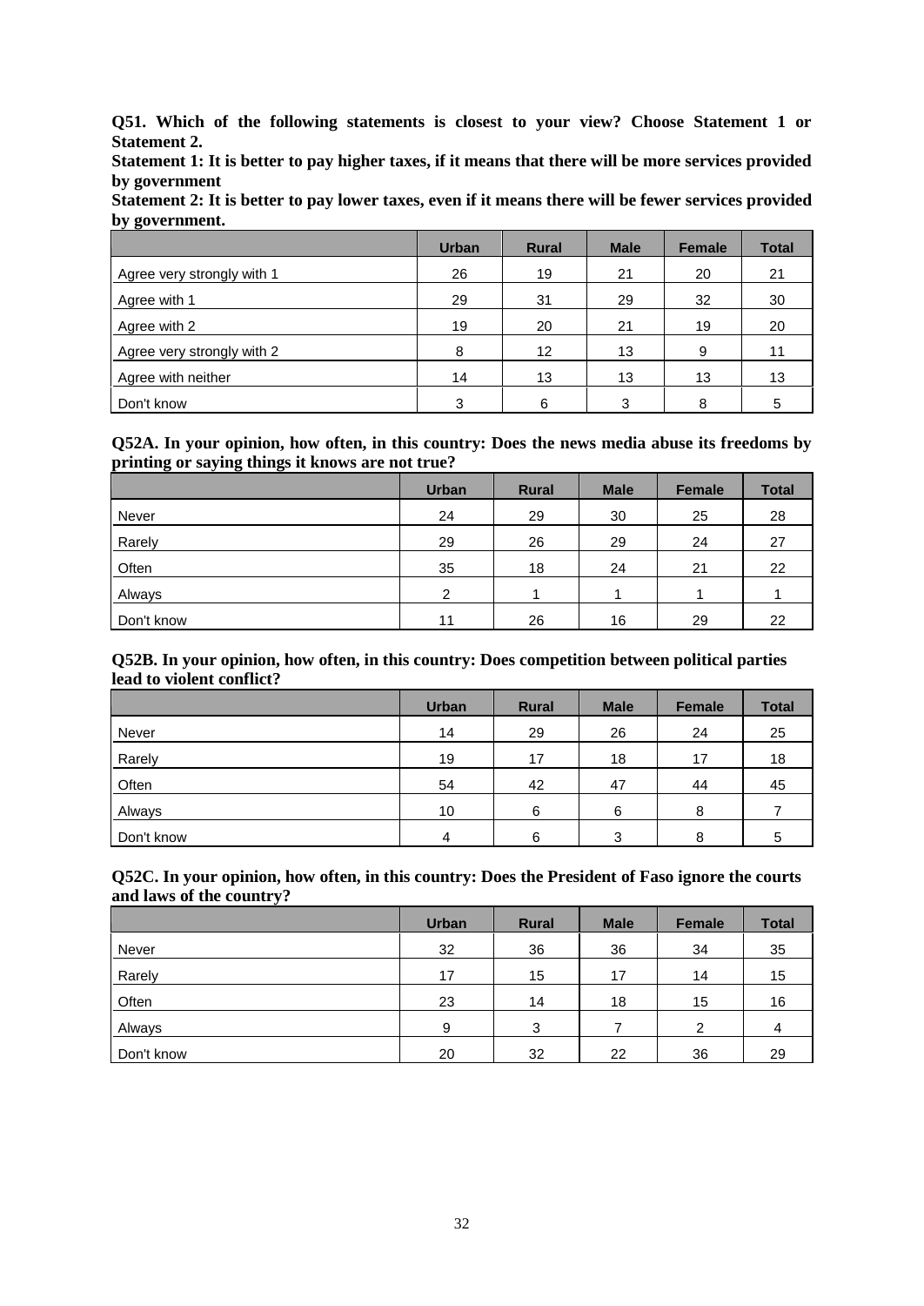**Q51. Which of the following statements is closest to your view? Choose Statement 1 or Statement 2.**

**Statement 1: It is better to pay higher taxes, if it means that there will be more services provided by government**

**Statement 2: It is better to pay lower taxes, even if it means there will be fewer services provided by government.**

| | Urban | Rural | Male | Female | Total |
|---|---|---|---|---|---|
| Agree very strongly with 1 | 26 | 19 | 21 | 20 | 21 |
| Agree with 1 | 29 | 31 | 29 | 32 | 30 |
| Agree with 2 | 19 | 20 | 21 | 19 | 20 |
| Agree very strongly with 2 | 8 | 12 | 13 | 9 | 11 |
| Agree with neither | 14 | 13 | 13 | 13 | 13 |
| Don't know | 3 | 6 | 3 | 8 | 5 |

**Q52A. In your opinion, how often, in this country: Does the news media abuse its freedoms by printing or saying things it knows are not true?**

| | Urban | Rural | Male | Female | Total |
|---|---|---|---|---|---|
| Never | 24 | 29 | 30 | 25 | 28 |
| Rarely | 29 | 26 | 29 | 24 | 27 |
| Often | 35 | 18 | 24 | 21 | 22 |
| Always | 2 | 1 | 1 | 1 | 1 |
| Don't know | 11 | 26 | 16 | 29 | 22 |

**Q52B. In your opinion, how often, in this country: Does competition between political parties lead to violent conflict?**

| | Urban | Rural | Male | Female | Total |
|---|---|---|---|---|---|
| Never | 14 | 29 | 26 | 24 | 25 |
| Rarely | 19 | 17 | 18 | 17 | 18 |
| Often | 54 | 42 | 47 | 44 | 45 |
| Always | 10 | 6 | 6 | 8 | 7 |
| Don't know | 4 | 6 | 3 | 8 | 5 |

**Q52C. In your opinion, how often, in this country: Does the President of Faso ignore the courts and laws of the country?**

| | Urban | Rural | Male | Female | Total |
|---|---|---|---|---|---|
| Never | 32 | 36 | 36 | 34 | 35 |
| Rarely | 17 | 15 | 17 | 14 | 15 |
| Often | 23 | 14 | 18 | 15 | 16 |
| Always | 9 | 3 | 7 | 2 | 4 |
| Don't know | 20 | 32 | 22 | 36 | 29 |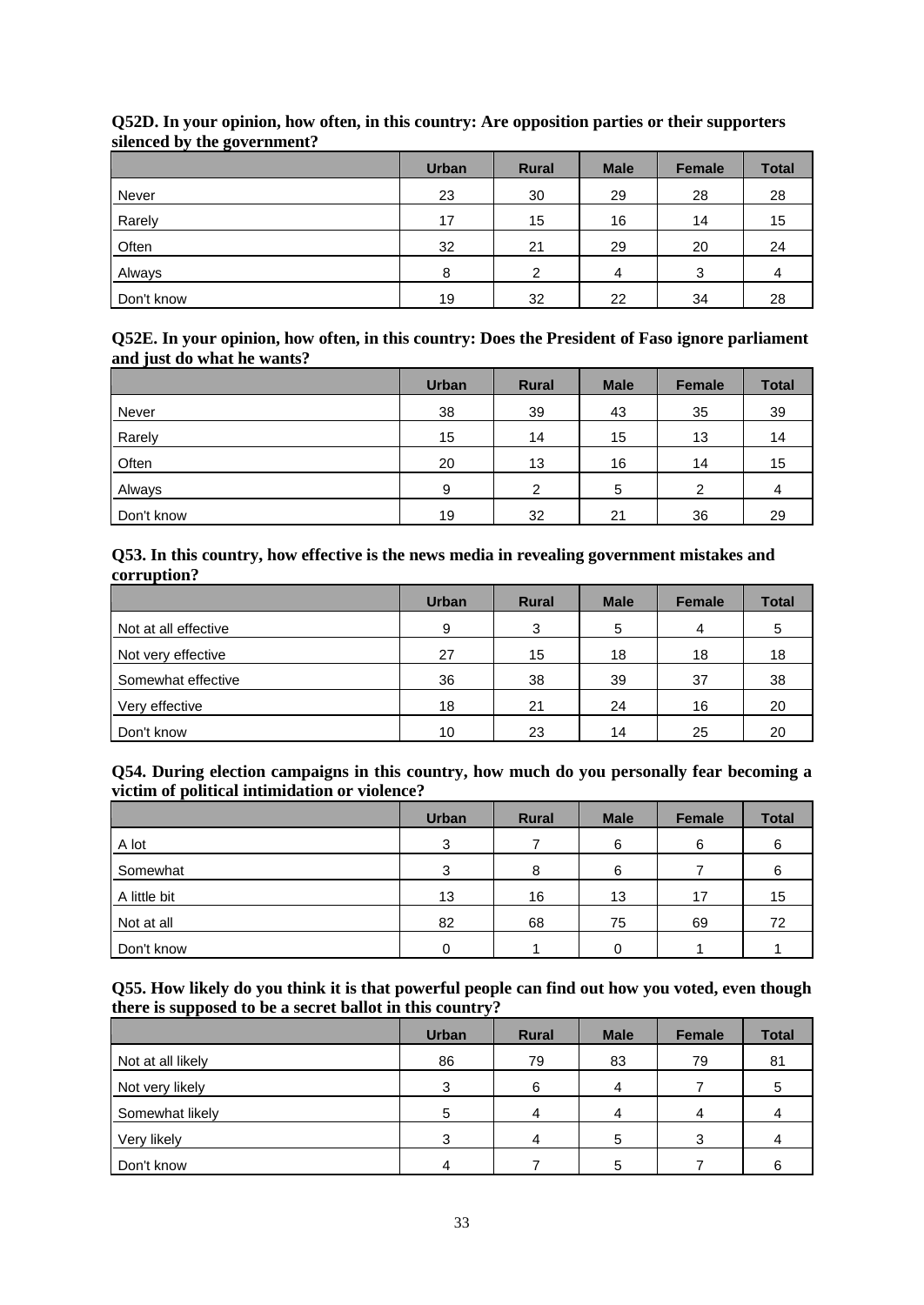**Q52D. In your opinion, how often, in this country: Are opposition parties or their supporters silenced by the government?**

| | Urban | Rural | Male | Female | Total |
|---|---|---|---|---|---|
| Never | 23 | 30 | 29 | 28 | 28 |
| Rarely | 17 | 15 | 16 | 14 | 15 |
| Often | 32 | 21 | 29 | 20 | 24 |
| Always | 8 | 2 | 4 | 3 | 4 |
| Don't know | 19 | 32 | 22 | 34 | 28 |

**Q52E. In your opinion, how often, in this country: Does the President of Faso ignore parliament and just do what he wants?**

| | Urban | Rural | Male | Female | Total |
|---|---|---|---|---|---|
| Never | 38 | 39 | 43 | 35 | 39 |
| Rarely | 15 | 14 | 15 | 13 | 14 |
| Often | 20 | 13 | 16 | 14 | 15 |
| Always | 9 | 2 | 5 | 2 | 4 |
| Don't know | 19 | 32 | 21 | 36 | 29 |

**Q53. In this country, how effective is the news media in revealing government mistakes and corruption?**

| | Urban | Rural | Male | Female | Total |
|---|---|---|---|---|---|
| Not at all effective | 9 | 3 | 5 | 4 | 5 |
| Not very effective | 27 | 15 | 18 | 18 | 18 |
| Somewhat effective | 36 | 38 | 39 | 37 | 38 |
| Very effective | 18 | 21 | 24 | 16 | 20 |
| Don't know | 10 | 23 | 14 | 25 | 20 |

**Q54. During election campaigns in this country, how much do you personally fear becoming a victim of political intimidation or violence?**

| | Urban | Rural | Male | Female | Total |
|---|---|---|---|---|---|
| A lot | 3 | 7 | 6 | 6 | 6 |
| Somewhat | 3 | 8 | 6 | 7 | 6 |
| A little bit | 13 | 16 | 13 | 17 | 15 |
| Not at all | 82 | 68 | 75 | 69 | 72 |
| Don't know | 0 | 1 | 0 | 1 | 1 |

**Q55. How likely do you think it is that powerful people can find out how you voted, even though there is supposed to be a secret ballot in this country?**

| | Urban | Rural | Male | Female | Total |
|---|---|---|---|---|---|
| Not at all likely | 86 | 79 | 83 | 79 | 81 |
| Not very likely | 3 | 6 | 4 | 7 | 5 |
| Somewhat likely | 5 | 4 | 4 | 4 | 4 |
| Very likely | 3 | 4 | 5 | 3 | 4 |
| Don't know | 4 | 7 | 5 | 7 | 6 |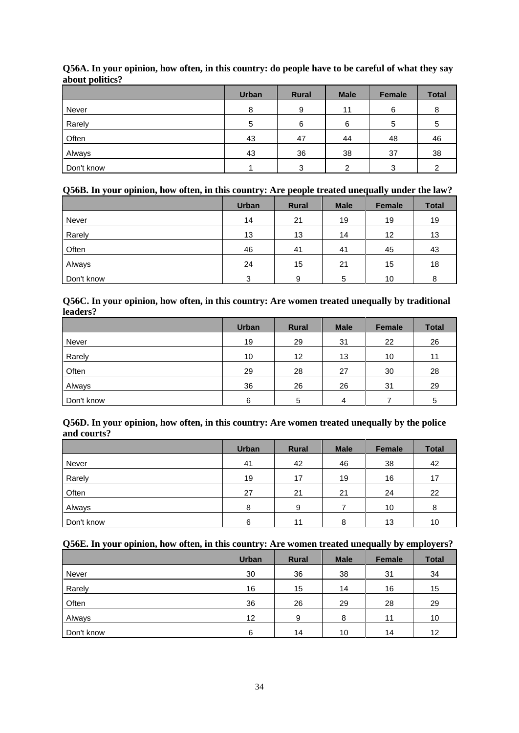**Q56A. In your opinion, how often, in this country: do people have to be careful of what they say about politics?**

| | Urban | Rural | Male | Female | Total |
|---|---|---|---|---|---|
| Never | 8 | 9 | 11 | 6 | 8 |
| Rarely | 5 | 6 | 6 | 5 | 5 |
| Often | 43 | 47 | 44 | 48 | 46 |
| Always | 43 | 36 | 38 | 37 | 38 |
| Don't know | 1 | 3 | 2 | 3 | 2 |

**Q56B. In your opinion, how often, in this country: Are people treated unequally under the law?**

| | Urban | Rural | Male | Female | Total |
|---|---|---|---|---|---|
| Never | 14 | 21 | 19 | 19 | 19 |
| Rarely | 13 | 13 | 14 | 12 | 13 |
| Often | 46 | 41 | 41 | 45 | 43 |
| Always | 24 | 15 | 21 | 15 | 18 |
| Don't know | 3 | 9 | 5 | 10 | 8 |

**Q56C. In your opinion, how often, in this country: Are women treated unequally by traditional leaders?**

| | Urban | Rural | Male | Female | Total |
|---|---|---|---|---|---|
| Never | 19 | 29 | 31 | 22 | 26 |
| Rarely | 10 | 12 | 13 | 10 | 11 |
| Often | 29 | 28 | 27 | 30 | 28 |
| Always | 36 | 26 | 26 | 31 | 29 |
| Don't know | 6 | 5 | 4 | 7 | 5 |

**Q56D. In your opinion, how often, in this country: Are women treated unequally by the police and courts?**

| | Urban | Rural | Male | Female | Total |
|---|---|---|---|---|---|
| Never | 41 | 42 | 46 | 38 | 42 |
| Rarely | 19 | 17 | 19 | 16 | 17 |
| Often | 27 | 21 | 21 | 24 | 22 |
| Always | 8 | 9 | 7 | 10 | 8 |
| Don't know | 6 | 11 | 8 | 13 | 10 |

**Q56E. In your opinion, how often, in this country: Are women treated unequally by employers?**

| | Urban | Rural | Male | Female | Total |
|---|---|---|---|---|---|
| Never | 30 | 36 | 38 | 31 | 34 |
| Rarely | 16 | 15 | 14 | 16 | 15 |
| Often | 36 | 26 | 29 | 28 | 29 |
| Always | 12 | 9 | 8 | 11 | 10 |
| Don't know | 6 | 14 | 10 | 14 | 12 |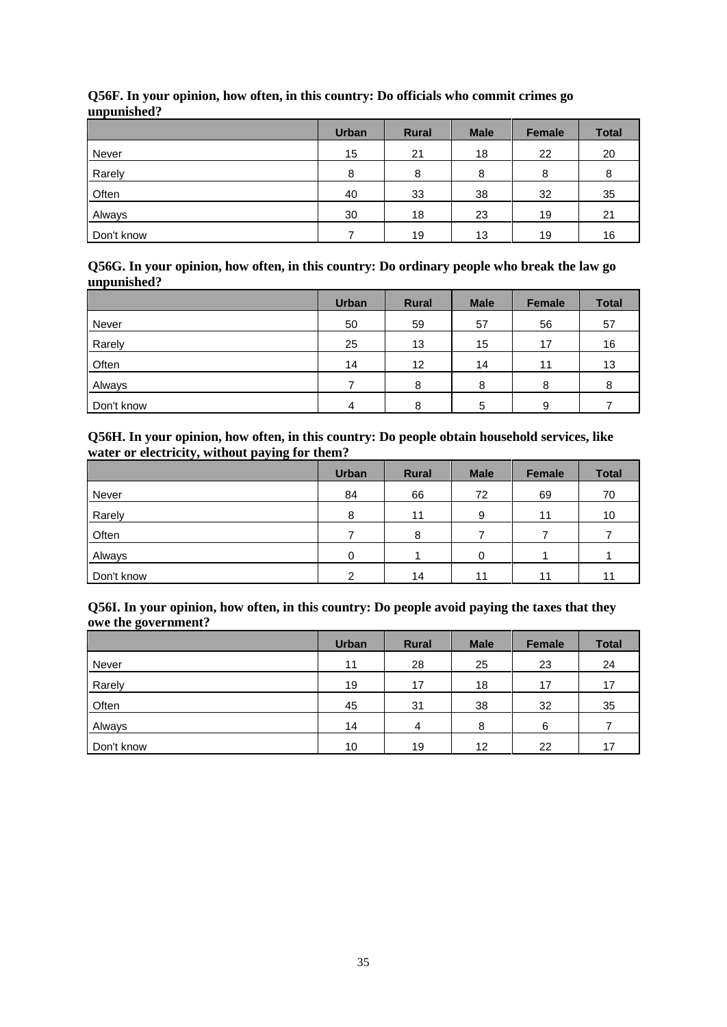**Q56F. In your opinion, how often, in this country: Do officials who commit crimes go unpunished?**

| | Urban | Rural | Male | Female | Total |
|---|---|---|---|---|---|
| Never | 15 | 21 | 18 | 22 | 20 |
| Rarely | 8 | 8 | 8 | 8 | 8 |
| Often | 40 | 33 | 38 | 32 | 35 |
| Always | 30 | 18 | 23 | 19 | 21 |
| Don't know | 7 | 19 | 13 | 19 | 16 |

**Q56G. In your opinion, how often, in this country: Do ordinary people who break the law go unpunished?**

| | Urban | Rural | Male | Female | Total |
|---|---|---|---|---|---|
| Never | 50 | 59 | 57 | 56 | 57 |
| Rarely | 25 | 13 | 15 | 17 | 16 |
| Often | 14 | 12 | 14 | 11 | 13 |
| Always | 7 | 8 | 8 | 8 | 8 |
| Don't know | 4 | 8 | 5 | 9 | 7 |

**Q56H. In your opinion, how often, in this country: Do people obtain household services, like water or electricity, without paying for them?**

| | Urban | Rural | Male | Female | Total |
|---|---|---|---|---|---|
| Never | 84 | 66 | 72 | 69 | 70 |
| Rarely | 8 | 11 | 9 | 11 | 10 |
| Often | 7 | 8 | 7 | 7 | 7 |
| Always | 0 | 1 | 0 | 1 | 1 |
| Don't know | 2 | 14 | 11 | 11 | 11 |

**Q56I. In your opinion, how often, in this country: Do people avoid paying the taxes that they owe the government?**

| | Urban | Rural | Male | Female | Total |
|---|---|---|---|---|---|
| Never | 11 | 28 | 25 | 23 | 24 |
| Rarely | 19 | 17 | 18 | 17 | 17 |
| Often | 45 | 31 | 38 | 32 | 35 |
| Always | 14 | 4 | 8 | 6 | 7 |
| Don't know | 10 | 19 | 12 | 22 | 17 |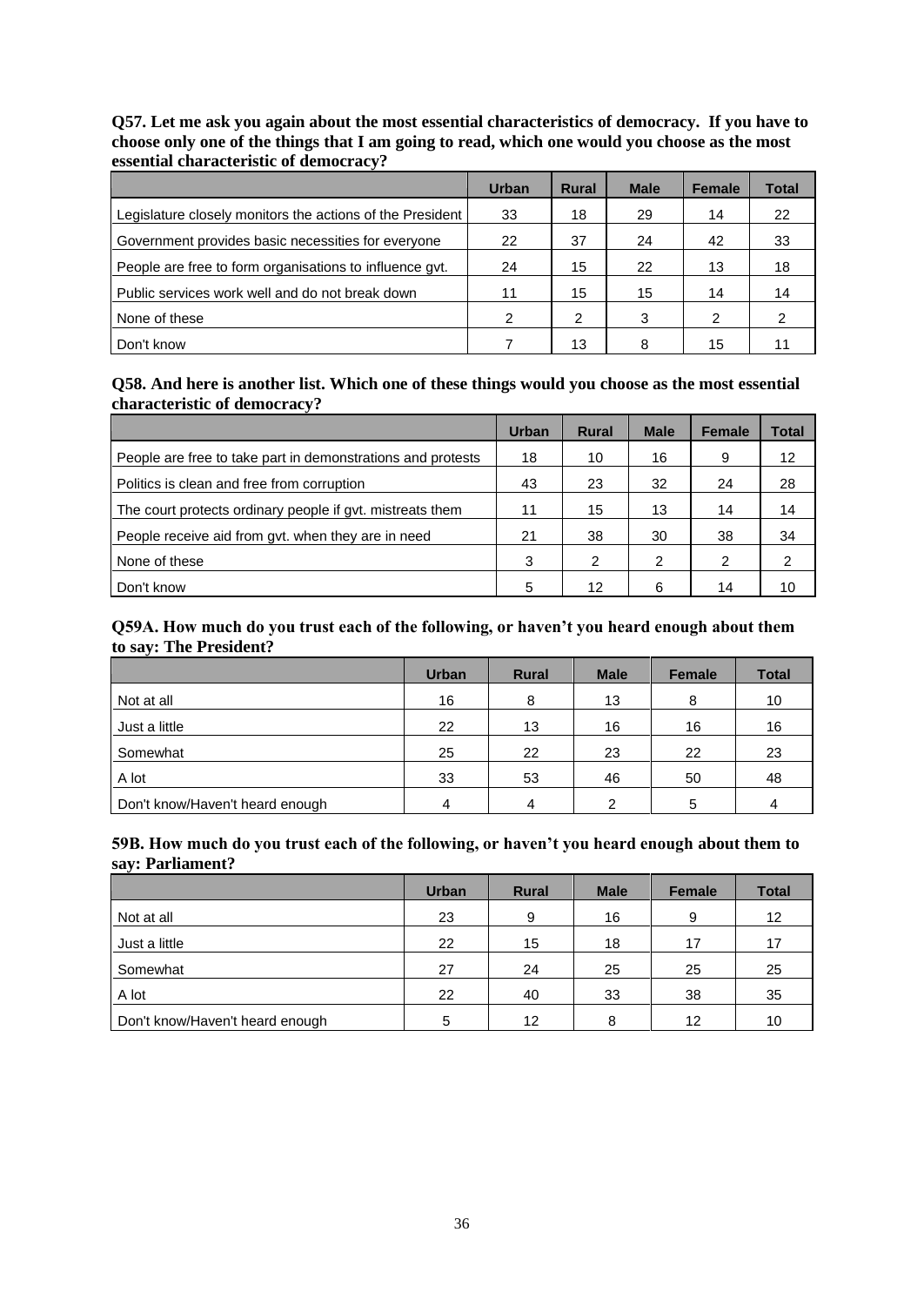**Q57. Let me ask you again about the most essential characteristics of democracy. If you have to choose only one of the things that I am going to read, which one would you choose as the most essential characteristic of democracy?**

| | Urban | Rural | Male | Female | Total |
|---|---|---|---|---|---|
| Legislature closely monitors the actions of the President | 33 | 18 | 29 | 14 | 22 |
| Government provides basic necessities for everyone | 22 | 37 | 24 | 42 | 33 |
| People are free to form organisations to influence gvt. | 24 | 15 | 22 | 13 | 18 |
| Public services work well and do not break down | 11 | 15 | 15 | 14 | 14 |
| None of these | 2 | 2 | 3 | 2 | 2 |
| Don't know | 7 | 13 | 8 | 15 | 11 |

**Q58. And here is another list. Which one of these things would you choose as the most essential characteristic of democracy?**

| | Urban | Rural | Male | Female | Total |
|---|---|---|---|---|---|
| People are free to take part in demonstrations and protests | 18 | 10 | 16 | 9 | 12 |
| Politics is clean and free from corruption | 43 | 23 | 32 | 24 | 28 |
| The court protects ordinary people if gvt. mistreats them | 11 | 15 | 13 | 14 | 14 |
| People receive aid from gvt. when they are in need | 21 | 38 | 30 | 38 | 34 |
| None of these | 3 | 2 | 2 | 2 | 2 |
| Don't know | 5 | 12 | 6 | 14 | 10 |

**Q59A. How much do you trust each of the following, or haven't you heard enough about them to say: The President?**

| | Urban | Rural | Male | Female | Total |
|---|---|---|---|---|---|
| Not at all | 16 | 8 | 13 | 8 | 10 |
| Just a little | 22 | 13 | 16 | 16 | 16 |
| Somewhat | 25 | 22 | 23 | 22 | 23 |
| A lot | 33 | 53 | 46 | 50 | 48 |
| Don't know/Haven't heard enough | 4 | 4 | 2 | 5 | 4 |

**59B. How much do you trust each of the following, or haven't you heard enough about them to say: Parliament?**

| | Urban | Rural | Male | Female | Total |
|---|---|---|---|---|---|
| Not at all | 23 | 9 | 16 | 9 | 12 |
| Just a little | 22 | 15 | 18 | 17 | 17 |
| Somewhat | 27 | 24 | 25 | 25 | 25 |
| A lot | 22 | 40 | 33 | 38 | 35 |
| Don't know/Haven't heard enough | 5 | 12 | 8 | 12 | 10 |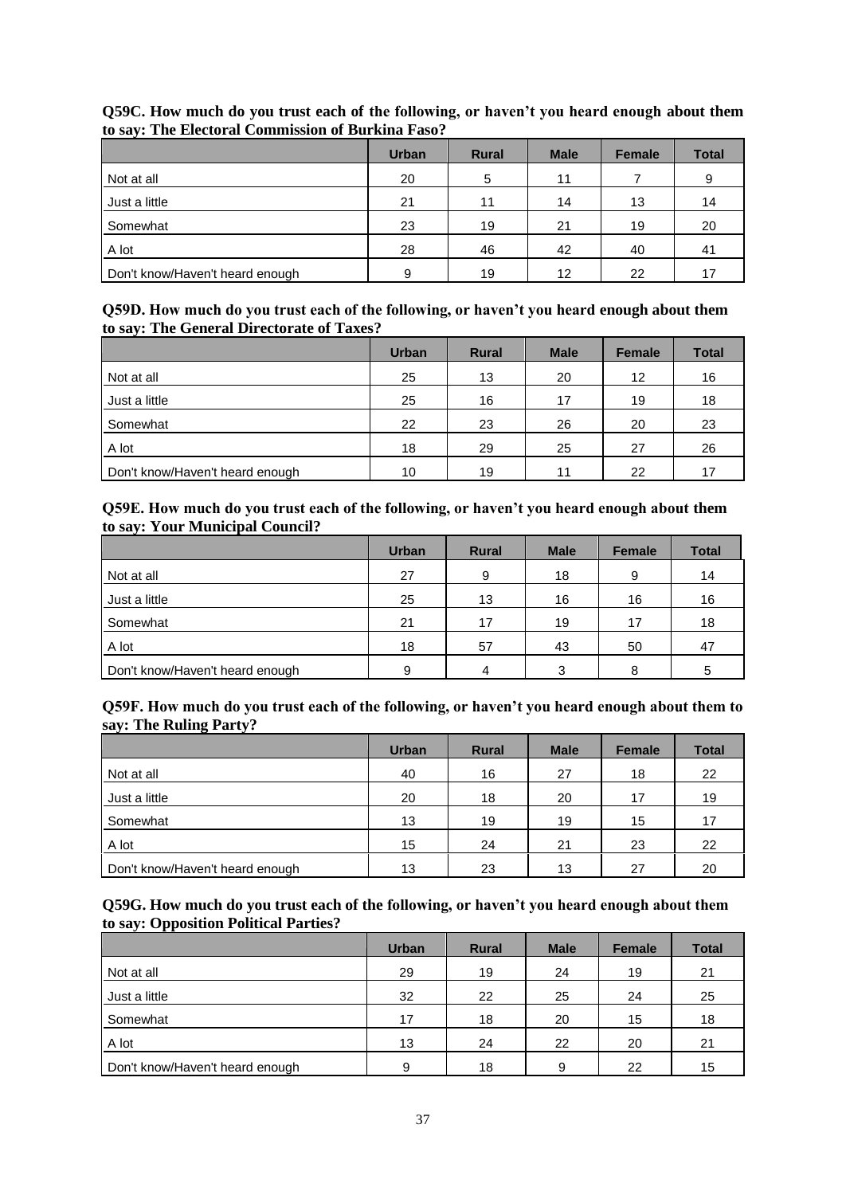**Q59C. How much do you trust each of the following, or haven't you heard enough about them to say: The Electoral Commission of Burkina Faso?**

| | Urban | Rural | Male | Female | Total |
|---|---|---|---|---|---|
| Not at all | 20 | 5 | 11 | 7 | 9 |
| Just a little | 21 | 11 | 14 | 13 | 14 |
| Somewhat | 23 | 19 | 21 | 19 | 20 |
| A lot | 28 | 46 | 42 | 40 | 41 |
| Don't know/Haven't heard enough | 9 | 19 | 12 | 22 | 17 |

**Q59D. How much do you trust each of the following, or haven't you heard enough about them to say: The General Directorate of Taxes?**

| | Urban | Rural | Male | Female | Total |
|---|---|---|---|---|---|
| Not at all | 25 | 13 | 20 | 12 | 16 |
| Just a little | 25 | 16 | 17 | 19 | 18 |
| Somewhat | 22 | 23 | 26 | 20 | 23 |
| A lot | 18 | 29 | 25 | 27 | 26 |
| Don't know/Haven't heard enough | 10 | 19 | 11 | 22 | 17 |

**Q59E. How much do you trust each of the following, or haven't you heard enough about them to say: Your Municipal Council?**

| | Urban | Rural | Male | Female | Total |
|---|---|---|---|---|---|
| Not at all | 27 | 9 | 18 | 9 | 14 |
| Just a little | 25 | 13 | 16 | 16 | 16 |
| Somewhat | 21 | 17 | 19 | 17 | 18 |
| A lot | 18 | 57 | 43 | 50 | 47 |
| Don't know/Haven't heard enough | 9 | 4 | 3 | 8 | 5 |

**Q59F. How much do you trust each of the following, or haven't you heard enough about them to say: The Ruling Party?**

| | Urban | Rural | Male | Female | Total |
|---|---|---|---|---|---|
| Not at all | 40 | 16 | 27 | 18 | 22 |
| Just a little | 20 | 18 | 20 | 17 | 19 |
| Somewhat | 13 | 19 | 19 | 15 | 17 |
| A lot | 15 | 24 | 21 | 23 | 22 |
| Don't know/Haven't heard enough | 13 | 23 | 13 | 27 | 20 |

**Q59G. How much do you trust each of the following, or haven't you heard enough about them to say: Opposition Political Parties?**

| | Urban | Rural | Male | Female | Total |
|---|---|---|---|---|---|
| Not at all | 29 | 19 | 24 | 19 | 21 |
| Just a little | 32 | 22 | 25 | 24 | 25 |
| Somewhat | 17 | 18 | 20 | 15 | 18 |
| A lot | 13 | 24 | 22 | 20 | 21 |
| Don't know/Haven't heard enough | 9 | 18 | 9 | 22 | 15 |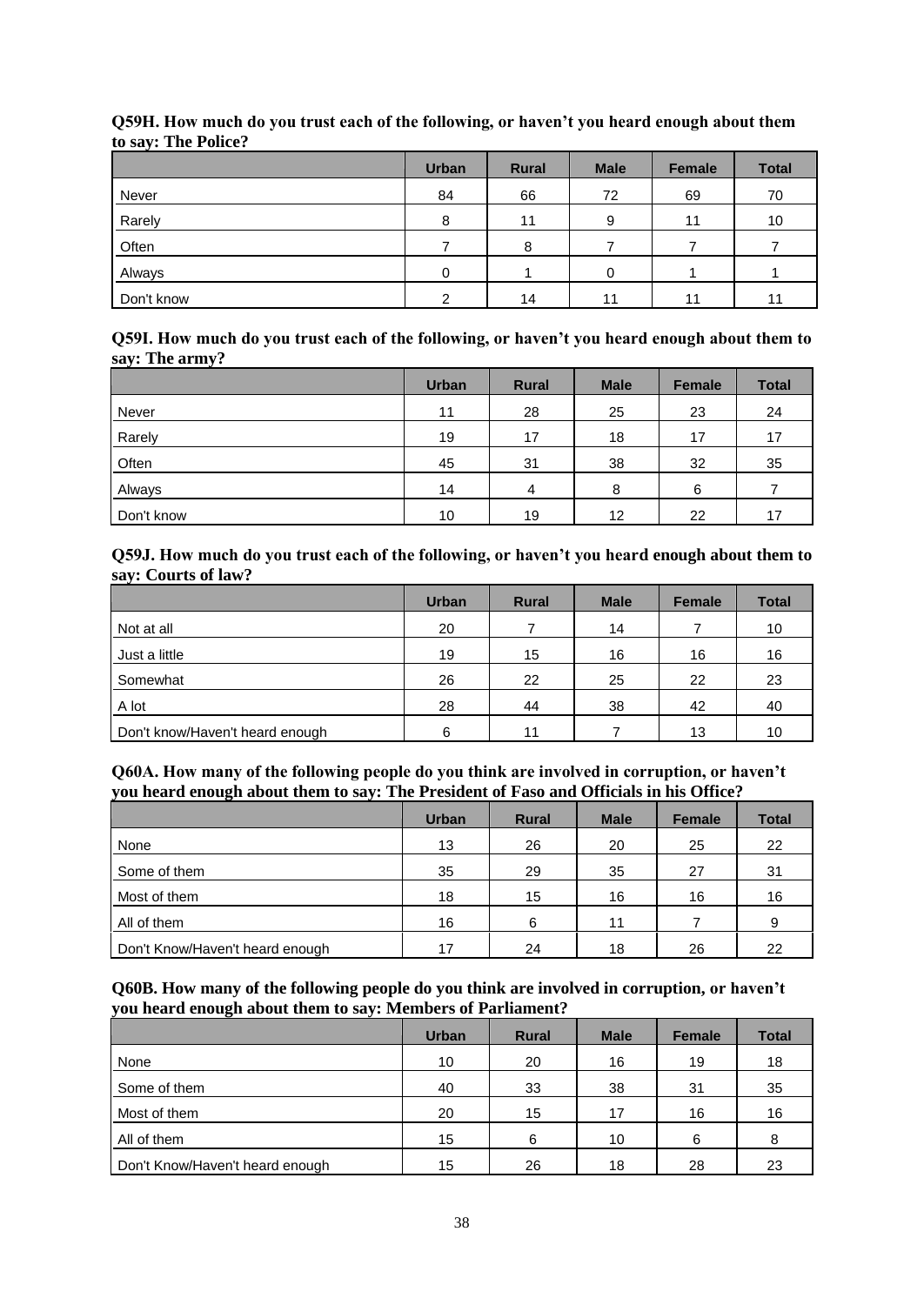**Q59H. How much do you trust each of the following, or haven't you heard enough about them to say: The Police?**

| | Urban | Rural | Male | Female | Total |
|---|---|---|---|---|---|
| Never | 84 | 66 | 72 | 69 | 70 |
| Rarely | 8 | 11 | 9 | 11 | 10 |
| Often | 7 | 8 | 7 | 7 | 7 |
| Always | 0 | 1 | 0 | 1 | 1 |
| Don't know | 2 | 14 | 11 | 11 | 11 |

**Q59I. How much do you trust each of the following, or haven't you heard enough about them to say: The army?**

| | Urban | Rural | Male | Female | Total |
|---|---|---|---|---|---|
| Never | 11 | 28 | 25 | 23 | 24 |
| Rarely | 19 | 17 | 18 | 17 | 17 |
| Often | 45 | 31 | 38 | 32 | 35 |
| Always | 14 | 4 | 8 | 6 | 7 |
| Don't know | 10 | 19 | 12 | 22 | 17 |

**Q59J. How much do you trust each of the following, or haven't you heard enough about them to say: Courts of law?**

| | Urban | Rural | Male | Female | Total |
|---|---|---|---|---|---|
| Not at all | 20 | 7 | 14 | 7 | 10 |
| Just a little | 19 | 15 | 16 | 16 | 16 |
| Somewhat | 26 | 22 | 25 | 22 | 23 |
| A lot | 28 | 44 | 38 | 42 | 40 |
| Don't know/Haven't heard enough | 6 | 11 | 7 | 13 | 10 |

**Q60A. How many of the following people do you think are involved in corruption, or haven't you heard enough about them to say: The President of Faso and Officials in his Office?**

| | Urban | Rural | Male | Female | Total |
|---|---|---|---|---|---|
| None | 13 | 26 | 20 | 25 | 22 |
| Some of them | 35 | 29 | 35 | 27 | 31 |
| Most of them | 18 | 15 | 16 | 16 | 16 |
| All of them | 16 | 6 | 11 | 7 | 9 |
| Don't Know/Haven't heard enough | 17 | 24 | 18 | 26 | 22 |

**Q60B. How many of the following people do you think are involved in corruption, or haven't you heard enough about them to say: Members of Parliament?**

| | Urban | Rural | Male | Female | Total |
|---|---|---|---|---|---|
| None | 10 | 20 | 16 | 19 | 18 |
| Some of them | 40 | 33 | 38 | 31 | 35 |
| Most of them | 20 | 15 | 17 | 16 | 16 |
| All of them | 15 | 6 | 10 | 6 | 8 |
| Don't Know/Haven't heard enough | 15 | 26 | 18 | 28 | 23 |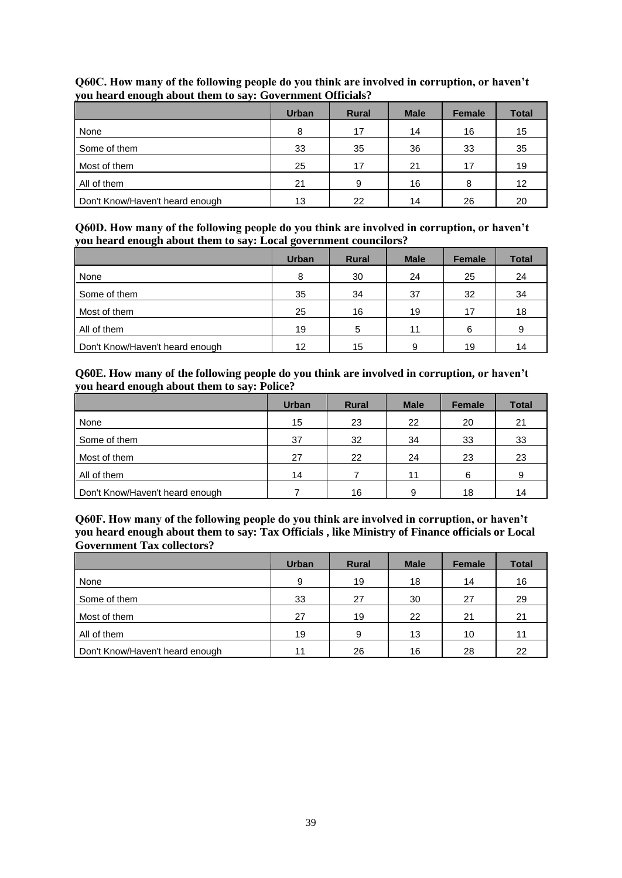**Q60C. How many of the following people do you think are involved in corruption, or haven't you heard enough about them to say: Government Officials?**

| | Urban | Rural | Male | Female | Total |
|---|---|---|---|---|---|
| None | 8 | 17 | 14 | 16 | 15 |
| Some of them | 33 | 35 | 36 | 33 | 35 |
| Most of them | 25 | 17 | 21 | 17 | 19 |
| All of them | 21 | 9 | 16 | 8 | 12 |
| Don't Know/Haven't heard enough | 13 | 22 | 14 | 26 | 20 |

**Q60D. How many of the following people do you think are involved in corruption, or haven't you heard enough about them to say: Local government councilors?**

| | Urban | Rural | Male | Female | Total |
|---|---|---|---|---|---|
| None | 8 | 30 | 24 | 25 | 24 |
| Some of them | 35 | 34 | 37 | 32 | 34 |
| Most of them | 25 | 16 | 19 | 17 | 18 |
| All of them | 19 | 5 | 11 | 6 | 9 |
| Don't Know/Haven't heard enough | 12 | 15 | 9 | 19 | 14 |

**Q60E. How many of the following people do you think are involved in corruption, or haven't you heard enough about them to say: Police?**

| | Urban | Rural | Male | Female | Total |
|---|---|---|---|---|---|
| None | 15 | 23 | 22 | 20 | 21 |
| Some of them | 37 | 32 | 34 | 33 | 33 |
| Most of them | 27 | 22 | 24 | 23 | 23 |
| All of them | 14 | 7 | 11 | 6 | 9 |
| Don't Know/Haven't heard enough | 7 | 16 | 9 | 18 | 14 |

**Q60F. How many of the following people do you think are involved in corruption, or haven't you heard enough about them to say: Tax Officials , like Ministry of Finance officials or Local Government Tax collectors?**

| | Urban | Rural | Male | Female | Total |
|---|---|---|---|---|---|
| None | 9 | 19 | 18 | 14 | 16 |
| Some of them | 33 | 27 | 30 | 27 | 29 |
| Most of them | 27 | 19 | 22 | 21 | 21 |
| All of them | 19 | 9 | 13 | 10 | 11 |
| Don't Know/Haven't heard enough | 11 | 26 | 16 | 28 | 22 |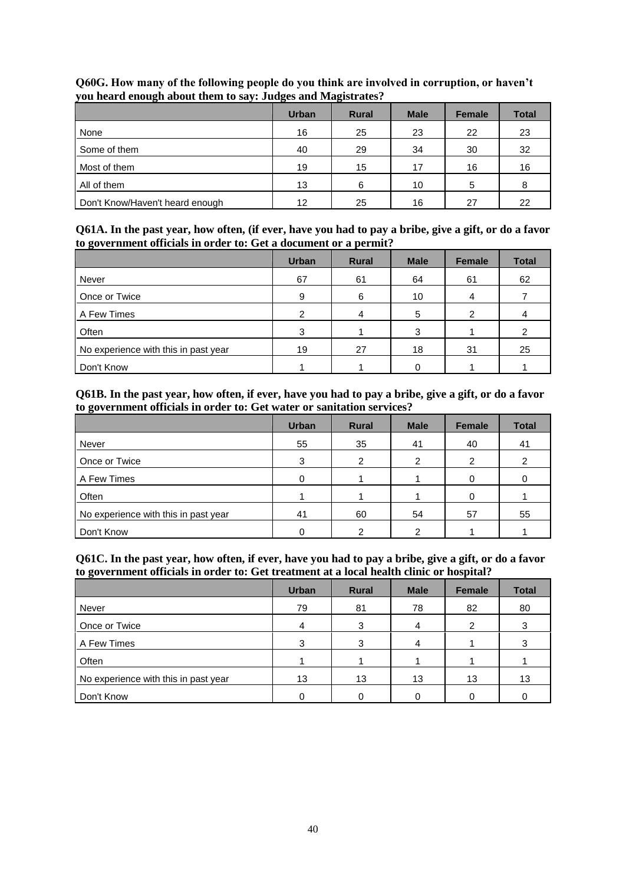**Q60G. How many of the following people do you think are involved in corruption, or haven't you heard enough about them to say: Judges and Magistrates?**

| | Urban | Rural | Male | Female | Total |
|---|---|---|---|---|---|
| None | 16 | 25 | 23 | 22 | 23 |
| Some of them | 40 | 29 | 34 | 30 | 32 |
| Most of them | 19 | 15 | 17 | 16 | 16 |
| All of them | 13 | 6 | 10 | 5 | 8 |
| Don't Know/Haven't heard enough | 12 | 25 | 16 | 27 | 22 |

**Q61A. In the past year, how often, (if ever, have you had to pay a bribe, give a gift, or do a favor to government officials in order to: Get a document or a permit?**

| | Urban | Rural | Male | Female | Total |
|---|---|---|---|---|---|
| Never | 67 | 61 | 64 | 61 | 62 |
| Once or Twice | 9 | 6 | 10 | 4 | 7 |
| A Few Times | 2 | 4 | 5 | 2 | 4 |
| Often | 3 | 1 | 3 | 1 | 2 |
| No experience with this in past year | 19 | 27 | 18 | 31 | 25 |
| Don't Know | 1 | 1 | 0 | 1 | 1 |

**Q61B. In the past year, how often, if ever, have you had to pay a bribe, give a gift, or do a favor to government officials in order to: Get water or sanitation services?**

| | Urban | Rural | Male | Female | Total |
|---|---|---|---|---|---|
| Never | 55 | 35 | 41 | 40 | 41 |
| Once or Twice | 3 | 2 | 2 | 2 | 2 |
| A Few Times | 0 | 1 | 1 | 0 | 0 |
| Often | 1 | 1 | 1 | 0 | 1 |
| No experience with this in past year | 41 | 60 | 54 | 57 | 55 |
| Don't Know | 0 | 2 | 2 | 1 | 1 |

**Q61C. In the past year, how often, if ever, have you had to pay a bribe, give a gift, or do a favor to government officials in order to: Get treatment at a local health clinic or hospital?**

| | Urban | Rural | Male | Female | Total |
|---|---|---|---|---|---|
| Never | 79 | 81 | 78 | 82 | 80 |
| Once or Twice | 4 | 3 | 4 | 2 | 3 |
| A Few Times | 3 | 3 | 4 | 1 | 3 |
| Often | 1 | 1 | 1 | 1 | 1 |
| No experience with this in past year | 13 | 13 | 13 | 13 | 13 |
| Don't Know | 0 | 0 | 0 | 0 | 0 |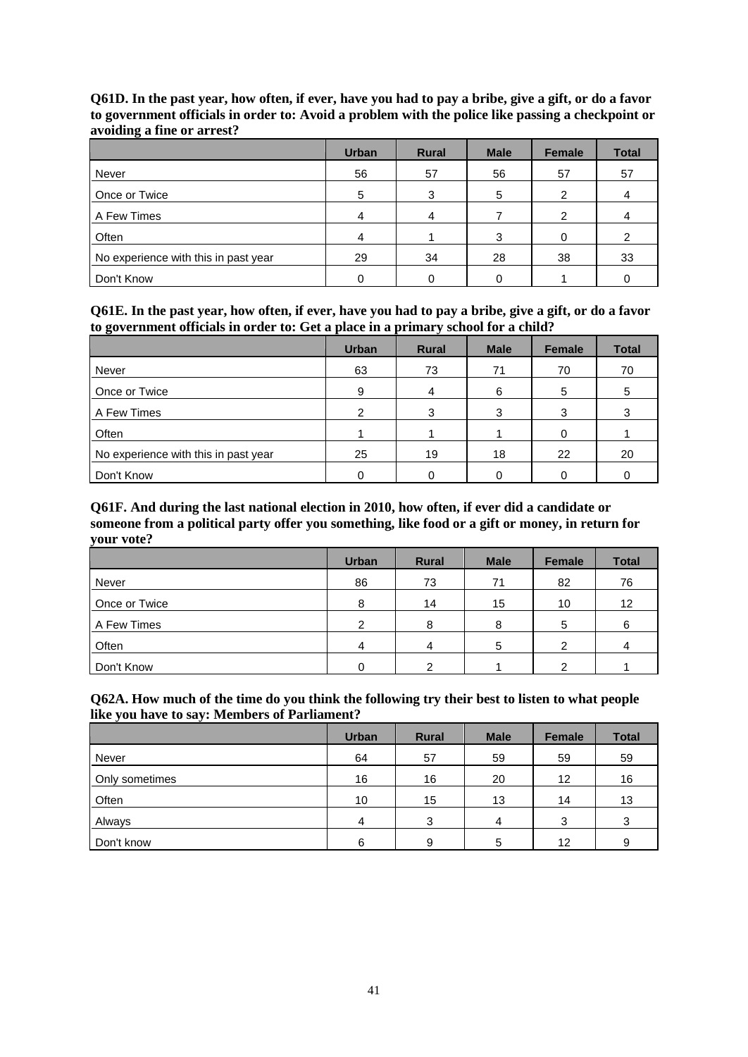**Q61D. In the past year, how often, if ever, have you had to pay a bribe, give a gift, or do a favor to government officials in order to: Avoid a problem with the police like passing a checkpoint or avoiding a fine or arrest?**

| | Urban | Rural | Male | Female | Total |
|---|---|---|---|---|---|
| Never | 56 | 57 | 56 | 57 | 57 |
| Once or Twice | 5 | 3 | 5 | 2 | 4 |
| A Few Times | 4 | 4 | 7 | 2 | 4 |
| Often | 4 | 1 | 3 | 0 | 2 |
| No experience with this in past year | 29 | 34 | 28 | 38 | 33 |
| Don't Know | 0 | 0 | 0 | 1 | 0 |

**Q61E. In the past year, how often, if ever, have you had to pay a bribe, give a gift, or do a favor to government officials in order to: Get a place in a primary school for a child?**

| | Urban | Rural | Male | Female | Total |
|---|---|---|---|---|---|
| Never | 63 | 73 | 71 | 70 | 70 |
| Once or Twice | 9 | 4 | 6 | 5 | 5 |
| A Few Times | 2 | 3 | 3 | 3 | 3 |
| Often | 1 | 1 | 1 | 0 | 1 |
| No experience with this in past year | 25 | 19 | 18 | 22 | 20 |
| Don't Know | 0 | 0 | 0 | 0 | 0 |

**Q61F. And during the last national election in 2010, how often, if ever did a candidate or someone from a political party offer you something, like food or a gift or money, in return for your vote?**

| | Urban | Rural | Male | Female | Total |
|---|---|---|---|---|---|
| Never | 86 | 73 | 71 | 82 | 76 |
| Once or Twice | 8 | 14 | 15 | 10 | 12 |
| A Few Times | 2 | 8 | 8 | 5 | 6 |
| Often | 4 | 4 | 5 | 2 | 4 |
| Don't Know | 0 | 2 | 1 | 2 | 1 |

**Q62A. How much of the time do you think the following try their best to listen to what people like you have to say: Members of Parliament?**

| | Urban | Rural | Male | Female | Total |
|---|---|---|---|---|---|
| Never | 64 | 57 | 59 | 59 | 59 |
| Only sometimes | 16 | 16 | 20 | 12 | 16 |
| Often | 10 | 15 | 13 | 14 | 13 |
| Always | 4 | 3 | 4 | 3 | 3 |
| Don't know | 6 | 9 | 5 | 12 | 9 |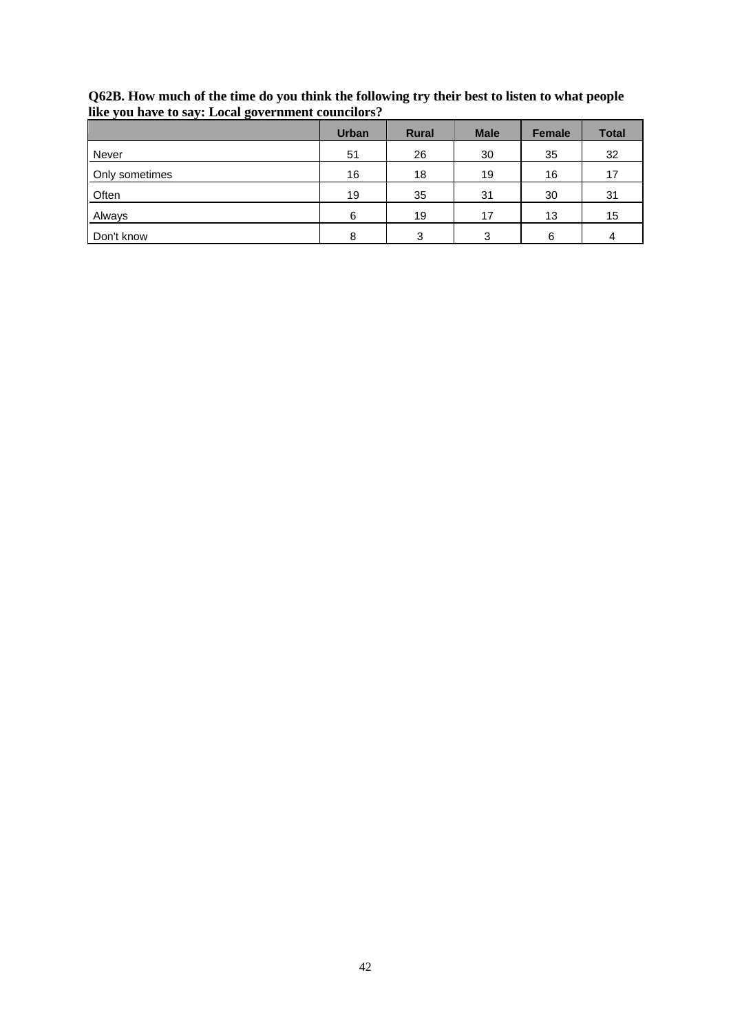**Q62B. How much of the time do you think the following try their best to listen to what people like you have to say: Local government councilors?**

| | Urban | Rural | Male | Female | Total |
|---|---|---|---|---|---|
| Never | 51 | 26 | 30 | 35 | 32 |
| Only sometimes | 16 | 18 | 19 | 16 | 17 |
| Often | 19 | 35 | 31 | 30 | 31 |
| Always | 6 | 19 | 17 | 13 | 15 |
| Don't know | 8 | 3 | 3 | 6 | 4 |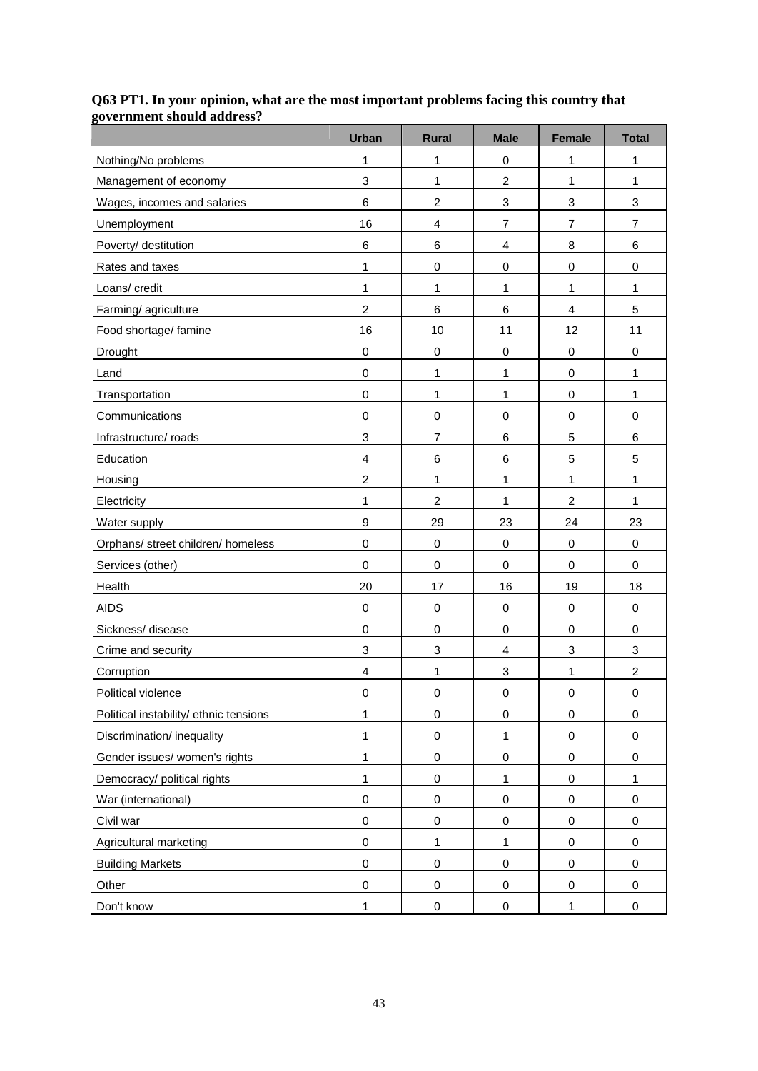**Q63 PT1. In your opinion, what are the most important problems facing this country that government should address?**

| | Urban | Rural | Male | Female | Total |
|---|---|---|---|---|---|
| Nothing/No problems | 1 | 1 | 0 | 1 | 1 |
| Management of economy | 3 | 1 | 2 | 1 | 1 |
| Wages, incomes and salaries | 6 | 2 | 3 | 3 | 3 |
| Unemployment | 16 | 4 | 7 | 7 | 7 |
| Poverty/ destitution | 6 | 6 | 4 | 8 | 6 |
| Rates and taxes | 1 | 0 | 0 | 0 | 0 |
| Loans/ credit | 1 | 1 | 1 | 1 | 1 |
| Farming/ agriculture | 2 | 6 | 6 | 4 | 5 |
| Food shortage/ famine | 16 | 10 | 11 | 12 | 11 |
| Drought | 0 | 0 | 0 | 0 | 0 |
| Land | 0 | 1 | 1 | 0 | 1 |
| Transportation | 0 | 1 | 1 | 0 | 1 |
| Communications | 0 | 0 | 0 | 0 | 0 |
| Infrastructure/ roads | 3 | 7 | 6 | 5 | 6 |
| Education | 4 | 6 | 6 | 5 | 5 |
| Housing | 2 | 1 | 1 | 1 | 1 |
| Electricity | 1 | 2 | 1 | 2 | 1 |
| Water supply | 9 | 29 | 23 | 24 | 23 |
| Orphans/ street children/ homeless | 0 | 0 | 0 | 0 | 0 |
| Services (other) | 0 | 0 | 0 | 0 | 0 |
| Health | 20 | 17 | 16 | 19 | 18 |
| AIDS | 0 | 0 | 0 | 0 | 0 |
| Sickness/ disease | 0 | 0 | 0 | 0 | 0 |
| Crime and security | 3 | 3 | 4 | 3 | 3 |
| Corruption | 4 | 1 | 3 | 1 | 2 |
| Political violence | 0 | 0 | 0 | 0 | 0 |
| Political instability/ ethnic tensions | 1 | 0 | 0 | 0 | 0 |
| Discrimination/ inequality | 1 | 0 | 1 | 0 | 0 |
| Gender issues/ women's rights | 1 | 0 | 0 | 0 | 0 |
| Democracy/ political rights | 1 | 0 | 1 | 0 | 1 |
| War (international) | 0 | 0 | 0 | 0 | 0 |
| Civil war | 0 | 0 | 0 | 0 | 0 |
| Agricultural marketing | 0 | 1 | 1 | 0 | 0 |
| Building Markets | 0 | 0 | 0 | 0 | 0 |
| Other | 0 | 0 | 0 | 0 | 0 |
| Don't know | 1 | 0 | 0 | 1 | 0 |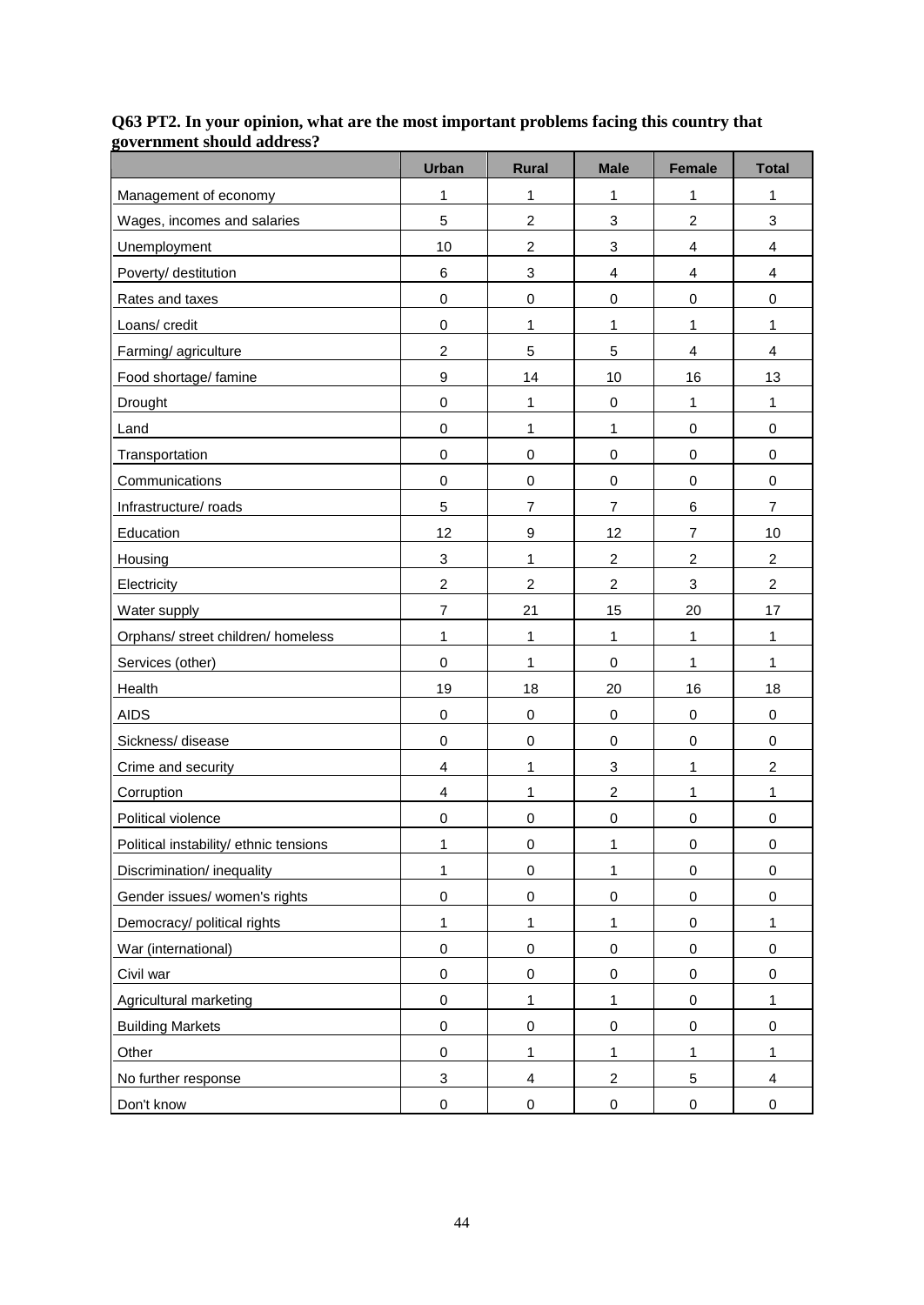**Q63 PT2. In your opinion, what are the most important problems facing this country that government should address?**

| | Urban | Rural | Male | Female | Total |
|---|---|---|---|---|---|
| Management of economy | 1 | 1 | 1 | 1 | 1 |
| Wages, incomes and salaries | 5 | 2 | 3 | 2 | 3 |
| Unemployment | 10 | 2 | 3 | 4 | 4 |
| Poverty/ destitution | 6 | 3 | 4 | 4 | 4 |
| Rates and taxes | 0 | 0 | 0 | 0 | 0 |
| Loans/ credit | 0 | 1 | 1 | 1 | 1 |
| Farming/ agriculture | 2 | 5 | 5 | 4 | 4 |
| Food shortage/ famine | 9 | 14 | 10 | 16 | 13 |
| Drought | 0 | 1 | 0 | 1 | 1 |
| Land | 0 | 1 | 1 | 0 | 0 |
| Transportation | 0 | 0 | 0 | 0 | 0 |
| Communications | 0 | 0 | 0 | 0 | 0 |
| Infrastructure/ roads | 5 | 7 | 7 | 6 | 7 |
| Education | 12 | 9 | 12 | 7 | 10 |
| Housing | 3 | 1 | 2 | 2 | 2 |
| Electricity | 2 | 2 | 2 | 3 | 2 |
| Water supply | 7 | 21 | 15 | 20 | 17 |
| Orphans/ street children/ homeless | 1 | 1 | 1 | 1 | 1 |
| Services (other) | 0 | 1 | 0 | 1 | 1 |
| Health | 19 | 18 | 20 | 16 | 18 |
| AIDS | 0 | 0 | 0 | 0 | 0 |
| Sickness/ disease | 0 | 0 | 0 | 0 | 0 |
| Crime and security | 4 | 1 | 3 | 1 | 2 |
| Corruption | 4 | 1 | 2 | 1 | 1 |
| Political violence | 0 | 0 | 0 | 0 | 0 |
| Political instability/ ethnic tensions | 1 | 0 | 1 | 0 | 0 |
| Discrimination/ inequality | 1 | 0 | 1 | 0 | 0 |
| Gender issues/ women's rights | 0 | 0 | 0 | 0 | 0 |
| Democracy/ political rights | 1 | 1 | 1 | 0 | 1 |
| War (international) | 0 | 0 | 0 | 0 | 0 |
| Civil war | 0 | 0 | 0 | 0 | 0 |
| Agricultural marketing | 0 | 1 | 1 | 0 | 1 |
| Building Markets | 0 | 0 | 0 | 0 | 0 |
| Other | 0 | 1 | 1 | 1 | 1 |
| No further response | 3 | 4 | 2 | 5 | 4 |
| Don't know | 0 | 0 | 0 | 0 | 0 |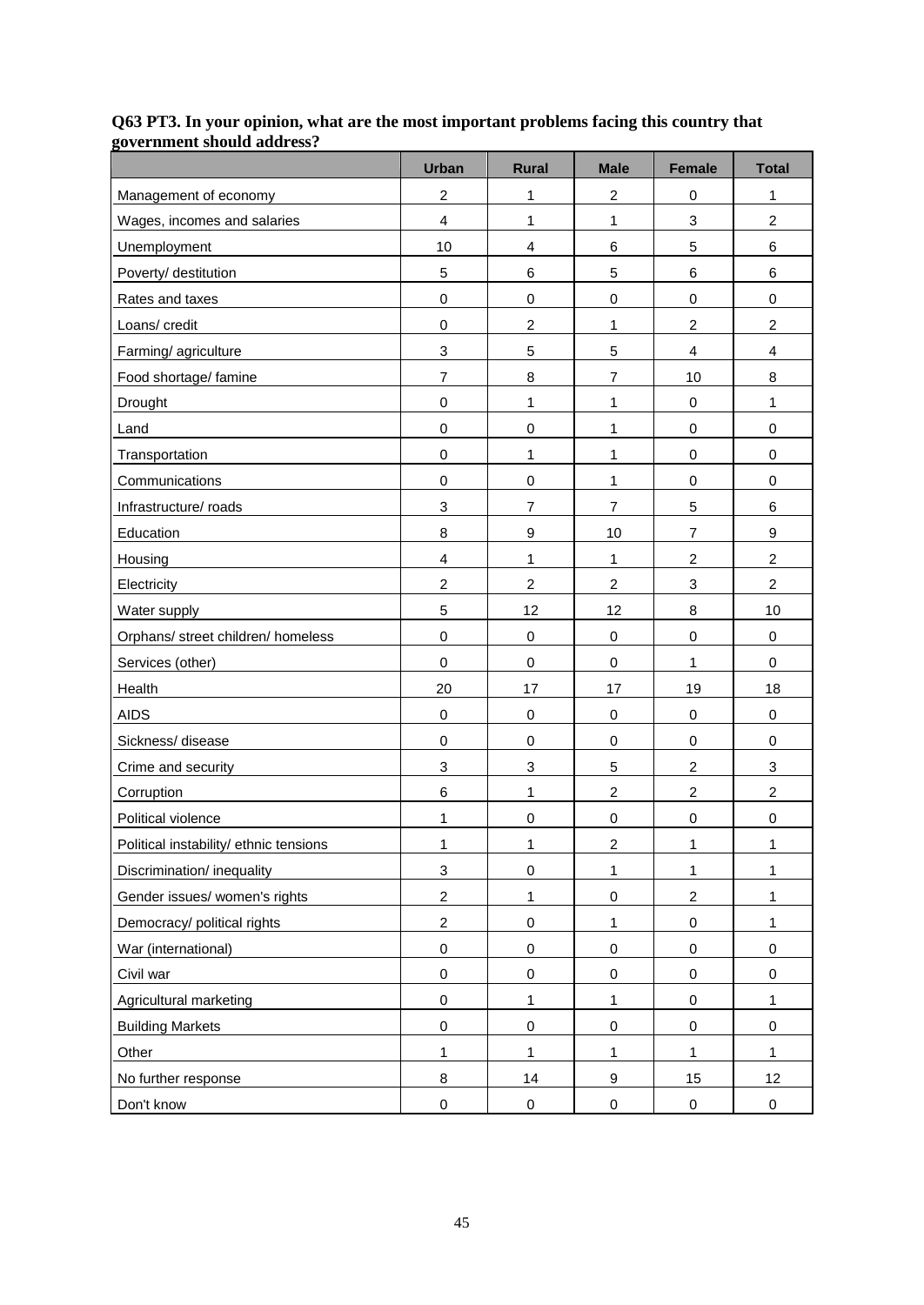**Q63 PT3. In your opinion, what are the most important problems facing this country that government should address?**

| | Urban | Rural | Male | Female | Total |
|---|---|---|---|---|---|
| Management of economy | 2 | 1 | 2 | 0 | 1 |
| Wages, incomes and salaries | 4 | 1 | 1 | 3 | 2 |
| Unemployment | 10 | 4 | 6 | 5 | 6 |
| Poverty/ destitution | 5 | 6 | 5 | 6 | 6 |
| Rates and taxes | 0 | 0 | 0 | 0 | 0 |
| Loans/ credit | 0 | 2 | 1 | 2 | 2 |
| Farming/ agriculture | 3 | 5 | 5 | 4 | 4 |
| Food shortage/ famine | 7 | 8 | 7 | 10 | 8 |
| Drought | 0 | 1 | 1 | 0 | 1 |
| Land | 0 | 0 | 1 | 0 | 0 |
| Transportation | 0 | 1 | 1 | 0 | 0 |
| Communications | 0 | 0 | 1 | 0 | 0 |
| Infrastructure/ roads | 3 | 7 | 7 | 5 | 6 |
| Education | 8 | 9 | 10 | 7 | 9 |
| Housing | 4 | 1 | 1 | 2 | 2 |
| Electricity | 2 | 2 | 2 | 3 | 2 |
| Water supply | 5 | 12 | 12 | 8 | 10 |
| Orphans/ street children/ homeless | 0 | 0 | 0 | 0 | 0 |
| Services (other) | 0 | 0 | 0 | 1 | 0 |
| Health | 20 | 17 | 17 | 19 | 18 |
| AIDS | 0 | 0 | 0 | 0 | 0 |
| Sickness/ disease | 0 | 0 | 0 | 0 | 0 |
| Crime and security | 3 | 3 | 5 | 2 | 3 |
| Corruption | 6 | 1 | 2 | 2 | 2 |
| Political violence | 1 | 0 | 0 | 0 | 0 |
| Political instability/ ethnic tensions | 1 | 1 | 2 | 1 | 1 |
| Discrimination/ inequality | 3 | 0 | 1 | 1 | 1 |
| Gender issues/ women's rights | 2 | 1 | 0 | 2 | 1 |
| Democracy/ political rights | 2 | 0 | 1 | 0 | 1 |
| War (international) | 0 | 0 | 0 | 0 | 0 |
| Civil war | 0 | 0 | 0 | 0 | 0 |
| Agricultural marketing | 0 | 1 | 1 | 0 | 1 |
| Building Markets | 0 | 0 | 0 | 0 | 0 |
| Other | 1 | 1 | 1 | 1 | 1 |
| No further response | 8 | 14 | 9 | 15 | 12 |
| Don't know | 0 | 0 | 0 | 0 | 0 |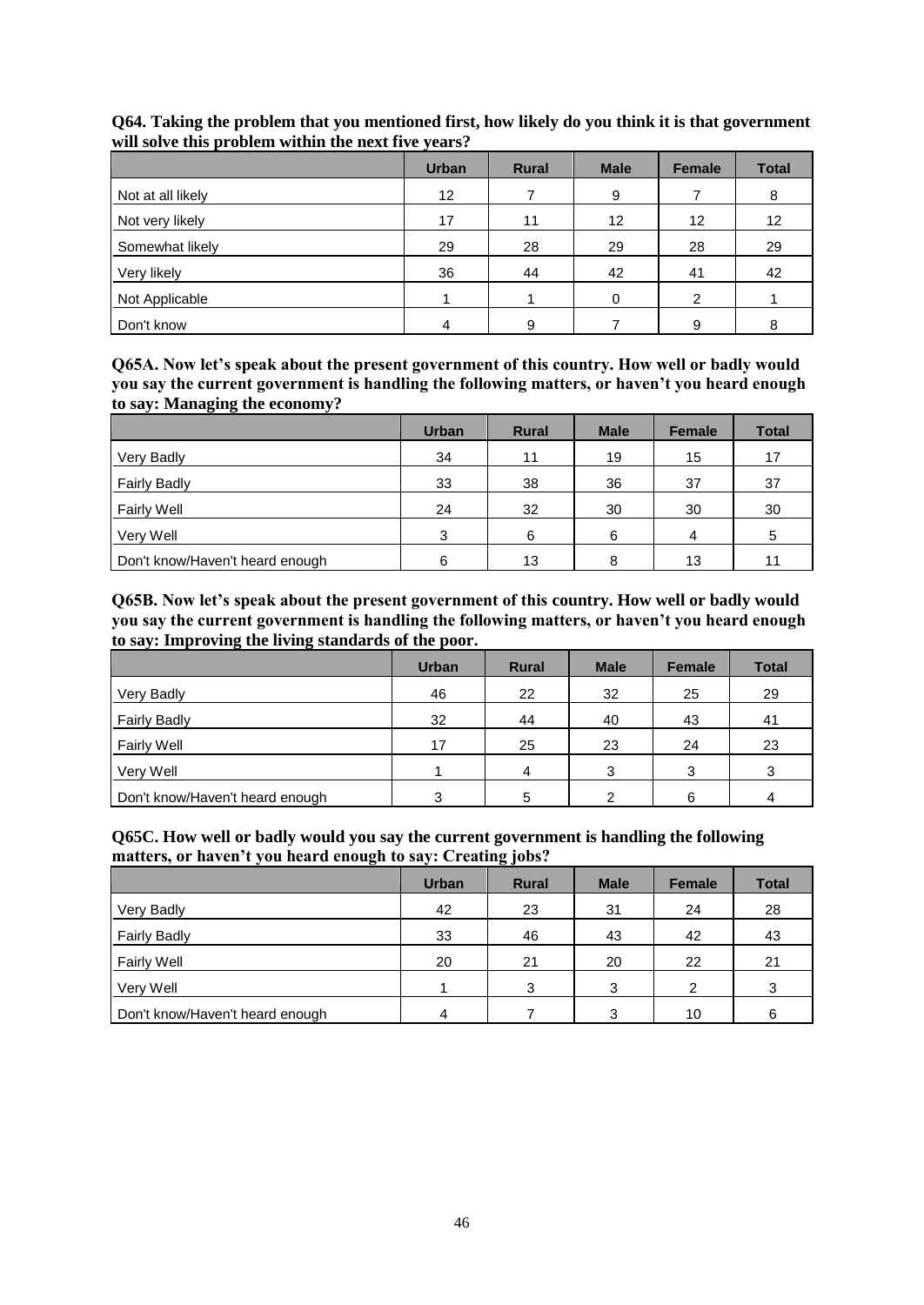**Q64. Taking the problem that you mentioned first, how likely do you think it is that government will solve this problem within the next five years?**

| | Urban | Rural | Male | Female | Total |
|---|---|---|---|---|---|
| Not at all likely | 12 | 7 | 9 | 7 | 8 |
| Not very likely | 17 | 11 | 12 | 12 | 12 |
| Somewhat likely | 29 | 28 | 29 | 28 | 29 |
| Very likely | 36 | 44 | 42 | 41 | 42 |
| Not Applicable | 1 | 1 | 0 | 2 | 1 |
| Don't know | 4 | 9 | 7 | 9 | 8 |

**Q65A. Now let's speak about the present government of this country. How well or badly would you say the current government is handling the following matters, or haven't you heard enough to say: Managing the economy?**

| | Urban | Rural | Male | Female | Total |
|---|---|---|---|---|---|
| Very Badly | 34 | 11 | 19 | 15 | 17 |
| Fairly Badly | 33 | 38 | 36 | 37 | 37 |
| Fairly Well | 24 | 32 | 30 | 30 | 30 |
| Very Well | 3 | 6 | 6 | 4 | 5 |
| Don't know/Haven't heard enough | 6 | 13 | 8 | 13 | 11 |

**Q65B. Now let's speak about the present government of this country. How well or badly would you say the current government is handling the following matters, or haven't you heard enough to say: Improving the living standards of the poor.**

| | Urban | Rural | Male | Female | Total |
|---|---|---|---|---|---|
| Very Badly | 46 | 22 | 32 | 25 | 29 |
| Fairly Badly | 32 | 44 | 40 | 43 | 41 |
| Fairly Well | 17 | 25 | 23 | 24 | 23 |
| Very Well | 1 | 4 | 3 | 3 | 3 |
| Don't know/Haven't heard enough | 3 | 5 | 2 | 6 | 4 |

**Q65C. How well or badly would you say the current government is handling the following matters, or haven't you heard enough to say: Creating jobs?**

| | Urban | Rural | Male | Female | Total |
|---|---|---|---|---|---|
| Very Badly | 42 | 23 | 31 | 24 | 28 |
| Fairly Badly | 33 | 46 | 43 | 42 | 43 |
| Fairly Well | 20 | 21 | 20 | 22 | 21 |
| Very Well | 1 | 3 | 3 | 2 | 3 |
| Don't know/Haven't heard enough | 4 | 7 | 3 | 10 | 6 |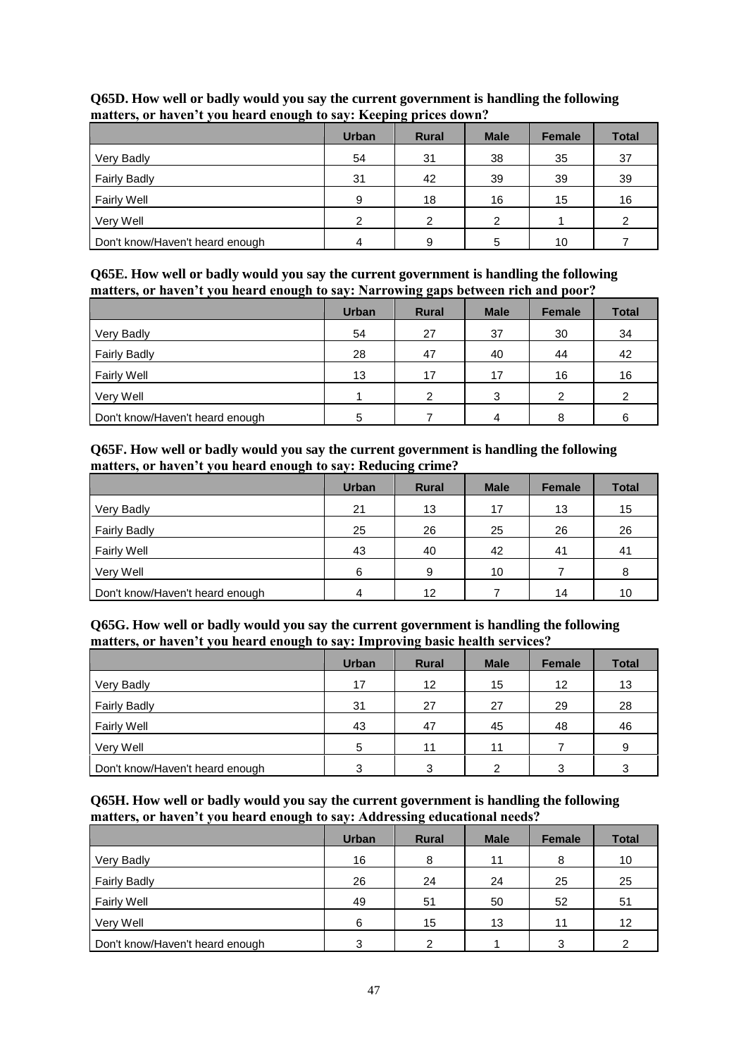**Q65D. How well or badly would you say the current government is handling the following matters, or haven't you heard enough to say: Keeping prices down?**

| | Urban | Rural | Male | Female | Total |
|---|---|---|---|---|---|
| Very Badly | 54 | 31 | 38 | 35 | 37 |
| Fairly Badly | 31 | 42 | 39 | 39 | 39 |
| Fairly Well | 9 | 18 | 16 | 15 | 16 |
| Very Well | 2 | 2 | 2 | 1 | 2 |
| Don't know/Haven't heard enough | 4 | 9 | 5 | 10 | 7 |

**Q65E. How well or badly would you say the current government is handling the following matters, or haven't you heard enough to say: Narrowing gaps between rich and poor?**

| | Urban | Rural | Male | Female | Total |
|---|---|---|---|---|---|
| Very Badly | 54 | 27 | 37 | 30 | 34 |
| Fairly Badly | 28 | 47 | 40 | 44 | 42 |
| Fairly Well | 13 | 17 | 17 | 16 | 16 |
| Very Well | 1 | 2 | 3 | 2 | 2 |
| Don't know/Haven't heard enough | 5 | 7 | 4 | 8 | 6 |

**Q65F. How well or badly would you say the current government is handling the following matters, or haven't you heard enough to say: Reducing crime?**

| | Urban | Rural | Male | Female | Total |
|---|---|---|---|---|---|
| Very Badly | 21 | 13 | 17 | 13 | 15 |
| Fairly Badly | 25 | 26 | 25 | 26 | 26 |
| Fairly Well | 43 | 40 | 42 | 41 | 41 |
| Very Well | 6 | 9 | 10 | 7 | 8 |
| Don't know/Haven't heard enough | 4 | 12 | 7 | 14 | 10 |

**Q65G. How well or badly would you say the current government is handling the following matters, or haven't you heard enough to say: Improving basic health services?**

| | Urban | Rural | Male | Female | Total |
|---|---|---|---|---|---|
| Very Badly | 17 | 12 | 15 | 12 | 13 |
| Fairly Badly | 31 | 27 | 27 | 29 | 28 |
| Fairly Well | 43 | 47 | 45 | 48 | 46 |
| Very Well | 5 | 11 | 11 | 7 | 9 |
| Don't know/Haven't heard enough | 3 | 3 | 2 | 3 | 3 |

**Q65H. How well or badly would you say the current government is handling the following matters, or haven't you heard enough to say: Addressing educational needs?**

| | Urban | Rural | Male | Female | Total |
|---|---|---|---|---|---|
| Very Badly | 16 | 8 | 11 | 8 | 10 |
| Fairly Badly | 26 | 24 | 24 | 25 | 25 |
| Fairly Well | 49 | 51 | 50 | 52 | 51 |
| Very Well | 6 | 15 | 13 | 11 | 12 |
| Don't know/Haven't heard enough | 3 | 2 | 1 | 3 | 2 |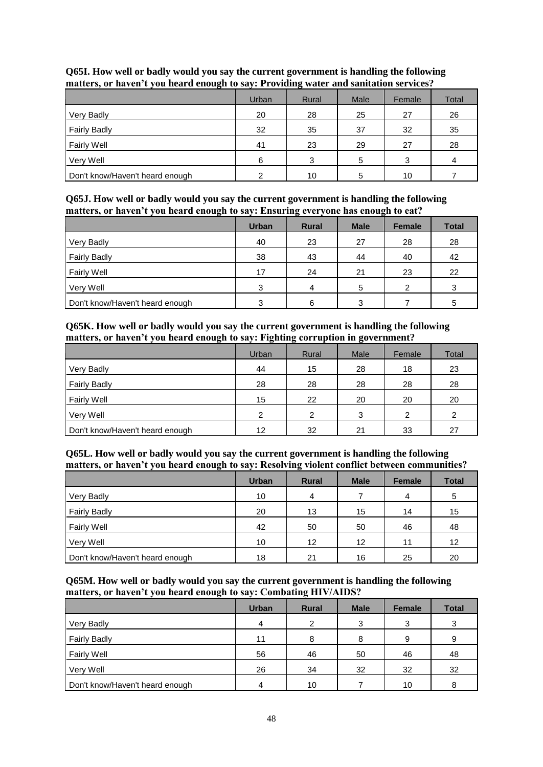**Q65I. How well or badly would you say the current government is handling the following matters, or haven't you heard enough to say: Providing water and sanitation services?**

| | Urban | Rural | Male | Female | Total |
|---|---|---|---|---|---|
| Very Badly | 20 | 28 | 25 | 27 | 26 |
| Fairly Badly | 32 | 35 | 37 | 32 | 35 |
| Fairly Well | 41 | 23 | 29 | 27 | 28 |
| Very Well | 6 | 3 | 5 | 3 | 4 |
| Don't know/Haven't heard enough | 2 | 10 | 5 | 10 | 7 |

**Q65J. How well or badly would you say the current government is handling the following matters, or haven't you heard enough to say: Ensuring everyone has enough to eat?**

| | Urban | Rural | Male | Female | Total |
|---|---|---|---|---|---|
| Very Badly | 40 | 23 | 27 | 28 | 28 |
| Fairly Badly | 38 | 43 | 44 | 40 | 42 |
| Fairly Well | 17 | 24 | 21 | 23 | 22 |
| Very Well | 3 | 4 | 5 | 2 | 3 |
| Don't know/Haven't heard enough | 3 | 6 | 3 | 7 | 5 |

**Q65K. How well or badly would you say the current government is handling the following matters, or haven't you heard enough to say: Fighting corruption in government?**

| | Urban | Rural | Male | Female | Total |
|---|---|---|---|---|---|
| Very Badly | 44 | 15 | 28 | 18 | 23 |
| Fairly Badly | 28 | 28 | 28 | 28 | 28 |
| Fairly Well | 15 | 22 | 20 | 20 | 20 |
| Very Well | 2 | 2 | 3 | 2 | 2 |
| Don't know/Haven't heard enough | 12 | 32 | 21 | 33 | 27 |

**Q65L. How well or badly would you say the current government is handling the following matters, or haven't you heard enough to say: Resolving violent conflict between communities?**

| | Urban | Rural | Male | Female | Total |
|---|---|---|---|---|---|
| Very Badly | 10 | 4 | 7 | 4 | 5 |
| Fairly Badly | 20 | 13 | 15 | 14 | 15 |
| Fairly Well | 42 | 50 | 50 | 46 | 48 |
| Very Well | 10 | 12 | 12 | 11 | 12 |
| Don't know/Haven't heard enough | 18 | 21 | 16 | 25 | 20 |

**Q65M. How well or badly would you say the current government is handling the following matters, or haven't you heard enough to say: Combating HIV/AIDS?**

| | Urban | Rural | Male | Female | Total |
|---|---|---|---|---|---|
| Very Badly | 4 | 2 | 3 | 3 | 3 |
| Fairly Badly | 11 | 8 | 8 | 9 | 9 |
| Fairly Well | 56 | 46 | 50 | 46 | 48 |
| Very Well | 26 | 34 | 32 | 32 | 32 |
| Don't know/Haven't heard enough | 4 | 10 | 7 | 10 | 8 |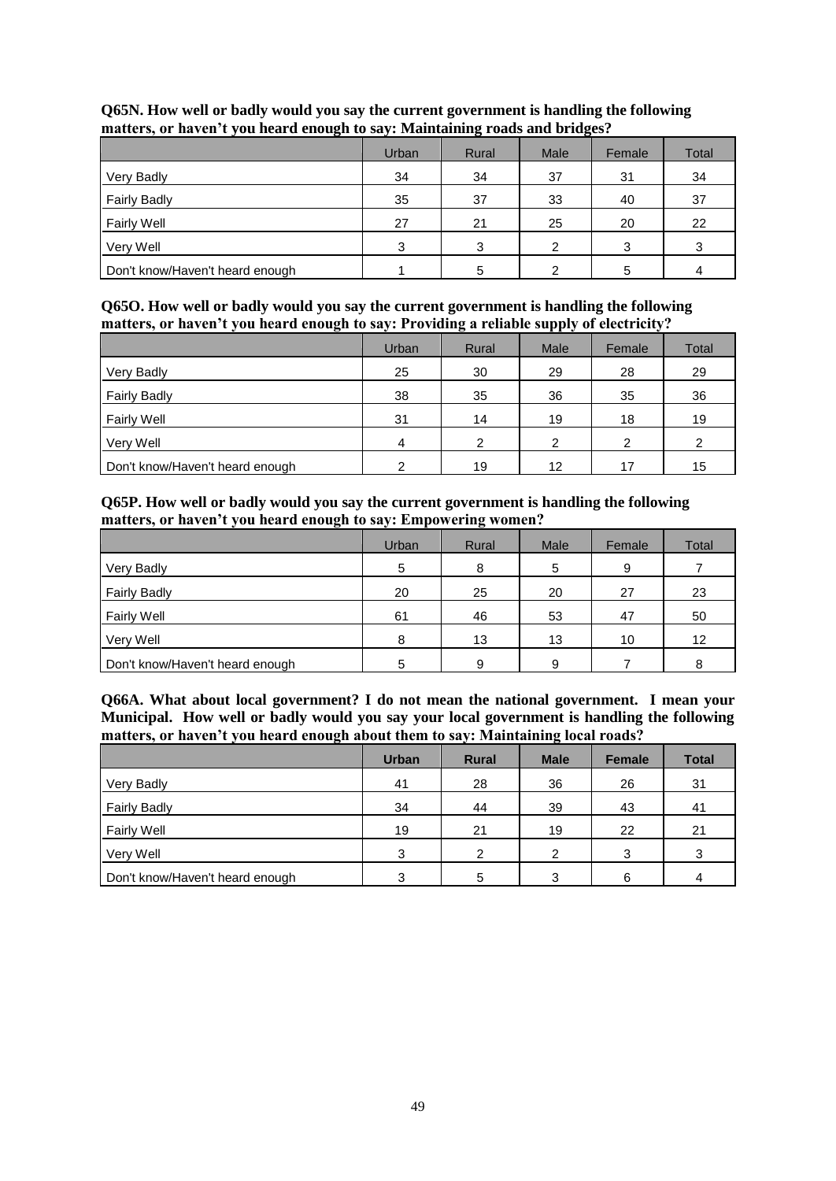**Q65N. How well or badly would you say the current government is handling the following matters, or haven't you heard enough to say: Maintaining roads and bridges?**

| | Urban | Rural | Male | Female | Total |
|---|---|---|---|---|---|
| Very Badly | 34 | 34 | 37 | 31 | 34 |
| Fairly Badly | 35 | 37 | 33 | 40 | 37 |
| Fairly Well | 27 | 21 | 25 | 20 | 22 |
| Very Well | 3 | 3 | 2 | 3 | 3 |
| Don't know/Haven't heard enough | 1 | 5 | 2 | 5 | 4 |

**Q65O. How well or badly would you say the current government is handling the following matters, or haven't you heard enough to say: Providing a reliable supply of electricity?**

| | Urban | Rural | Male | Female | Total |
|---|---|---|---|---|---|
| Very Badly | 25 | 30 | 29 | 28 | 29 |
| Fairly Badly | 38 | 35 | 36 | 35 | 36 |
| Fairly Well | 31 | 14 | 19 | 18 | 19 |
| Very Well | 4 | 2 | 2 | 2 | 2 |
| Don't know/Haven't heard enough | 2 | 19 | 12 | 17 | 15 |

**Q65P. How well or badly would you say the current government is handling the following matters, or haven't you heard enough to say: Empowering women?**

| | Urban | Rural | Male | Female | Total |
|---|---|---|---|---|---|
| Very Badly | 5 | 8 | 5 | 9 | 7 |
| Fairly Badly | 20 | 25 | 20 | 27 | 23 |
| Fairly Well | 61 | 46 | 53 | 47 | 50 |
| Very Well | 8 | 13 | 13 | 10 | 12 |
| Don't know/Haven't heard enough | 5 | 9 | 9 | 7 | 8 |

**Q66A. What about local government? I do not mean the national government. I mean your Municipal. How well or badly would you say your local government is handling the following matters, or haven't you heard enough about them to say: Maintaining local roads?**

| | **Urban** | **Rural** | **Male** | **Female** | **Total** |
|---|---|---|---|---|---|
| Very Badly | 41 | 28 | 36 | 26 | 31 |
| Fairly Badly | 34 | 44 | 39 | 43 | 41 |
| Fairly Well | 19 | 21 | 19 | 22 | 21 |
| Very Well | 3 | 2 | 2 | 3 | 3 |
| Don't know/Haven't heard enough | 3 | 5 | 3 | 6 | 4 |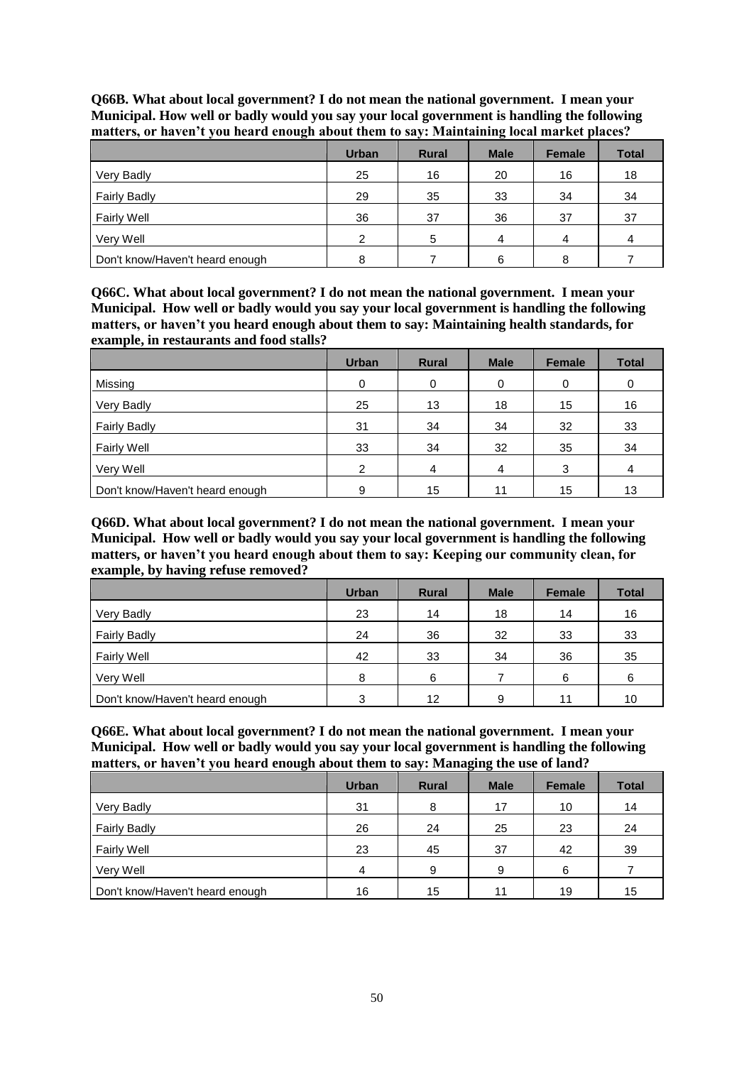**Q66B. What about local government? I do not mean the national government. I mean your Municipal. How well or badly would you say your local government is handling the following matters, or haven't you heard enough about them to say: Maintaining local market places?**

| | Urban | Rural | Male | Female | Total |
|---|---|---|---|---|---|
| Very Badly | 25 | 16 | 20 | 16 | 18 |
| Fairly Badly | 29 | 35 | 33 | 34 | 34 |
| Fairly Well | 36 | 37 | 36 | 37 | 37 |
| Very Well | 2 | 5 | 4 | 4 | 4 |
| Don't know/Haven't heard enough | 8 | 7 | 6 | 8 | 7 |

**Q66C. What about local government? I do not mean the national government. I mean your Municipal. How well or badly would you say your local government is handling the following matters, or haven't you heard enough about them to say: Maintaining health standards, for example, in restaurants and food stalls?**

| | Urban | Rural | Male | Female | Total |
|---|---|---|---|---|---|
| Missing | 0 | 0 | 0 | 0 | 0 |
| Very Badly | 25 | 13 | 18 | 15 | 16 |
| Fairly Badly | 31 | 34 | 34 | 32 | 33 |
| Fairly Well | 33 | 34 | 32 | 35 | 34 |
| Very Well | 2 | 4 | 4 | 3 | 4 |
| Don't know/Haven't heard enough | 9 | 15 | 11 | 15 | 13 |

**Q66D. What about local government? I do not mean the national government. I mean your Municipal. How well or badly would you say your local government is handling the following matters, or haven't you heard enough about them to say: Keeping our community clean, for example, by having refuse removed?**

| | Urban | Rural | Male | Female | Total |
|---|---|---|---|---|---|
| Very Badly | 23 | 14 | 18 | 14 | 16 |
| Fairly Badly | 24 | 36 | 32 | 33 | 33 |
| Fairly Well | 42 | 33 | 34 | 36 | 35 |
| Very Well | 8 | 6 | 7 | 6 | 6 |
| Don't know/Haven't heard enough | 3 | 12 | 9 | 11 | 10 |

**Q66E. What about local government? I do not mean the national government. I mean your Municipal. How well or badly would you say your local government is handling the following matters, or haven't you heard enough about them to say: Managing the use of land?**

| | Urban | Rural | Male | Female | Total |
|---|---|---|---|---|---|
| Very Badly | 31 | 8 | 17 | 10 | 14 |
| Fairly Badly | 26 | 24 | 25 | 23 | 24 |
| Fairly Well | 23 | 45 | 37 | 42 | 39 |
| Very Well | 4 | 9 | 9 | 6 | 7 |
| Don't know/Haven't heard enough | 16 | 15 | 11 | 19 | 15 |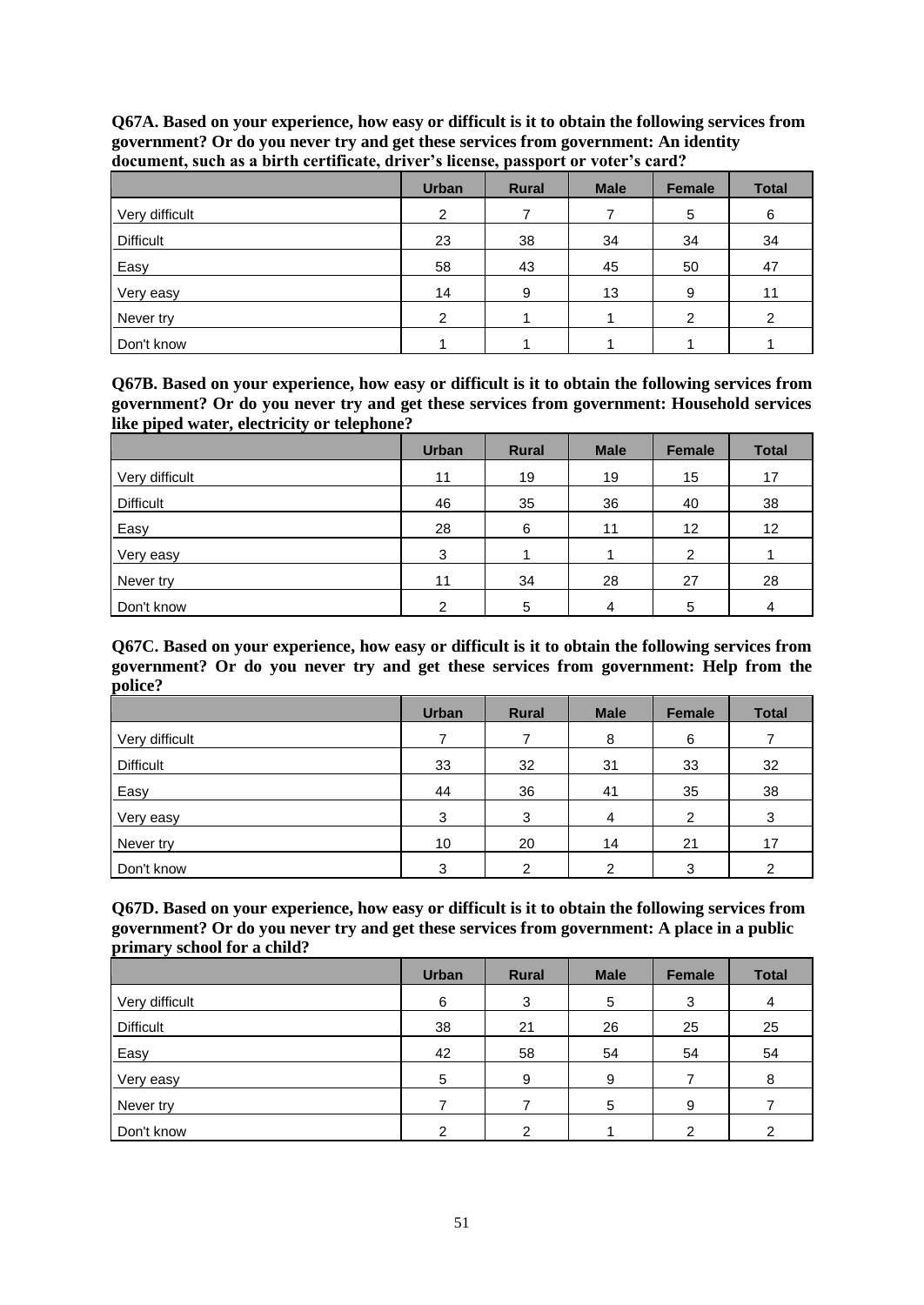**Q67A. Based on your experience, how easy or difficult is it to obtain the following services from government? Or do you never try and get these services from government: An identity document, such as a birth certificate, driver's license, passport or voter's card?**

| | Urban | Rural | Male | Female | Total |
|---|---|---|---|---|---|
| Very difficult | 2 | 7 | 7 | 5 | 6 |
| Difficult | 23 | 38 | 34 | 34 | 34 |
| Easy | 58 | 43 | 45 | 50 | 47 |
| Very easy | 14 | 9 | 13 | 9 | 11 |
| Never try | 2 | 1 | 1 | 2 | 2 |
| Don't know | 1 | 1 | 1 | 1 | 1 |

**Q67B. Based on your experience, how easy or difficult is it to obtain the following services from government? Or do you never try and get these services from government: Household services like piped water, electricity or telephone?**

| | Urban | Rural | Male | Female | Total |
|---|---|---|---|---|---|
| Very difficult | 11 | 19 | 19 | 15 | 17 |
| Difficult | 46 | 35 | 36 | 40 | 38 |
| Easy | 28 | 6 | 11 | 12 | 12 |
| Very easy | 3 | 1 | 1 | 2 | 1 |
| Never try | 11 | 34 | 28 | 27 | 28 |
| Don't know | 2 | 5 | 4 | 5 | 4 |

**Q67C. Based on your experience, how easy or difficult is it to obtain the following services from government? Or do you never try and get these services from government: Help from the police?**

| | Urban | Rural | Male | Female | Total |
|---|---|---|---|---|---|
| Very difficult | 7 | 7 | 8 | 6 | 7 |
| Difficult | 33 | 32 | 31 | 33 | 32 |
| Easy | 44 | 36 | 41 | 35 | 38 |
| Very easy | 3 | 3 | 4 | 2 | 3 |
| Never try | 10 | 20 | 14 | 21 | 17 |
| Don't know | 3 | 2 | 2 | 3 | 2 |

**Q67D. Based on your experience, how easy or difficult is it to obtain the following services from government? Or do you never try and get these services from government: A place in a public primary school for a child?**

| | Urban | Rural | Male | Female | Total |
|---|---|---|---|---|---|
| Very difficult | 6 | 3 | 5 | 3 | 4 |
| Difficult | 38 | 21 | 26 | 25 | 25 |
| Easy | 42 | 58 | 54 | 54 | 54 |
| Very easy | 5 | 9 | 9 | 7 | 8 |
| Never try | 7 | 7 | 5 | 9 | 7 |
| Don't know | 2 | 2 | 1 | 2 | 2 |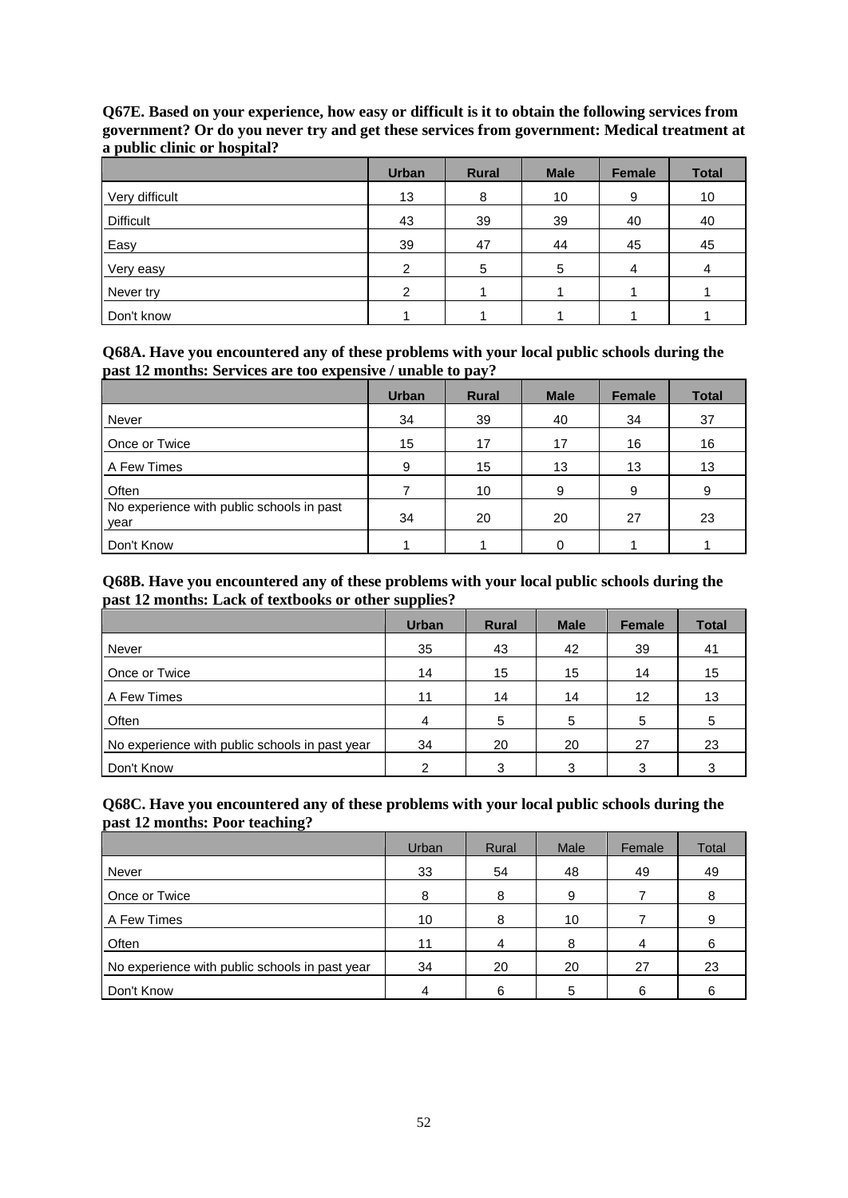**Q67E. Based on your experience, how easy or difficult is it to obtain the following services from government? Or do you never try and get these services from government: Medical treatment at a public clinic or hospital?**

| | Urban | Rural | Male | Female | Total |
|---|---|---|---|---|---|
| Very difficult | 13 | 8 | 10 | 9 | 10 |
| Difficult | 43 | 39 | 39 | 40 | 40 |
| Easy | 39 | 47 | 44 | 45 | 45 |
| Very easy | 2 | 5 | 5 | 4 | 4 |
| Never try | 2 | 1 | 1 | 1 | 1 |
| Don't know | 1 | 1 | 1 | 1 | 1 |

**Q68A. Have you encountered any of these problems with your local public schools during the past 12 months: Services are too expensive / unable to pay?**

| | Urban | Rural | Male | Female | Total |
|---|---|---|---|---|---|
| Never | 34 | 39 | 40 | 34 | 37 |
| Once or Twice | 15 | 17 | 17 | 16 | 16 |
| A Few Times | 9 | 15 | 13 | 13 | 13 |
| Often | 7 | 10 | 9 | 9 | 9 |
| No experience with public schools in past year | 34 | 20 | 20 | 27 | 23 |
| Don't Know | 1 | 1 | 0 | 1 | 1 |

**Q68B. Have you encountered any of these problems with your local public schools during the past 12 months: Lack of textbooks or other supplies?**

| | Urban | Rural | Male | Female | Total |
|---|---|---|---|---|---|
| Never | 35 | 43 | 42 | 39 | 41 |
| Once or Twice | 14 | 15 | 15 | 14 | 15 |
| A Few Times | 11 | 14 | 14 | 12 | 13 |
| Often | 4 | 5 | 5 | 5 | 5 |
| No experience with public schools in past year | 34 | 20 | 20 | 27 | 23 |
| Don't Know | 2 | 3 | 3 | 3 | 3 |

**Q68C. Have you encountered any of these problems with your local public schools during the past 12 months: Poor teaching?**

| | Urban | Rural | Male | Female | Total |
|---|---|---|---|---|---|
| Never | 33 | 54 | 48 | 49 | 49 |
| Once or Twice | 8 | 8 | 9 | 7 | 8 |
| A Few Times | 10 | 8 | 10 | 7 | 9 |
| Often | 11 | 4 | 8 | 4 | 6 |
| No experience with public schools in past year | 34 | 20 | 20 | 27 | 23 |
| Don't Know | 4 | 6 | 5 | 6 | 6 |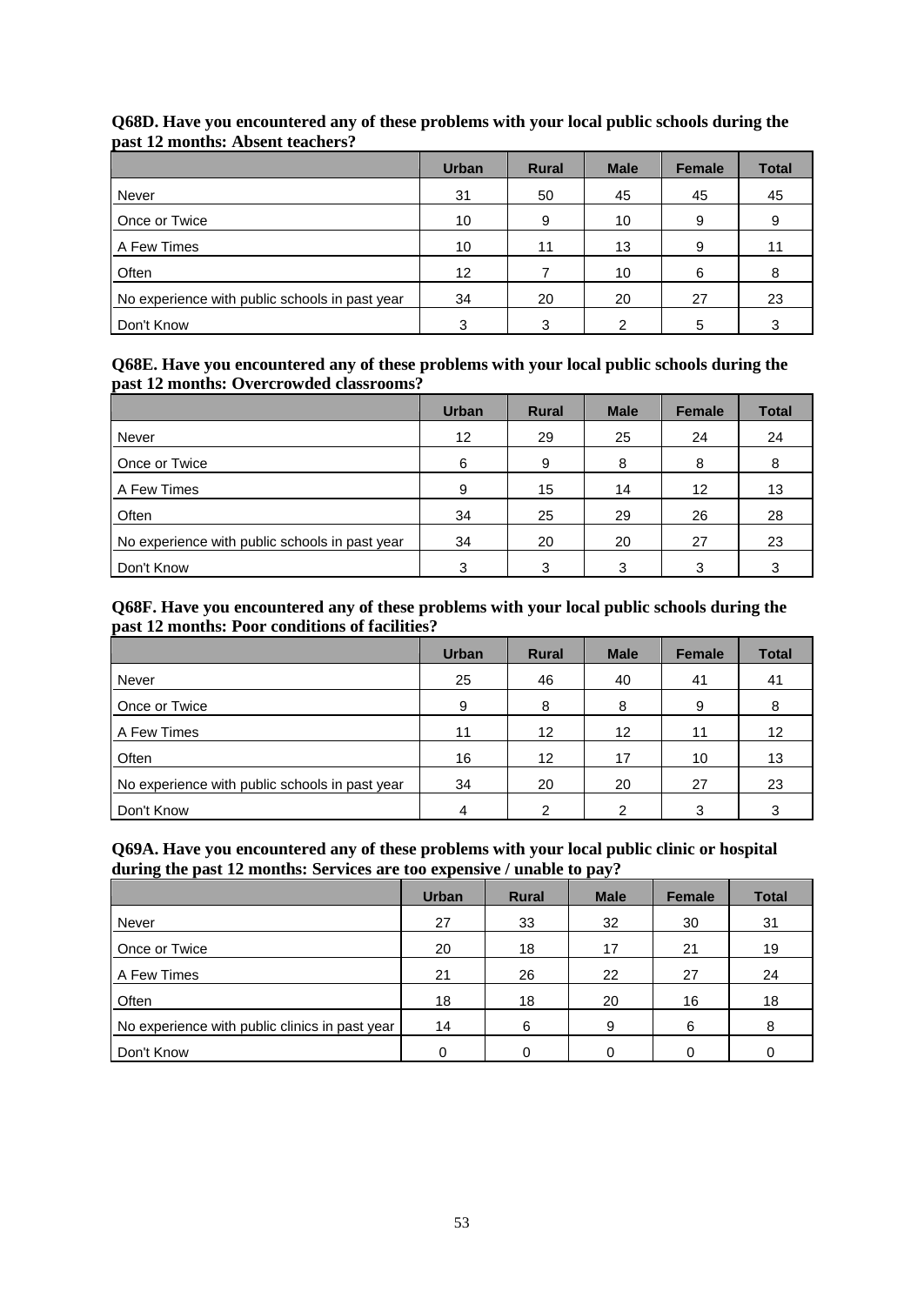**Q68D. Have you encountered any of these problems with your local public schools during the past 12 months: Absent teachers?**

| | Urban | Rural | Male | Female | Total |
|---|---|---|---|---|---|
| Never | 31 | 50 | 45 | 45 | 45 |
| Once or Twice | 10 | 9 | 10 | 9 | 9 |
| A Few Times | 10 | 11 | 13 | 9 | 11 |
| Often | 12 | 7 | 10 | 6 | 8 |
| No experience with public schools in past year | 34 | 20 | 20 | 27 | 23 |
| Don't Know | 3 | 3 | 2 | 5 | 3 |

**Q68E. Have you encountered any of these problems with your local public schools during the past 12 months: Overcrowded classrooms?**

| | Urban | Rural | Male | Female | Total |
|---|---|---|---|---|---|
| Never | 12 | 29 | 25 | 24 | 24 |
| Once or Twice | 6 | 9 | 8 | 8 | 8 |
| A Few Times | 9 | 15 | 14 | 12 | 13 |
| Often | 34 | 25 | 29 | 26 | 28 |
| No experience with public schools in past year | 34 | 20 | 20 | 27 | 23 |
| Don't Know | 3 | 3 | 3 | 3 | 3 |

**Q68F. Have you encountered any of these problems with your local public schools during the past 12 months: Poor conditions of facilities?**

| | Urban | Rural | Male | Female | Total |
|---|---|---|---|---|---|
| Never | 25 | 46 | 40 | 41 | 41 |
| Once or Twice | 9 | 8 | 8 | 9 | 8 |
| A Few Times | 11 | 12 | 12 | 11 | 12 |
| Often | 16 | 12 | 17 | 10 | 13 |
| No experience with public schools in past year | 34 | 20 | 20 | 27 | 23 |
| Don't Know | 4 | 2 | 2 | 3 | 3 |

**Q69A. Have you encountered any of these problems with your local public clinic or hospital during the past 12 months: Services are too expensive / unable to pay?**

| | Urban | Rural | Male | Female | Total |
|---|---|---|---|---|---|
| Never | 27 | 33 | 32 | 30 | 31 |
| Once or Twice | 20 | 18 | 17 | 21 | 19 |
| A Few Times | 21 | 26 | 22 | 27 | 24 |
| Often | 18 | 18 | 20 | 16 | 18 |
| No experience with public clinics in past year | 14 | 6 | 9 | 6 | 8 |
| Don't Know | 0 | 0 | 0 | 0 | 0 |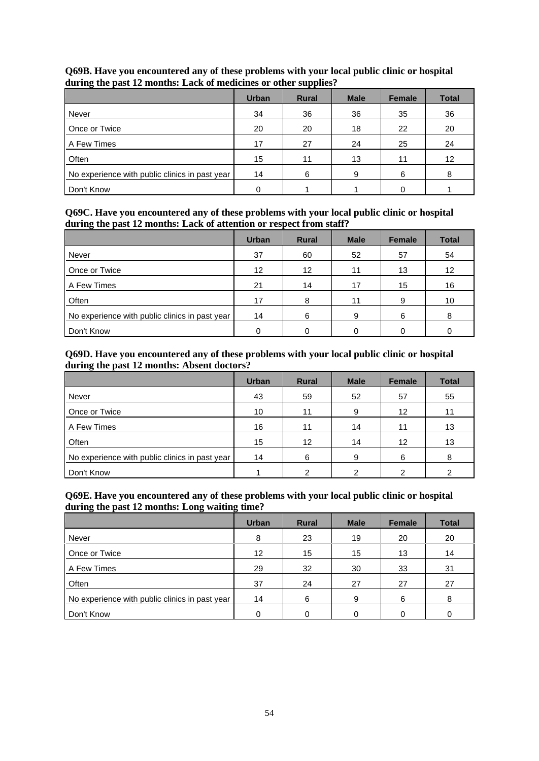**Q69B. Have you encountered any of these problems with your local public clinic or hospital during the past 12 months: Lack of medicines or other supplies?**

| | Urban | Rural | Male | Female | Total |
|---|---|---|---|---|---|
| Never | 34 | 36 | 36 | 35 | 36 |
| Once or Twice | 20 | 20 | 18 | 22 | 20 |
| A Few Times | 17 | 27 | 24 | 25 | 24 |
| Often | 15 | 11 | 13 | 11 | 12 |
| No experience with public clinics in past year | 14 | 6 | 9 | 6 | 8 |
| Don't Know | 0 | 1 | 1 | 0 | 1 |

**Q69C. Have you encountered any of these problems with your local public clinic or hospital during the past 12 months: Lack of attention or respect from staff?**

| | Urban | Rural | Male | Female | Total |
|---|---|---|---|---|---|
| Never | 37 | 60 | 52 | 57 | 54 |
| Once or Twice | 12 | 12 | 11 | 13 | 12 |
| A Few Times | 21 | 14 | 17 | 15 | 16 |
| Often | 17 | 8 | 11 | 9 | 10 |
| No experience with public clinics in past year | 14 | 6 | 9 | 6 | 8 |
| Don't Know | 0 | 0 | 0 | 0 | 0 |

**Q69D. Have you encountered any of these problems with your local public clinic or hospital during the past 12 months: Absent doctors?**

| | Urban | Rural | Male | Female | Total |
|---|---|---|---|---|---|
| Never | 43 | 59 | 52 | 57 | 55 |
| Once or Twice | 10 | 11 | 9 | 12 | 11 |
| A Few Times | 16 | 11 | 14 | 11 | 13 |
| Often | 15 | 12 | 14 | 12 | 13 |
| No experience with public clinics in past year | 14 | 6 | 9 | 6 | 8 |
| Don't Know | 1 | 2 | 2 | 2 | 2 |

**Q69E. Have you encountered any of these problems with your local public clinic or hospital during the past 12 months: Long waiting time?**

| | Urban | Rural | Male | Female | Total |
|---|---|---|---|---|---|
| Never | 8 | 23 | 19 | 20 | 20 |
| Once or Twice | 12 | 15 | 15 | 13 | 14 |
| A Few Times | 29 | 32 | 30 | 33 | 31 |
| Often | 37 | 24 | 27 | 27 | 27 |
| No experience with public clinics in past year | 14 | 6 | 9 | 6 | 8 |
| Don't Know | 0 | 0 | 0 | 0 | 0 |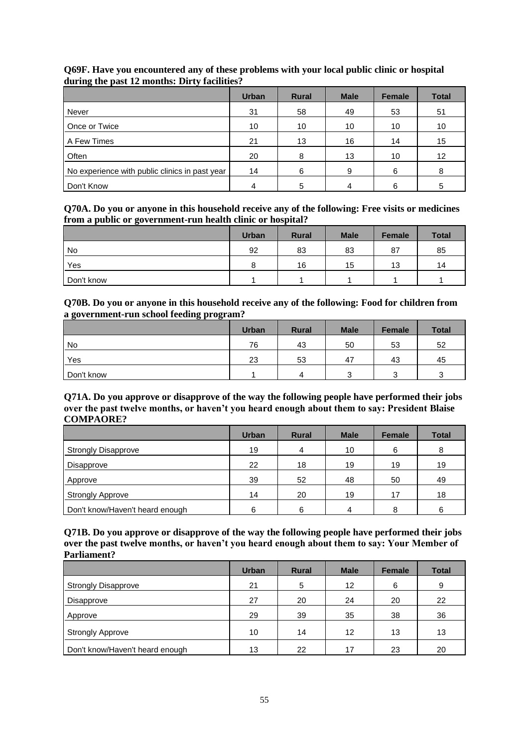**Q69F. Have you encountered any of these problems with your local public clinic or hospital during the past 12 months: Dirty facilities?**

| | Urban | Rural | Male | Female | Total |
|---|---|---|---|---|---|
| Never | 31 | 58 | 49 | 53 | 51 |
| Once or Twice | 10 | 10 | 10 | 10 | 10 |
| A Few Times | 21 | 13 | 16 | 14 | 15 |
| Often | 20 | 8 | 13 | 10 | 12 |
| No experience with public clinics in past year | 14 | 6 | 9 | 6 | 8 |
| Don't Know | 4 | 5 | 4 | 6 | 5 |

**Q70A. Do you or anyone in this household receive any of the following: Free visits or medicines from a public or government-run health clinic or hospital?**

| | Urban | Rural | Male | Female | Total |
|---|---|---|---|---|---|
| No | 92 | 83 | 83 | 87 | 85 |
| Yes | 8 | 16 | 15 | 13 | 14 |
| Don't know | 1 | 1 | 1 | 1 | 1 |

**Q70B. Do you or anyone in this household receive any of the following: Food for children from a government-run school feeding program?**

| | Urban | Rural | Male | Female | Total |
|---|---|---|---|---|---|
| No | 76 | 43 | 50 | 53 | 52 |
| Yes | 23 | 53 | 47 | 43 | 45 |
| Don't know | 1 | 4 | 3 | 3 | 3 |

**Q71A. Do you approve or disapprove of the way the following people have performed their jobs over the past twelve months, or haven't you heard enough about them to say: President Blaise COMPAORE?**

| | Urban | Rural | Male | Female | Total |
|---|---|---|---|---|---|
| Strongly Disapprove | 19 | 4 | 10 | 6 | 8 |
| Disapprove | 22 | 18 | 19 | 19 | 19 |
| Approve | 39 | 52 | 48 | 50 | 49 |
| Strongly Approve | 14 | 20 | 19 | 17 | 18 |
| Don't know/Haven't heard enough | 6 | 6 | 4 | 8 | 6 |

**Q71B. Do you approve or disapprove of the way the following people have performed their jobs over the past twelve months, or haven't you heard enough about them to say: Your Member of Parliament?**

| | Urban | Rural | Male | Female | Total |
|---|---|---|---|---|---|
| Strongly Disapprove | 21 | 5 | 12 | 6 | 9 |
| Disapprove | 27 | 20 | 24 | 20 | 22 |
| Approve | 29 | 39 | 35 | 38 | 36 |
| Strongly Approve | 10 | 14 | 12 | 13 | 13 |
| Don't know/Haven't heard enough | 13 | 22 | 17 | 23 | 20 |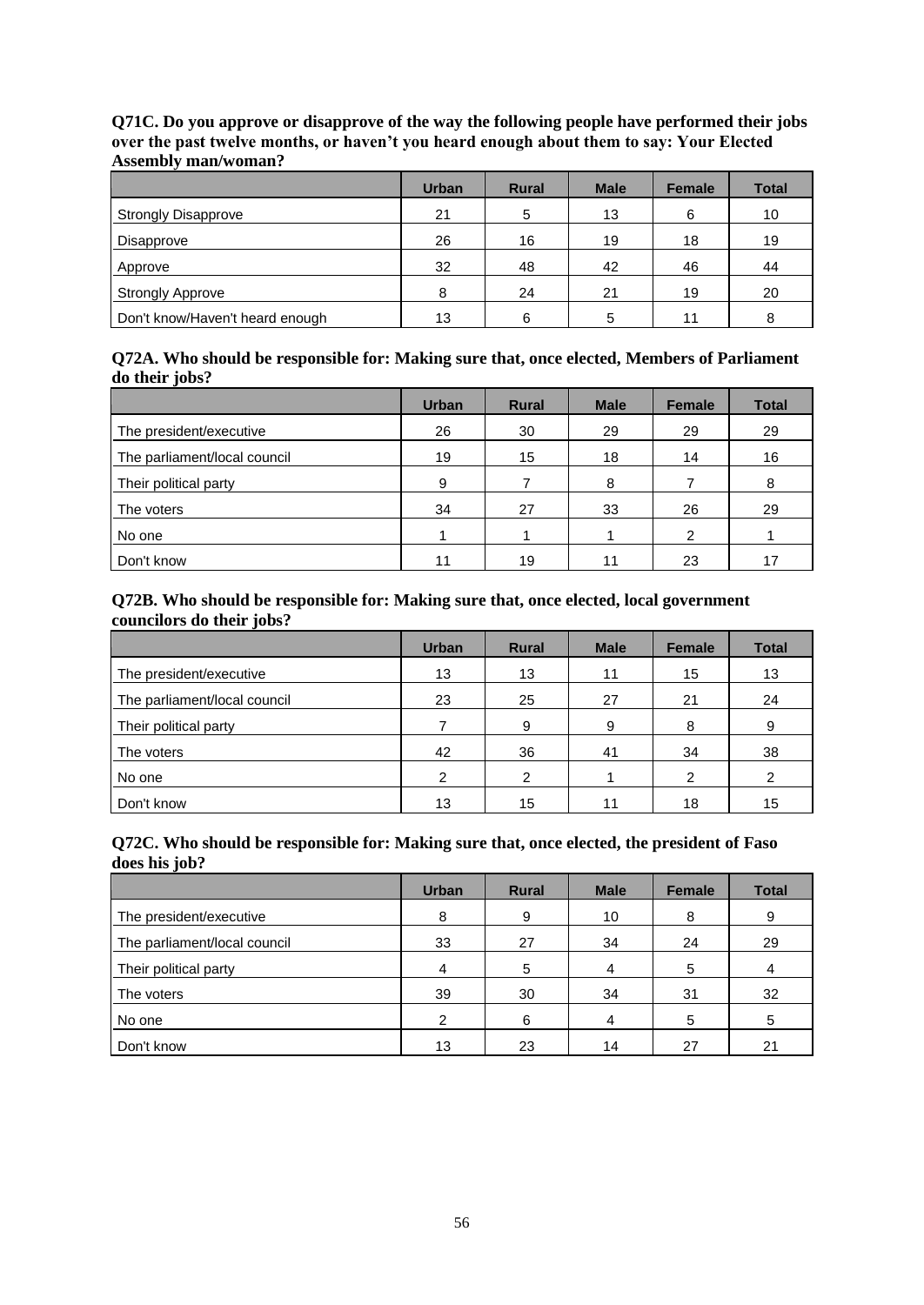**Q71C. Do you approve or disapprove of the way the following people have performed their jobs over the past twelve months, or haven't you heard enough about them to say: Your Elected Assembly man/woman?**

| | Urban | Rural | Male | Female | Total |
|---|---|---|---|---|---|
| Strongly Disapprove | 21 | 5 | 13 | 6 | 10 |
| Disapprove | 26 | 16 | 19 | 18 | 19 |
| Approve | 32 | 48 | 42 | 46 | 44 |
| Strongly Approve | 8 | 24 | 21 | 19 | 20 |
| Don't know/Haven't heard enough | 13 | 6 | 5 | 11 | 8 |

**Q72A. Who should be responsible for: Making sure that, once elected, Members of Parliament do their jobs?**

| | Urban | Rural | Male | Female | Total |
|---|---|---|---|---|---|
| The president/executive | 26 | 30 | 29 | 29 | 29 |
| The parliament/local council | 19 | 15 | 18 | 14 | 16 |
| Their political party | 9 | 7 | 8 | 7 | 8 |
| The voters | 34 | 27 | 33 | 26 | 29 |
| No one | 1 | 1 | 1 | 2 | 1 |
| Don't know | 11 | 19 | 11 | 23 | 17 |

**Q72B. Who should be responsible for: Making sure that, once elected, local government councilors do their jobs?**

| | Urban | Rural | Male | Female | Total |
|---|---|---|---|---|---|
| The president/executive | 13 | 13 | 11 | 15 | 13 |
| The parliament/local council | 23 | 25 | 27 | 21 | 24 |
| Their political party | 7 | 9 | 9 | 8 | 9 |
| The voters | 42 | 36 | 41 | 34 | 38 |
| No one | 2 | 2 | 1 | 2 | 2 |
| Don't know | 13 | 15 | 11 | 18 | 15 |

**Q72C. Who should be responsible for: Making sure that, once elected, the president of Faso does his job?**

| | Urban | Rural | Male | Female | Total |
|---|---|---|---|---|---|
| The president/executive | 8 | 9 | 10 | 8 | 9 |
| The parliament/local council | 33 | 27 | 34 | 24 | 29 |
| Their political party | 4 | 5 | 4 | 5 | 4 |
| The voters | 39 | 30 | 34 | 31 | 32 |
| No one | 2 | 6 | 4 | 5 | 5 |
| Don't know | 13 | 23 | 14 | 27 | 21 |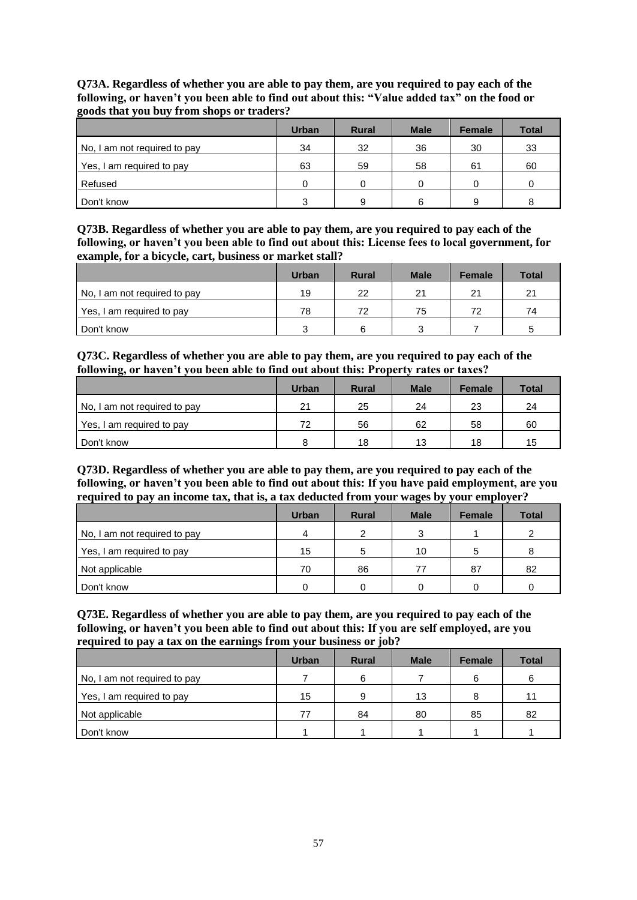**Q73A. Regardless of whether you are able to pay them, are you required to pay each of the following, or haven't you been able to find out about this: "Value added tax" on the food or goods that you buy from shops or traders?**

| | Urban | Rural | Male | Female | Total |
|---|---|---|---|---|---|
| No, I am not required to pay | 34 | 32 | 36 | 30 | 33 |
| Yes, I am required to pay | 63 | 59 | 58 | 61 | 60 |
| Refused | 0 | 0 | 0 | 0 | 0 |
| Don't know | 3 | 9 | 6 | 9 | 8 |

**Q73B. Regardless of whether you are able to pay them, are you required to pay each of the following, or haven't you been able to find out about this: License fees to local government, for example, for a bicycle, cart, business or market stall?**

| | Urban | Rural | Male | Female | Total |
|---|---|---|---|---|---|
| No, I am not required to pay | 19 | 22 | 21 | 21 | 21 |
| Yes, I am required to pay | 78 | 72 | 75 | 72 | 74 |
| Don't know | 3 | 6 | 3 | 7 | 5 |

**Q73C. Regardless of whether you are able to pay them, are you required to pay each of the following, or haven't you been able to find out about this: Property rates or taxes?**

| | Urban | Rural | Male | Female | Total |
|---|---|---|---|---|---|
| No, I am not required to pay | 21 | 25 | 24 | 23 | 24 |
| Yes, I am required to pay | 72 | 56 | 62 | 58 | 60 |
| Don't know | 8 | 18 | 13 | 18 | 15 |

**Q73D. Regardless of whether you are able to pay them, are you required to pay each of the following, or haven't you been able to find out about this: If you have paid employment, are you required to pay an income tax, that is, a tax deducted from your wages by your employer?**

| | Urban | Rural | Male | Female | Total |
|---|---|---|---|---|---|
| No, I am not required to pay | 4 | 2 | 3 | 1 | 2 |
| Yes, I am required to pay | 15 | 5 | 10 | 5 | 8 |
| Not applicable | 70 | 86 | 77 | 87 | 82 |
| Don't know | 0 | 0 | 0 | 0 | 0 |

**Q73E. Regardless of whether you are able to pay them, are you required to pay each of the following, or haven't you been able to find out about this: If you are self employed, are you required to pay a tax on the earnings from your business or job?**

| | Urban | Rural | Male | Female | Total |
|---|---|---|---|---|---|
| No, I am not required to pay | 7 | 6 | 7 | 6 | 6 |
| Yes, I am required to pay | 15 | 9 | 13 | 8 | 11 |
| Not applicable | 77 | 84 | 80 | 85 | 82 |
| Don't know | 1 | 1 | 1 | 1 | 1 |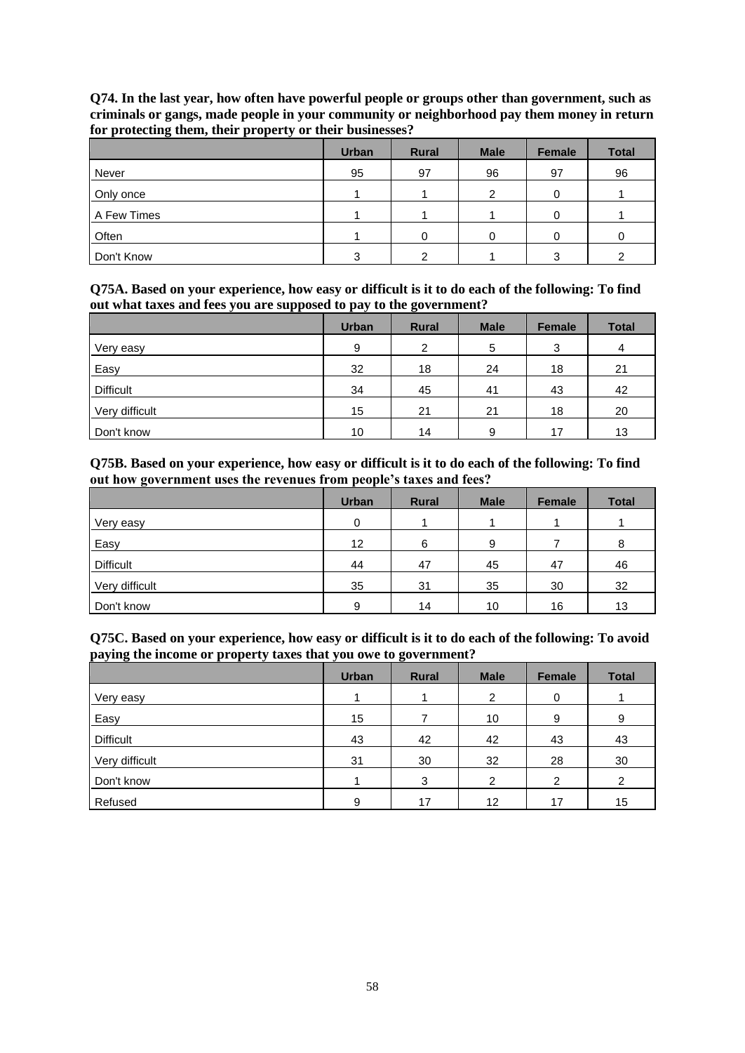**Q74. In the last year, how often have powerful people or groups other than government, such as criminals or gangs, made people in your community or neighborhood pay them money in return for protecting them, their property or their businesses?**

| | Urban | Rural | Male | Female | Total |
|---|---|---|---|---|---|
| Never | 95 | 97 | 96 | 97 | 96 |
| Only once | 1 | 1 | 2 | 0 | 1 |
| A Few Times | 1 | 1 | 1 | 0 | 1 |
| Often | 1 | 0 | 0 | 0 | 0 |
| Don't Know | 3 | 2 | 1 | 3 | 2 |

**Q75A. Based on your experience, how easy or difficult is it to do each of the following: To find out what taxes and fees you are supposed to pay to the government?**

| | Urban | Rural | Male | Female | Total |
|---|---|---|---|---|---|
| Very easy | 9 | 2 | 5 | 3 | 4 |
| Easy | 32 | 18 | 24 | 18 | 21 |
| Difficult | 34 | 45 | 41 | 43 | 42 |
| Very difficult | 15 | 21 | 21 | 18 | 20 |
| Don't know | 10 | 14 | 9 | 17 | 13 |

**Q75B. Based on your experience, how easy or difficult is it to do each of the following: To find out how government uses the revenues from people's taxes and fees?**

| | Urban | Rural | Male | Female | Total |
|---|---|---|---|---|---|
| Very easy | 0 | 1 | 1 | 1 | 1 |
| Easy | 12 | 6 | 9 | 7 | 8 |
| Difficult | 44 | 47 | 45 | 47 | 46 |
| Very difficult | 35 | 31 | 35 | 30 | 32 |
| Don't know | 9 | 14 | 10 | 16 | 13 |

**Q75C. Based on your experience, how easy or difficult is it to do each of the following: To avoid paying the income or property taxes that you owe to government?**

| | Urban | Rural | Male | Female | Total |
|---|---|---|---|---|---|
| Very easy | 1 | 1 | 2 | 0 | 1 |
| Easy | 15 | 7 | 10 | 9 | 9 |
| Difficult | 43 | 42 | 42 | 43 | 43 |
| Very difficult | 31 | 30 | 32 | 28 | 30 |
| Don't know | 1 | 3 | 2 | 2 | 2 |
| Refused | 9 | 17 | 12 | 17 | 15 |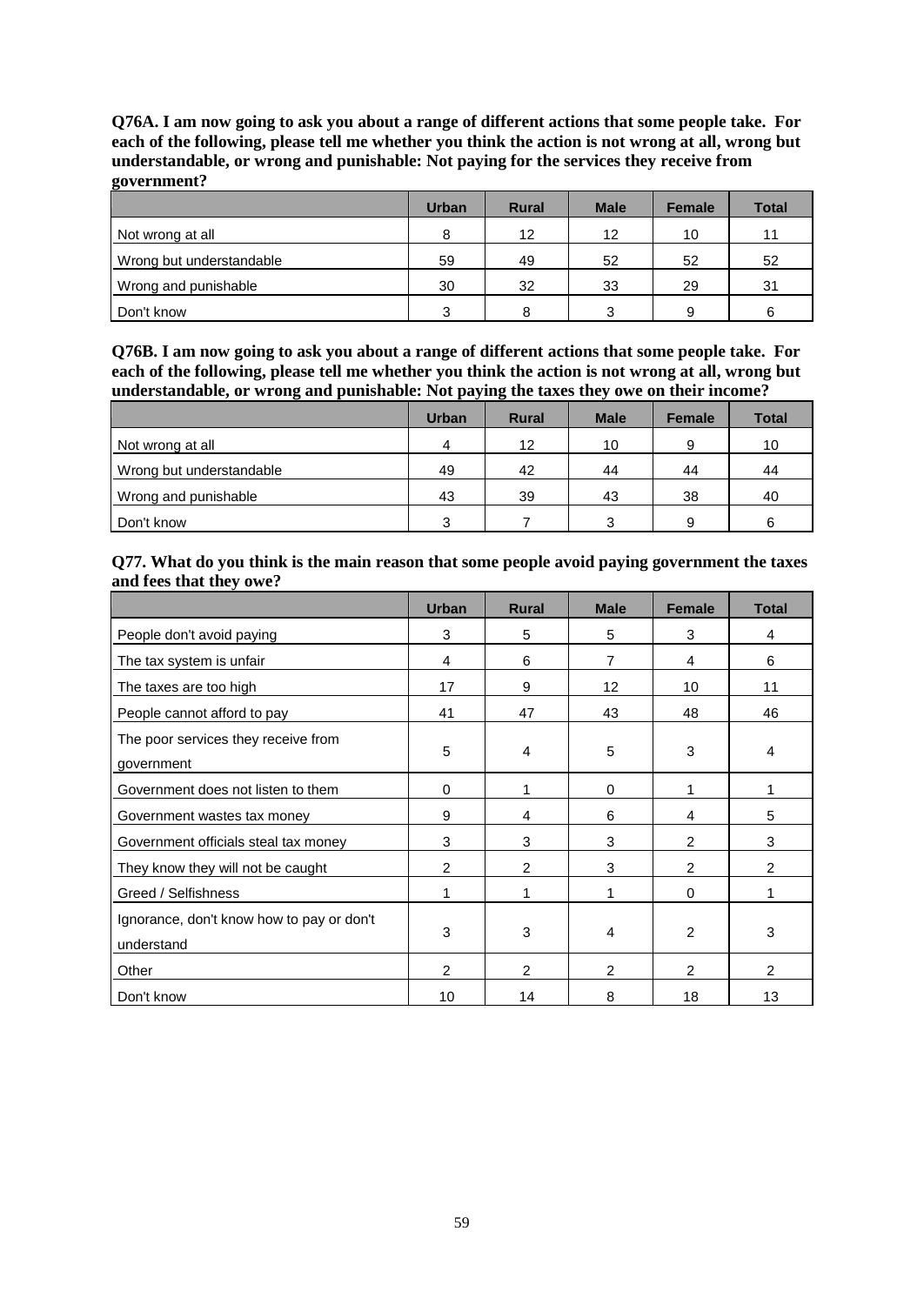**Q76A. I am now going to ask you about a range of different actions that some people take. For each of the following, please tell me whether you think the action is not wrong at all, wrong but understandable, or wrong and punishable: Not paying for the services they receive from government?**

| | Urban | Rural | Male | Female | Total |
|---|---|---|---|---|---|
| Not wrong at all | 8 | 12 | 12 | 10 | 11 |
| Wrong but understandable | 59 | 49 | 52 | 52 | 52 |
| Wrong and punishable | 30 | 32 | 33 | 29 | 31 |
| Don't know | 3 | 8 | 3 | 9 | 6 |

**Q76B. I am now going to ask you about a range of different actions that some people take. For each of the following, please tell me whether you think the action is not wrong at all, wrong but understandable, or wrong and punishable: Not paying the taxes they owe on their income?**

| | Urban | Rural | Male | Female | Total |
|---|---|---|---|---|---|
| Not wrong at all | 4 | 12 | 10 | 9 | 10 |
| Wrong but understandable | 49 | 42 | 44 | 44 | 44 |
| Wrong and punishable | 43 | 39 | 43 | 38 | 40 |
| Don't know | 3 | 7 | 3 | 9 | 6 |

**Q77. What do you think is the main reason that some people avoid paying government the taxes and fees that they owe?**

| | Urban | Rural | Male | Female | Total |
|---|---|---|---|---|---|
| People don't avoid paying | 3 | 5 | 5 | 3 | 4 |
| The tax system is unfair | 4 | 6 | 7 | 4 | 6 |
| The taxes are too high | 17 | 9 | 12 | 10 | 11 |
| People cannot afford to pay | 41 | 47 | 43 | 48 | 46 |
| The poor services they receive from government | 5 | 4 | 5 | 3 | 4 |
| Government does not listen to them | 0 | 1 | 0 | 1 | 1 |
| Government wastes tax money | 9 | 4 | 6 | 4 | 5 |
| Government officials steal tax money | 3 | 3 | 3 | 2 | 3 |
| They know they will not be caught | 2 | 2 | 3 | 2 | 2 |
| Greed / Selfishness | 1 | 1 | 1 | 0 | 1 |
| Ignorance, don't know how to pay or don't understand | 3 | 3 | 4 | 2 | 3 |
| Other | 2 | 2 | 2 | 2 | 2 |
| Don't know | 10 | 14 | 8 | 18 | 13 |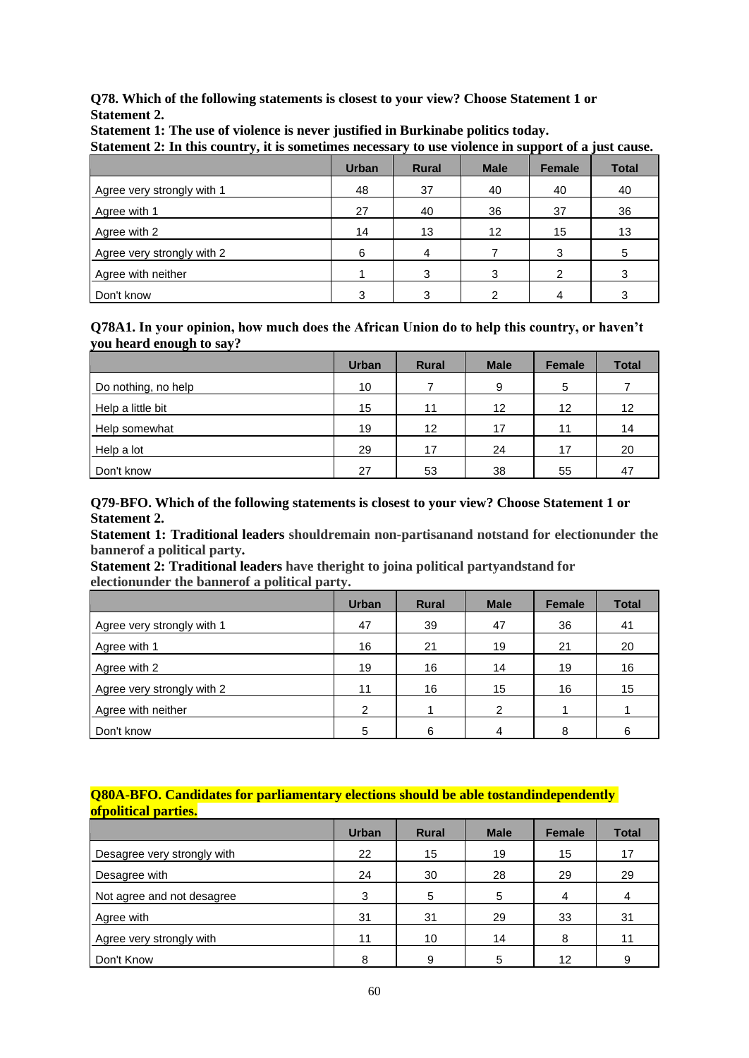**Q78. Which of the following statements is closest to your view? Choose Statement 1 or Statement 2.**

**Statement 1: The use of violence is never justified in Burkinabe politics today.**

**Statement 2: In this country, it is sometimes necessary to use violence in support of a just cause.**

| | Urban | Rural | Male | Female | Total |
|---|---|---|---|---|---|
| Agree very strongly with 1 | 48 | 37 | 40 | 40 | 40 |
| Agree with 1 | 27 | 40 | 36 | 37 | 36 |
| Agree with 2 | 14 | 13 | 12 | 15 | 13 |
| Agree very strongly with 2 | 6 | 4 | 7 | 3 | 5 |
| Agree with neither | 1 | 3 | 3 | 2 | 3 |
| Don't know | 3 | 3 | 2 | 4 | 3 |

**Q78A1. In your opinion, how much does the African Union do to help this country, or haven't you heard enough to say?**

| | Urban | Rural | Male | Female | Total |
|---|---|---|---|---|---|
| Do nothing, no help | 10 | 7 | 9 | 5 | 7 |
| Help a little bit | 15 | 11 | 12 | 12 | 12 |
| Help somewhat | 19 | 12 | 17 | 11 | 14 |
| Help a lot | 29 | 17 | 24 | 17 | 20 |
| Don't know | 27 | 53 | 38 | 55 | 47 |

**Q79-BFO. Which of the following statements is closest to your view? Choose Statement 1 or Statement 2.**

**Statement 1: Traditional leaders shouldremain non-partisanand notstand for electionunder the bannerof a political party.**

**Statement 2: Traditional leaders have theright to joina political partyandstand for electionunder the bannerof a political party.**

| | Urban | Rural | Male | Female | Total |
|---|---|---|---|---|---|
| Agree very strongly with 1 | 47 | 39 | 47 | 36 | 41 |
| Agree with 1 | 16 | 21 | 19 | 21 | 20 |
| Agree with 2 | 19 | 16 | 14 | 19 | 16 |
| Agree very strongly with 2 | 11 | 16 | 15 | 16 | 15 |
| Agree with neither | 2 | 1 | 2 | 1 | 1 |
| Don't know | 5 | 6 | 4 | 8 | 6 |

**Q80A-BFO. Candidates for parliamentary elections should be able tostandindependently ofpolitical parties.**

| | Urban | Rural | Male | Female | Total |
|---|---|---|---|---|---|
| Desagree very strongly with | 22 | 15 | 19 | 15 | 17 |
| Desagree with | 24 | 30 | 28 | 29 | 29 |
| Not agree and not desagree | 3 | 5 | 5 | 4 | 4 |
| Agree with | 31 | 31 | 29 | 33 | 31 |
| Agree very strongly with | 11 | 10 | 14 | 8 | 11 |
| Don't Know | 8 | 9 | 5 | 12 | 9 |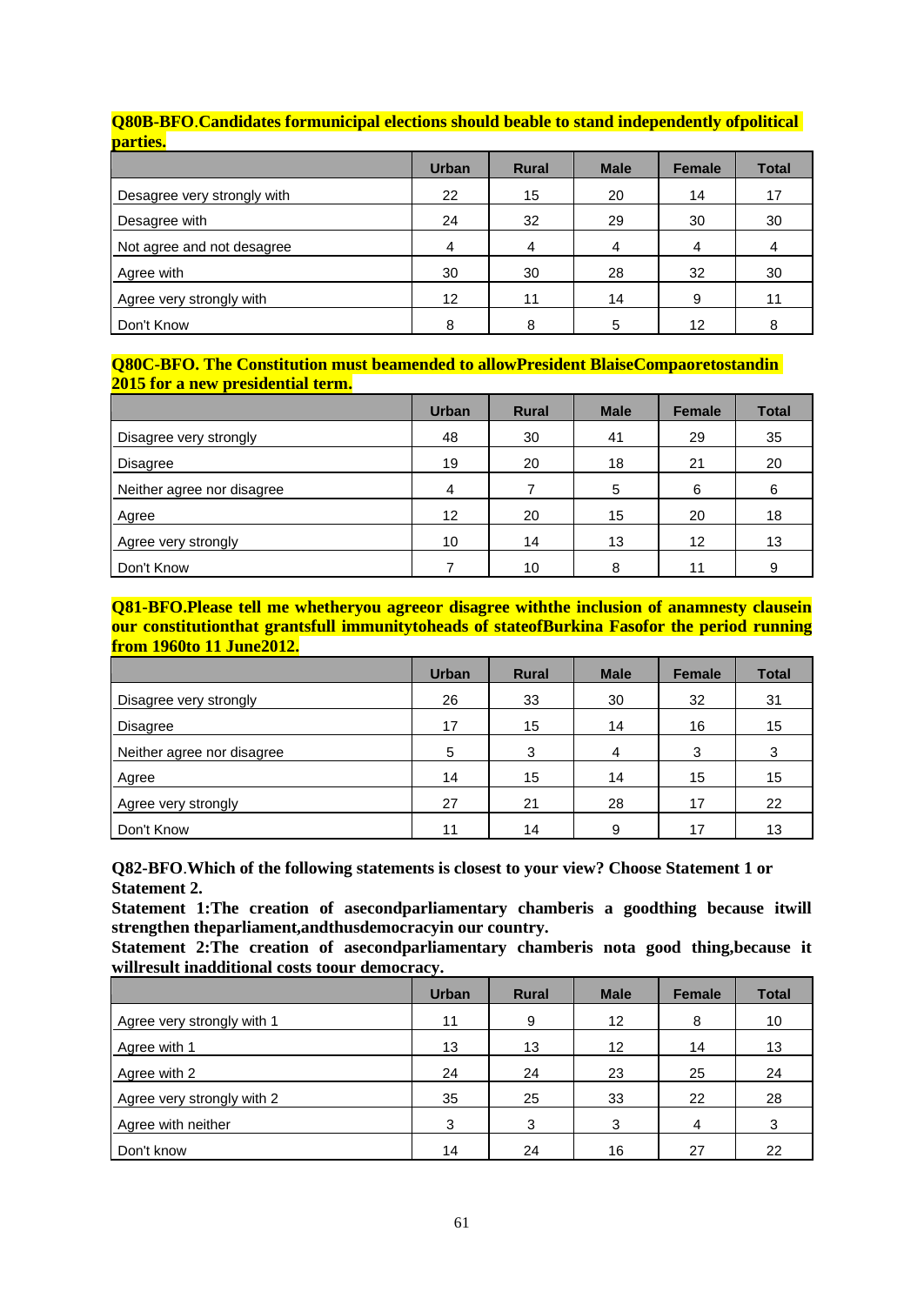**Q80B-BFO.Candidates formunicipal elections should beable to stand independently ofpolitical parties.**

| | Urban | Rural | Male | Female | Total |
|---|---|---|---|---|---|
| Desagree very strongly with | 22 | 15 | 20 | 14 | 17 |
| Desagree with | 24 | 32 | 29 | 30 | 30 |
| Not agree and not desagree | 4 | 4 | 4 | 4 | 4 |
| Agree with | 30 | 30 | 28 | 32 | 30 |
| Agree very strongly with | 12 | 11 | 14 | 9 | 11 |
| Don't Know | 8 | 8 | 5 | 12 | 8 |

**Q80C-BFO. The Constitution must beamended to allowPresident BlaiseCompaoretostandin 2015 for a new presidential term.**

| | Urban | Rural | Male | Female | Total |
|---|---|---|---|---|---|
| Disagree very strongly | 48 | 30 | 41 | 29 | 35 |
| Disagree | 19 | 20 | 18 | 21 | 20 |
| Neither agree nor disagree | 4 | 7 | 5 | 6 | 6 |
| Agree | 12 | 20 | 15 | 20 | 18 |
| Agree very strongly | 10 | 14 | 13 | 12 | 13 |
| Don't Know | 7 | 10 | 8 | 11 | 9 |

**Q81-BFO.Please tell me whetheryou agreeor disagree withthe inclusion of anamnesty clausein our constitutionthat grantsfull immunitytoheads of stateofBurkina Fasofor the period running from 1960to 11 June2012.**

| | Urban | Rural | Male | Female | Total |
|---|---|---|---|---|---|
| Disagree very strongly | 26 | 33 | 30 | 32 | 31 |
| Disagree | 17 | 15 | 14 | 16 | 15 |
| Neither agree nor disagree | 5 | 3 | 4 | 3 | 3 |
| Agree | 14 | 15 | 14 | 15 | 15 |
| Agree very strongly | 27 | 21 | 28 | 17 | 22 |
| Don't Know | 11 | 14 | 9 | 17 | 13 |

**Q82-BFO.Which of the following statements is closest to your view? Choose Statement 1 or Statement 2.**

**Statement 1:The creation of asecondparliamentary chamberis a goodthing because itwill strengthen theparliament,andthusdemocracyin our country.**

**Statement 2:The creation of asecondparliamentary chamberis nota good thing,because it willresult inadditional costs toour democracy.**

| | Urban | Rural | Male | Female | Total |
|---|---|---|---|---|---|
| Agree very strongly with 1 | 11 | 9 | 12 | 8 | 10 |
| Agree with 1 | 13 | 13 | 12 | 14 | 13 |
| Agree with 2 | 24 | 24 | 23 | 25 | 24 |
| Agree very strongly with 2 | 35 | 25 | 33 | 22 | 28 |
| Agree with neither | 3 | 3 | 3 | 4 | 3 |
| Don't know | 14 | 24 | 16 | 27 | 22 |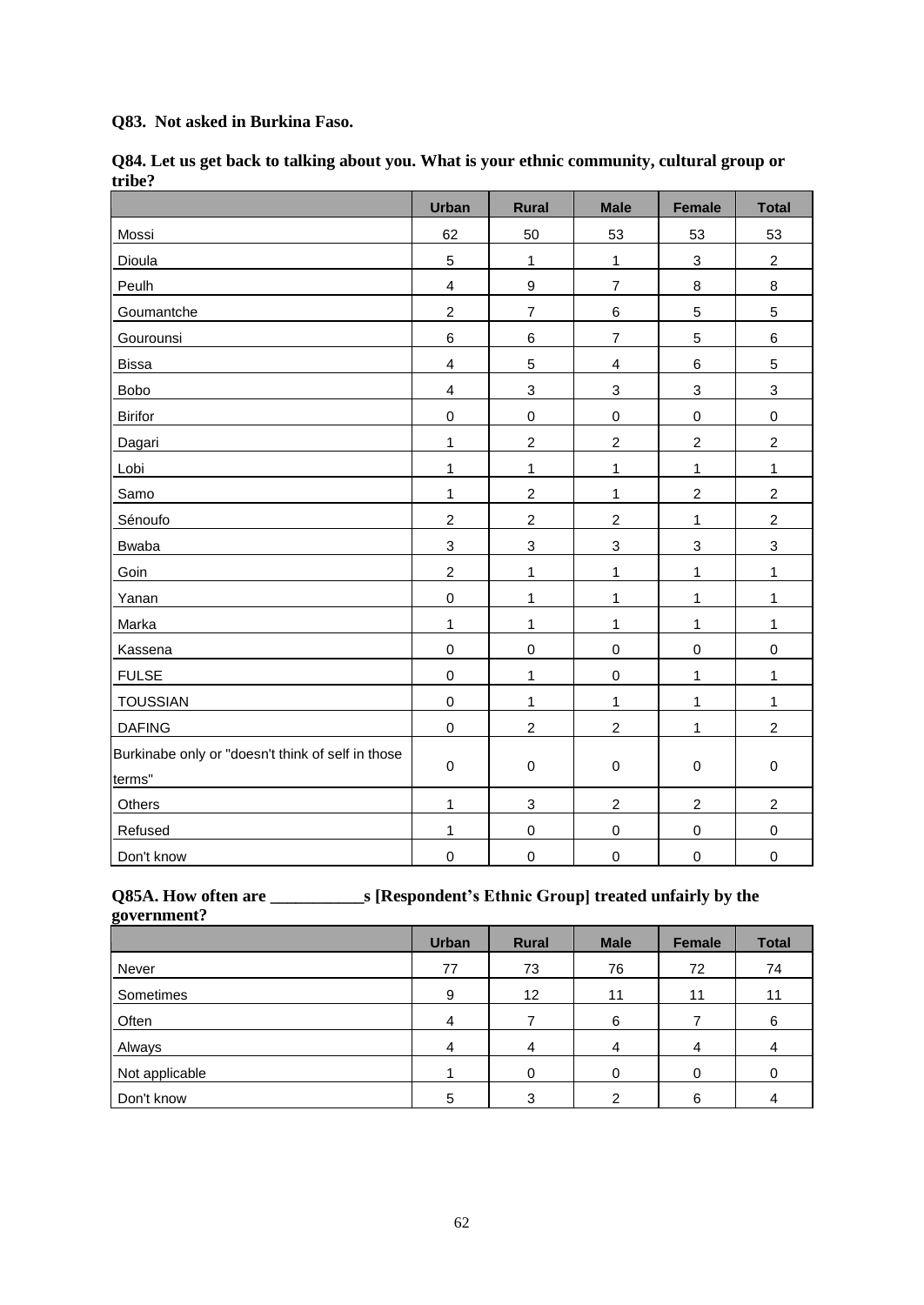**Q83. Not asked in Burkina Faso.**

**Q84. Let us get back to talking about you. What is your ethnic community, cultural group or tribe?**

| | Urban | Rural | Male | Female | Total |
|---|---|---|---|---|---|
| Mossi | 62 | 50 | 53 | 53 | 53 |
| Dioula | 5 | 1 | 1 | 3 | 2 |
| Peulh | 4 | 9 | 7 | 8 | 8 |
| Goumantche | 2 | 7 | 6 | 5 | 5 |
| Gourounsi | 6 | 6 | 7 | 5 | 6 |
| Bissa | 4 | 5 | 4 | 6 | 5 |
| Bobo | 4 | 3 | 3 | 3 | 3 |
| Birifor | 0 | 0 | 0 | 0 | 0 |
| Dagari | 1 | 2 | 2 | 2 | 2 |
| Lobi | 1 | 1 | 1 | 1 | 1 |
| Samo | 1 | 2 | 1 | 2 | 2 |
| Sénoufo | 2 | 2 | 2 | 1 | 2 |
| Bwaba | 3 | 3 | 3 | 3 | 3 |
| Goin | 2 | 1 | 1 | 1 | 1 |
| Yanan | 0 | 1 | 1 | 1 | 1 |
| Marka | 1 | 1 | 1 | 1 | 1 |
| Kassena | 0 | 0 | 0 | 0 | 0 |
| FULSE | 0 | 1 | 0 | 1 | 1 |
| TOUSSIAN | 0 | 1 | 1 | 1 | 1 |
| DAFING | 0 | 2 | 2 | 1 | 2 |
| Burkinabe only or "doesn't think of self in those terms" | 0 | 0 | 0 | 0 | 0 |
| Others | 1 | 3 | 2 | 2 | 2 |
| Refused | 1 | 0 | 0 | 0 | 0 |
| Don't know | 0 | 0 | 0 | 0 | 0 |

**Q85A. How often are ___________s [Respondent's Ethnic Group] treated unfairly by the government?**

| | Urban | Rural | Male | Female | Total |
|---|---|---|---|---|---|
| Never | 77 | 73 | 76 | 72 | 74 |
| Sometimes | 9 | 12 | 11 | 11 | 11 |
| Often | 4 | 7 | 6 | 7 | 6 |
| Always | 4 | 4 | 4 | 4 | 4 |
| Not applicable | 1 | 0 | 0 | 0 | 0 |
| Don't know | 5 | 3 | 2 | 6 | 4 |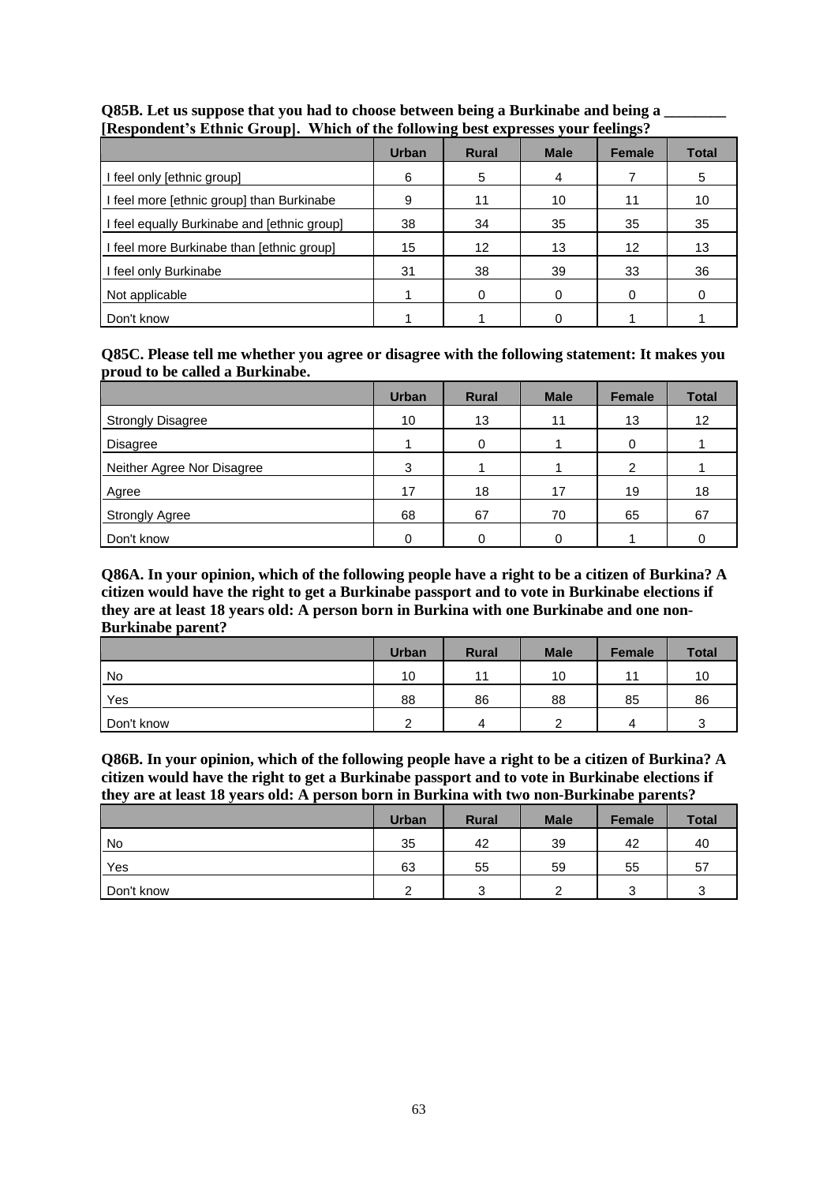**Q85B. Let us suppose that you had to choose between being a Burkinabe and being a ________ [Respondent's Ethnic Group]. Which of the following best expresses your feelings?**

| | Urban | Rural | Male | Female | Total |
|---|---|---|---|---|---|
| I feel only [ethnic group] | 6 | 5 | 4 | 7 | 5 |
| I feel more [ethnic group] than Burkinabe | 9 | 11 | 10 | 11 | 10 |
| I feel equally Burkinabe and [ethnic group] | 38 | 34 | 35 | 35 | 35 |
| I feel more Burkinabe than [ethnic group] | 15 | 12 | 13 | 12 | 13 |
| I feel only Burkinabe | 31 | 38 | 39 | 33 | 36 |
| Not applicable | 1 | 0 | 0 | 0 | 0 |
| Don't know | 1 | 1 | 0 | 1 | 1 |

**Q85C. Please tell me whether you agree or disagree with the following statement: It makes you proud to be called a Burkinabe.**

| | Urban | Rural | Male | Female | Total |
|---|---|---|---|---|---|
| Strongly Disagree | 10 | 13 | 11 | 13 | 12 |
| Disagree | 1 | 0 | 1 | 0 | 1 |
| Neither Agree Nor Disagree | 3 | 1 | 1 | 2 | 1 |
| Agree | 17 | 18 | 17 | 19 | 18 |
| Strongly Agree | 68 | 67 | 70 | 65 | 67 |
| Don't know | 0 | 0 | 0 | 1 | 0 |

**Q86A. In your opinion, which of the following people have a right to be a citizen of Burkina? A citizen would have the right to get a Burkinabe passport and to vote in Burkinabe elections if they are at least 18 years old: A person born in Burkina with one Burkinabe and one non-Burkinabe parent?**

| | Urban | Rural | Male | Female | Total |
|---|---|---|---|---|---|
| No | 10 | 11 | 10 | 11 | 10 |
| Yes | 88 | 86 | 88 | 85 | 86 |
| Don't know | 2 | 4 | 2 | 4 | 3 |

**Q86B. In your opinion, which of the following people have a right to be a citizen of Burkina? A citizen would have the right to get a Burkinabe passport and to vote in Burkinabe elections if they are at least 18 years old: A person born in Burkina with two non-Burkinabe parents?**

| | Urban | Rural | Male | Female | Total |
|---|---|---|---|---|---|
| No | 35 | 42 | 39 | 42 | 40 |
| Yes | 63 | 55 | 59 | 55 | 57 |
| Don't know | 2 | 3 | 2 | 3 | 3 |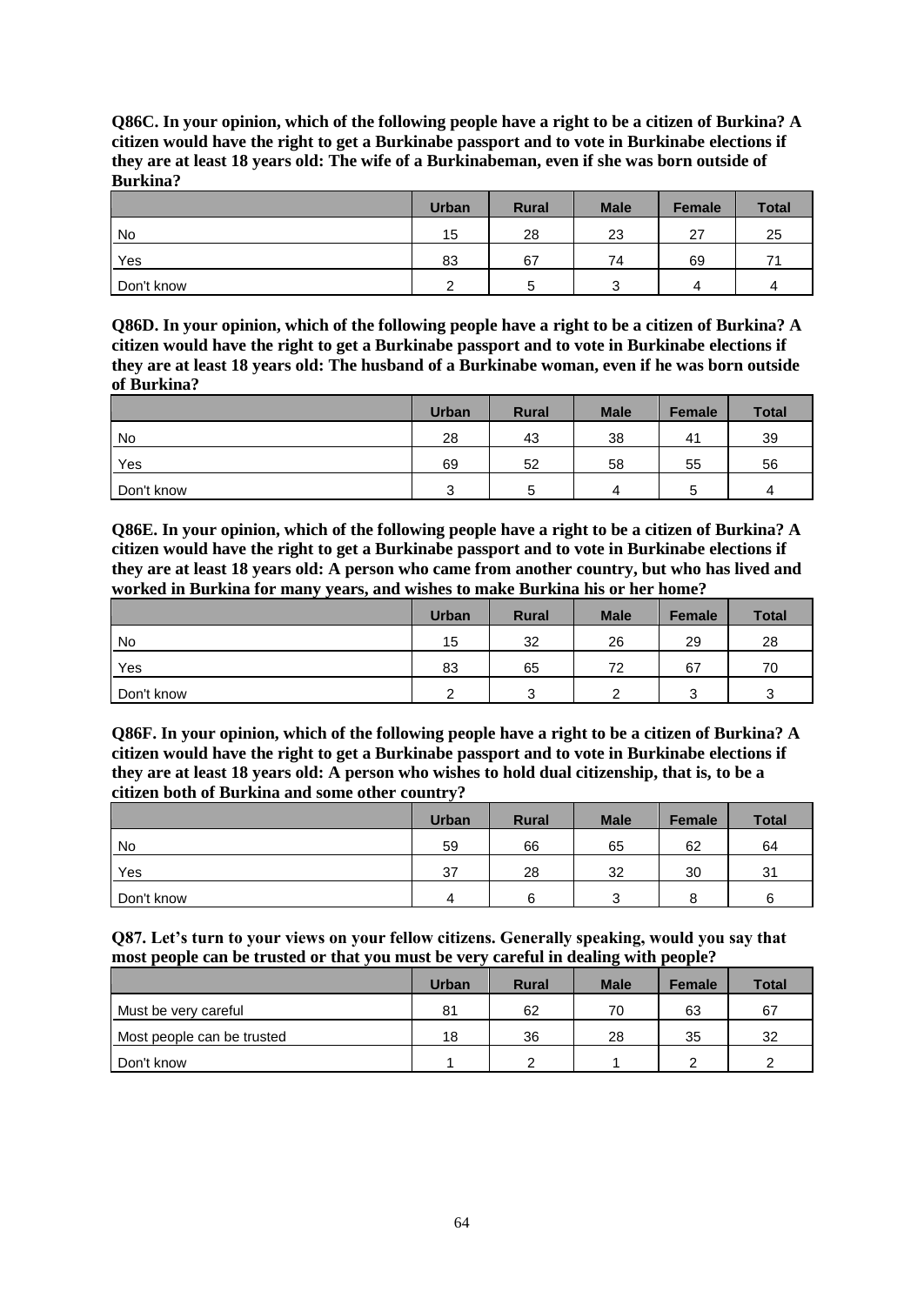**Q86C. In your opinion, which of the following people have a right to be a citizen of Burkina? A citizen would have the right to get a Burkinabe passport and to vote in Burkinabe elections if they are at least 18 years old: The wife of a Burkinabeman, even if she was born outside of Burkina?**

| | Urban | Rural | Male | Female | Total |
|---|---|---|---|---|---|
| No | 15 | 28 | 23 | 27 | 25 |
| Yes | 83 | 67 | 74 | 69 | 71 |
| Don't know | 2 | 5 | 3 | 4 | 4 |

**Q86D. In your opinion, which of the following people have a right to be a citizen of Burkina? A citizen would have the right to get a Burkinabe passport and to vote in Burkinabe elections if they are at least 18 years old: The husband of a Burkinabe woman, even if he was born outside of Burkina?**

| | Urban | Rural | Male | Female | Total |
|---|---|---|---|---|---|
| No | 28 | 43 | 38 | 41 | 39 |
| Yes | 69 | 52 | 58 | 55 | 56 |
| Don't know | 3 | 5 | 4 | 5 | 4 |

**Q86E. In your opinion, which of the following people have a right to be a citizen of Burkina? A citizen would have the right to get a Burkinabe passport and to vote in Burkinabe elections if they are at least 18 years old: A person who came from another country, but who has lived and worked in Burkina for many years, and wishes to make Burkina his or her home?**

| | Urban | Rural | Male | Female | Total |
|---|---|---|---|---|---|
| No | 15 | 32 | 26 | 29 | 28 |
| Yes | 83 | 65 | 72 | 67 | 70 |
| Don't know | 2 | 3 | 2 | 3 | 3 |

**Q86F. In your opinion, which of the following people have a right to be a citizen of Burkina? A citizen would have the right to get a Burkinabe passport and to vote in Burkinabe elections if they are at least 18 years old: A person who wishes to hold dual citizenship, that is, to be a citizen both of Burkina and some other country?**

| | Urban | Rural | Male | Female | Total |
|---|---|---|---|---|---|
| No | 59 | 66 | 65 | 62 | 64 |
| Yes | 37 | 28 | 32 | 30 | 31 |
| Don't know | 4 | 6 | 3 | 8 | 6 |

**Q87. Let's turn to your views on your fellow citizens. Generally speaking, would you say that most people can be trusted or that you must be very careful in dealing with people?**

| | Urban | Rural | Male | Female | Total |
|---|---|---|---|---|---|
| Must be very careful | 81 | 62 | 70 | 63 | 67 |
| Most people can be trusted | 18 | 36 | 28 | 35 | 32 |
| Don't know | 1 | 2 | 1 | 2 | 2 |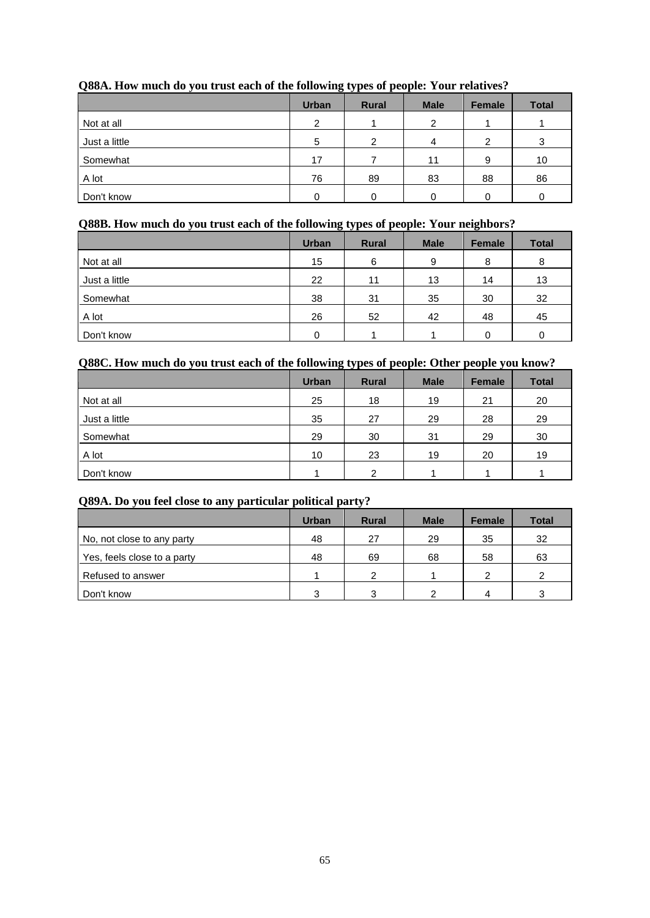**Q88A. How much do you trust each of the following types of people: Your relatives?**

| | Urban | Rural | Male | Female | Total |
|---|---|---|---|---|---|
| Not at all | 2 | 1 | 2 | 1 | 1 |
| Just a little | 5 | 2 | 4 | 2 | 3 |
| Somewhat | 17 | 7 | 11 | 9 | 10 |
| A lot | 76 | 89 | 83 | 88 | 86 |
| Don't know | 0 | 0 | 0 | 0 | 0 |

**Q88B. How much do you trust each of the following types of people: Your neighbors?**

| | Urban | Rural | Male | Female | Total |
|---|---|---|---|---|---|
| Not at all | 15 | 6 | 9 | 8 | 8 |
| Just a little | 22 | 11 | 13 | 14 | 13 |
| Somewhat | 38 | 31 | 35 | 30 | 32 |
| A lot | 26 | 52 | 42 | 48 | 45 |
| Don't know | 0 | 1 | 1 | 0 | 0 |

**Q88C. How much do you trust each of the following types of people: Other people you know?**

| | Urban | Rural | Male | Female | Total |
|---|---|---|---|---|---|
| Not at all | 25 | 18 | 19 | 21 | 20 |
| Just a little | 35 | 27 | 29 | 28 | 29 |
| Somewhat | 29 | 30 | 31 | 29 | 30 |
| A lot | 10 | 23 | 19 | 20 | 19 |
| Don't know | 1 | 2 | 1 | 1 | 1 |

**Q89A. Do you feel close to any particular political party?**

| | Urban | Rural | Male | Female | Total |
|---|---|---|---|---|---|
| No, not close to any party | 48 | 27 | 29 | 35 | 32 |
| Yes, feels close to a party | 48 | 69 | 68 | 58 | 63 |
| Refused to answer | 1 | 2 | 1 | 2 | 2 |
| Don't know | 3 | 3 | 2 | 4 | 3 |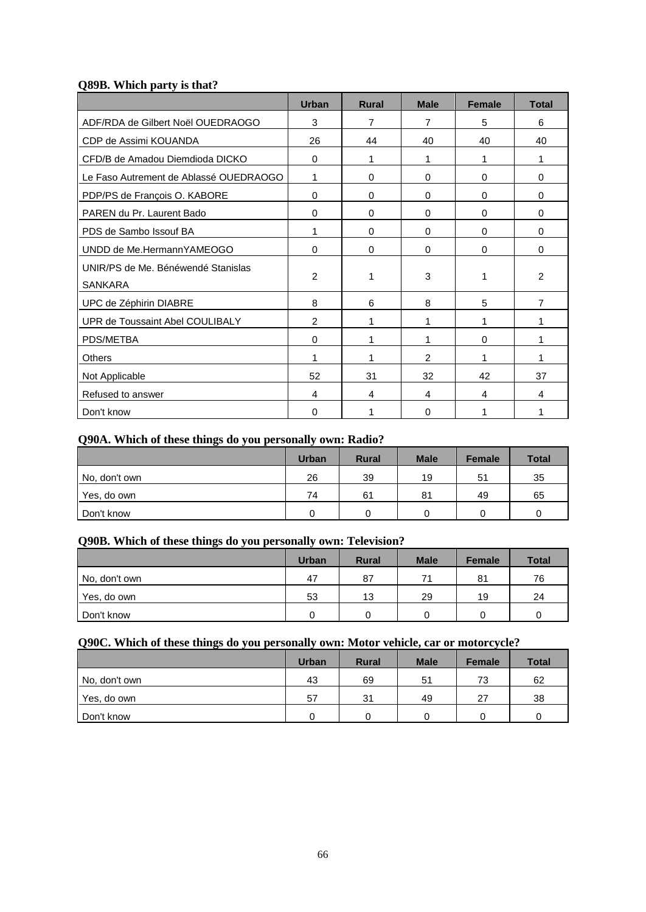### Q89B. Which party is that?

| | Urban | Rural | Male | Female | Total |
|---|---|---|---|---|---|
| ADF/RDA de Gilbert Noël OUEDRAOGO | 3 | 7 | 7 | 5 | 6 |
| CDP de Assimi KOUANDA | 26 | 44 | 40 | 40 | 40 |
| CFD/B de Amadou Diemdioda DICKO | 0 | 1 | 1 | 1 | 1 |
| Le Faso Autrement de Ablassé OUEDRAOGO | 1 | 0 | 0 | 0 | 0 |
| PDP/PS de François O. KABORE | 0 | 0 | 0 | 0 | 0 |
| PAREN du Pr. Laurent Bado | 0 | 0 | 0 | 0 | 0 |
| PDS de Sambo Issouf BA | 1 | 0 | 0 | 0 | 0 |
| UNDD de Me.HermannYAMEOGO | 0 | 0 | 0 | 0 | 0 |
| UNIR/PS de Me. Bénéwendé Stanislas SANKARA | 2 | 1 | 3 | 1 | 2 |
| UPC de Zéphirin DIABRE | 8 | 6 | 8 | 5 | 7 |
| UPR de Toussaint Abel COULIBALY | 2 | 1 | 1 | 1 | 1 |
| PDS/METBA | 0 | 1 | 1 | 0 | 1 |
| Others | 1 | 1 | 2 | 1 | 1 |
| Not Applicable | 52 | 31 | 32 | 42 | 37 |
| Refused to answer | 4 | 4 | 4 | 4 | 4 |
| Don't know | 0 | 1 | 0 | 1 | 1 |

### Q90A. Which of these things do you personally own: Radio?

| | Urban | Rural | Male | Female | Total |
|---|---|---|---|---|---|
| No, don't own | 26 | 39 | 19 | 51 | 35 |
| Yes, do own | 74 | 61 | 81 | 49 | 65 |
| Don't know | 0 | 0 | 0 | 0 | 0 |

### Q90B. Which of these things do you personally own: Television?

| | Urban | Rural | Male | Female | Total |
|---|---|---|---|---|---|
| No, don't own | 47 | 87 | 71 | 81 | 76 |
| Yes, do own | 53 | 13 | 29 | 19 | 24 |
| Don't know | 0 | 0 | 0 | 0 | 0 |

### Q90C. Which of these things do you personally own: Motor vehicle, car or motorcycle?

| | Urban | Rural | Male | Female | Total |
|---|---|---|---|---|---|
| No, don't own | 43 | 69 | 51 | 73 | 62 |
| Yes, do own | 57 | 31 | 49 | 27 | 38 |
| Don't know | 0 | 0 | 0 | 0 | 0 |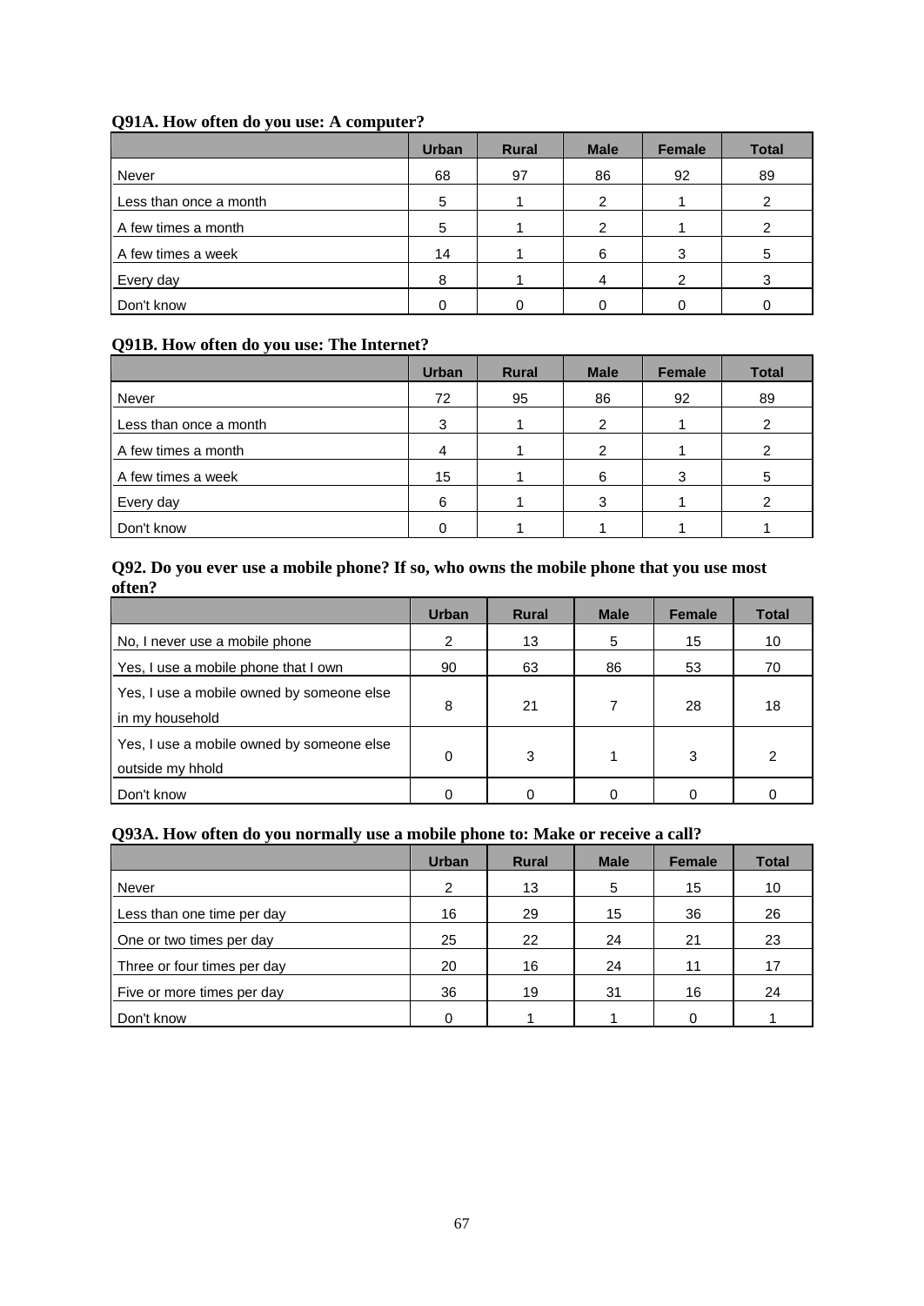### Q91A. How often do you use: A computer?

| | Urban | Rural | Male | Female | Total |
|---|---|---|---|---|---|
| Never | 68 | 97 | 86 | 92 | 89 |
| Less than once a month | 5 | 1 | 2 | 1 | 2 |
| A few times a month | 5 | 1 | 2 | 1 | 2 |
| A few times a week | 14 | 1 | 6 | 3 | 5 |
| Every day | 8 | 1 | 4 | 2 | 3 |
| Don't know | 0 | 0 | 0 | 0 | 0 |

### Q91B. How often do you use: The Internet?

| | Urban | Rural | Male | Female | Total |
|---|---|---|---|---|---|
| Never | 72 | 95 | 86 | 92 | 89 |
| Less than once a month | 3 | 1 | 2 | 1 | 2 |
| A few times a month | 4 | 1 | 2 | 1 | 2 |
| A few times a week | 15 | 1 | 6 | 3 | 5 |
| Every day | 6 | 1 | 3 | 1 | 2 |
| Don't know | 0 | 1 | 1 | 1 | 1 |

### Q92. Do you ever use a mobile phone? If so, who owns the mobile phone that you use most often?

| | Urban | Rural | Male | Female | Total |
|---|---|---|---|---|---|
| No, I never use a mobile phone | 2 | 13 | 5 | 15 | 10 |
| Yes, I use a mobile phone that I own | 90 | 63 | 86 | 53 | 70 |
| Yes, I use a mobile owned by someone else in my household | 8 | 21 | 7 | 28 | 18 |
| Yes, I use a mobile owned by someone else outside my hhold | 0 | 3 | 1 | 3 | 2 |
| Don't know | 0 | 0 | 0 | 0 | 0 |

### Q93A. How often do you normally use a mobile phone to: Make or receive a call?

| | Urban | Rural | Male | Female | Total |
|---|---|---|---|---|---|
| Never | 2 | 13 | 5 | 15 | 10 |
| Less than one time per day | 16 | 29 | 15 | 36 | 26 |
| One or two times per day | 25 | 22 | 24 | 21 | 23 |
| Three or four times per day | 20 | 16 | 24 | 11 | 17 |
| Five or more times per day | 36 | 19 | 31 | 16 | 24 |
| Don't know | 0 | 1 | 1 | 0 | 1 |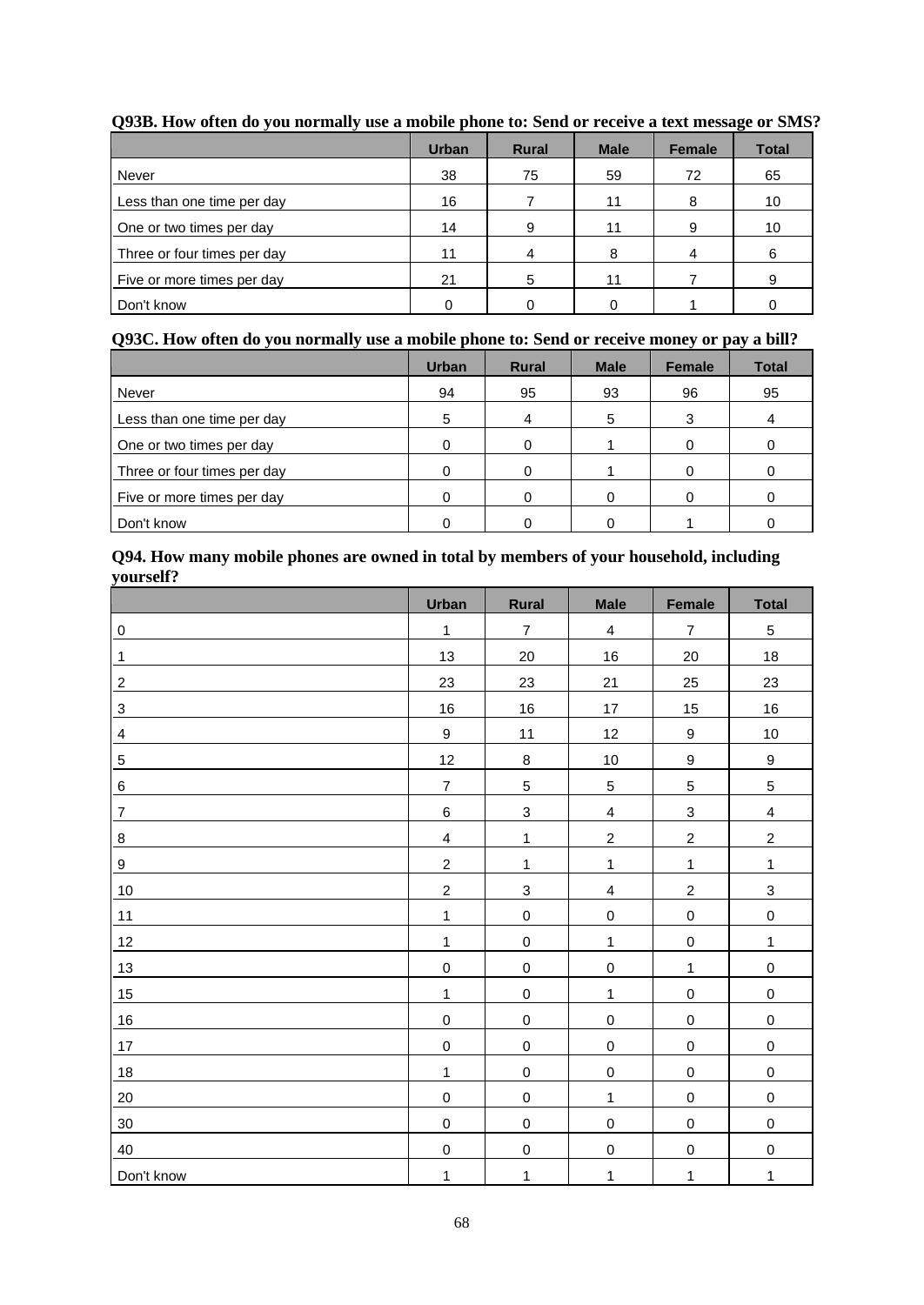**Q93B. How often do you normally use a mobile phone to: Send or receive a text message or SMS?**

| | Urban | Rural | Male | Female | Total |
|---|---|---|---|---|---|
| Never | 38 | 75 | 59 | 72 | 65 |
| Less than one time per day | 16 | 7 | 11 | 8 | 10 |
| One or two times per day | 14 | 9 | 11 | 9 | 10 |
| Three or four times per day | 11 | 4 | 8 | 4 | 6 |
| Five or more times per day | 21 | 5 | 11 | 7 | 9 |
| Don't know | 0 | 0 | 0 | 1 | 0 |

**Q93C. How often do you normally use a mobile phone to: Send or receive money or pay a bill?**

| | Urban | Rural | Male | Female | Total |
|---|---|---|---|---|---|
| Never | 94 | 95 | 93 | 96 | 95 |
| Less than one time per day | 5 | 4 | 5 | 3 | 4 |
| One or two times per day | 0 | 0 | 1 | 0 | 0 |
| Three or four times per day | 0 | 0 | 1 | 0 | 0 |
| Five or more times per day | 0 | 0 | 0 | 0 | 0 |
| Don't know | 0 | 0 | 0 | 1 | 0 |

**Q94. How many mobile phones are owned in total by members of your household, including yourself?**

| | Urban | Rural | Male | Female | Total |
|---|---|---|---|---|---|
| 0 | 1 | 7 | 4 | 7 | 5 |
| 1 | 13 | 20 | 16 | 20 | 18 |
| 2 | 23 | 23 | 21 | 25 | 23 |
| 3 | 16 | 16 | 17 | 15 | 16 |
| 4 | 9 | 11 | 12 | 9 | 10 |
| 5 | 12 | 8 | 10 | 9 | 9 |
| 6 | 7 | 5 | 5 | 5 | 5 |
| 7 | 6 | 3 | 4 | 3 | 4 |
| 8 | 4 | 1 | 2 | 2 | 2 |
| 9 | 2 | 1 | 1 | 1 | 1 |
| 10 | 2 | 3 | 4 | 2 | 3 |
| 11 | 1 | 0 | 0 | 0 | 0 |
| 12 | 1 | 0 | 1 | 0 | 1 |
| 13 | 0 | 0 | 0 | 1 | 0 |
| 15 | 1 | 0 | 1 | 0 | 0 |
| 16 | 0 | 0 | 0 | 0 | 0 |
| 17 | 0 | 0 | 0 | 0 | 0 |
| 18 | 1 | 0 | 0 | 0 | 0 |
| 20 | 0 | 0 | 1 | 0 | 0 |
| 30 | 0 | 0 | 0 | 0 | 0 |
| 40 | 0 | 0 | 0 | 0 | 0 |
| Don't know | 1 | 1 | 1 | 1 | 1 |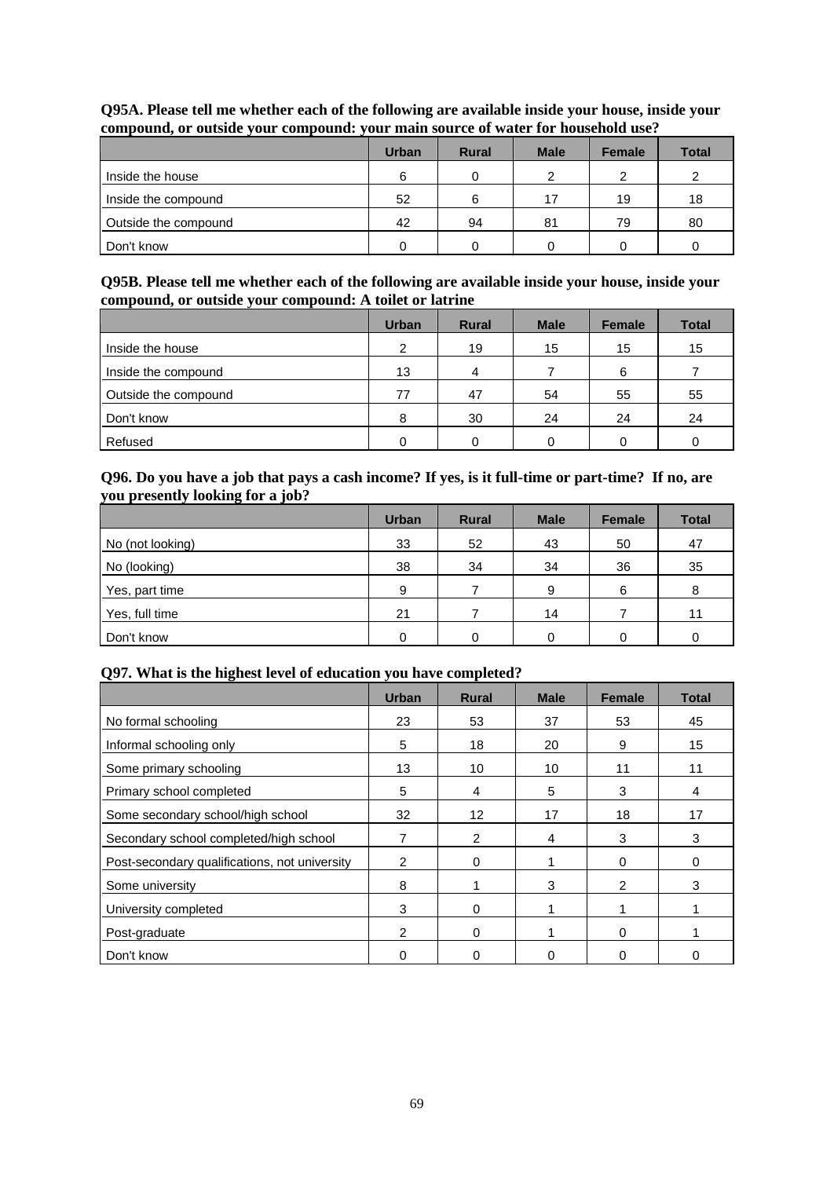**Q95A. Please tell me whether each of the following are available inside your house, inside your compound, or outside your compound: your main source of water for household use?**

| | Urban | Rural | Male | Female | Total |
|---|---|---|---|---|---|
| Inside the house | 6 | 0 | 2 | 2 | 2 |
| Inside the compound | 52 | 6 | 17 | 19 | 18 |
| Outside the compound | 42 | 94 | 81 | 79 | 80 |
| Don't know | 0 | 0 | 0 | 0 | 0 |

**Q95B. Please tell me whether each of the following are available inside your house, inside your compound, or outside your compound: A toilet or latrine**

| | Urban | Rural | Male | Female | Total |
|---|---|---|---|---|---|
| Inside the house | 2 | 19 | 15 | 15 | 15 |
| Inside the compound | 13 | 4 | 7 | 6 | 7 |
| Outside the compound | 77 | 47 | 54 | 55 | 55 |
| Don't know | 8 | 30 | 24 | 24 | 24 |
| Refused | 0 | 0 | 0 | 0 | 0 |

**Q96. Do you have a job that pays a cash income? If yes, is it full-time or part-time? If no, are you presently looking for a job?**

| | Urban | Rural | Male | Female | Total |
|---|---|---|---|---|---|
| No (not looking) | 33 | 52 | 43 | 50 | 47 |
| No (looking) | 38 | 34 | 34 | 36 | 35 |
| Yes, part time | 9 | 7 | 9 | 6 | 8 |
| Yes, full time | 21 | 7 | 14 | 7 | 11 |
| Don't know | 0 | 0 | 0 | 0 | 0 |

**Q97. What is the highest level of education you have completed?**

| | Urban | Rural | Male | Female | Total |
|---|---|---|---|---|---|
| No formal schooling | 23 | 53 | 37 | 53 | 45 |
| Informal schooling only | 5 | 18 | 20 | 9 | 15 |
| Some primary schooling | 13 | 10 | 10 | 11 | 11 |
| Primary school completed | 5 | 4 | 5 | 3 | 4 |
| Some secondary school/high school | 32 | 12 | 17 | 18 | 17 |
| Secondary school completed/high school | 7 | 2 | 4 | 3 | 3 |
| Post-secondary qualifications, not university | 2 | 0 | 1 | 0 | 0 |
| Some university | 8 | 1 | 3 | 2 | 3 |
| University completed | 3 | 0 | 1 | 1 | 1 |
| Post-graduate | 2 | 0 | 1 | 0 | 1 |
| Don't know | 0 | 0 | 0 | 0 | 0 |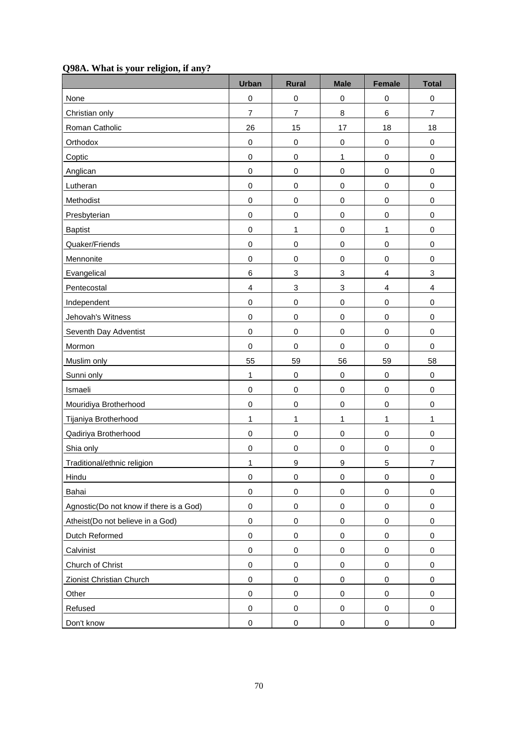**Q98A. What is your religion, if any?**

| | Urban | Rural | Male | Female | Total |
|---|---|---|---|---|---|
| None | 0 | 0 | 0 | 0 | 0 |
| Christian only | 7 | 7 | 8 | 6 | 7 |
| Roman Catholic | 26 | 15 | 17 | 18 | 18 |
| Orthodox | 0 | 0 | 0 | 0 | 0 |
| Coptic | 0 | 0 | 1 | 0 | 0 |
| Anglican | 0 | 0 | 0 | 0 | 0 |
| Lutheran | 0 | 0 | 0 | 0 | 0 |
| Methodist | 0 | 0 | 0 | 0 | 0 |
| Presbyterian | 0 | 0 | 0 | 0 | 0 |
| Baptist | 0 | 1 | 0 | 1 | 0 |
| Quaker/Friends | 0 | 0 | 0 | 0 | 0 |
| Mennonite | 0 | 0 | 0 | 0 | 0 |
| Evangelical | 6 | 3 | 3 | 4 | 3 |
| Pentecostal | 4 | 3 | 3 | 4 | 4 |
| Independent | 0 | 0 | 0 | 0 | 0 |
| Jehovah's Witness | 0 | 0 | 0 | 0 | 0 |
| Seventh Day Adventist | 0 | 0 | 0 | 0 | 0 |
| Mormon | 0 | 0 | 0 | 0 | 0 |
| Muslim only | 55 | 59 | 56 | 59 | 58 |
| Sunni only | 1 | 0 | 0 | 0 | 0 |
| Ismaeli | 0 | 0 | 0 | 0 | 0 |
| Mouridiya Brotherhood | 0 | 0 | 0 | 0 | 0 |
| Tijaniya Brotherhood | 1 | 1 | 1 | 1 | 1 |
| Qadiriya Brotherhood | 0 | 0 | 0 | 0 | 0 |
| Shia only | 0 | 0 | 0 | 0 | 0 |
| Traditional/ethnic religion | 1 | 9 | 9 | 5 | 7 |
| Hindu | 0 | 0 | 0 | 0 | 0 |
| Bahai | 0 | 0 | 0 | 0 | 0 |
| Agnostic(Do not know if there is a God) | 0 | 0 | 0 | 0 | 0 |
| Atheist(Do not believe in a God) | 0 | 0 | 0 | 0 | 0 |
| Dutch Reformed | 0 | 0 | 0 | 0 | 0 |
| Calvinist | 0 | 0 | 0 | 0 | 0 |
| Church of Christ | 0 | 0 | 0 | 0 | 0 |
| Zionist Christian Church | 0 | 0 | 0 | 0 | 0 |
| Other | 0 | 0 | 0 | 0 | 0 |
| Refused | 0 | 0 | 0 | 0 | 0 |
| Don't know | 0 | 0 | 0 | 0 | 0 |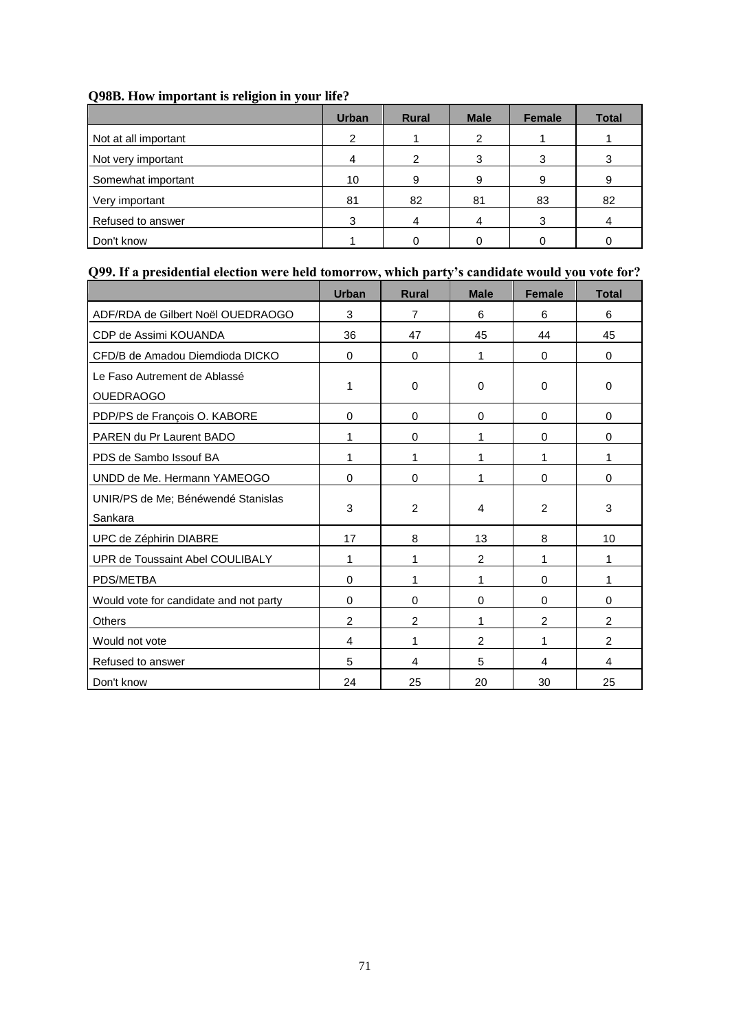**Q98B. How important is religion in your life?**

| | Urban | Rural | Male | Female | Total |
|---|---|---|---|---|---|
| Not at all important | 2 | 1 | 2 | 1 | 1 |
| Not very important | 4 | 2 | 3 | 3 | 3 |
| Somewhat important | 10 | 9 | 9 | 9 | 9 |
| Very important | 81 | 82 | 81 | 83 | 82 |
| Refused to answer | 3 | 4 | 4 | 3 | 4 |
| Don't know | 1 | 0 | 0 | 0 | 0 |

**Q99. If a presidential election were held tomorrow, which party's candidate would you vote for?**

| | Urban | Rural | Male | Female | Total |
|---|---|---|---|---|---|
| ADF/RDA de Gilbert Noël OUEDRAOGO | 3 | 7 | 6 | 6 | 6 |
| CDP de Assimi KOUANDA | 36 | 47 | 45 | 44 | 45 |
| CFD/B de Amadou Diemdioda DICKO | 0 | 0 | 1 | 0 | 0 |
| Le Faso Autrement de Ablassé OUEDRAOGO | 1 | 0 | 0 | 0 | 0 |
| PDP/PS de François O. KABORE | 0 | 0 | 0 | 0 | 0 |
| PAREN du Pr Laurent BADO | 1 | 0 | 1 | 0 | 0 |
| PDS de Sambo Issouf BA | 1 | 1 | 1 | 1 | 1 |
| UNDD de Me. Hermann YAMEOGO | 0 | 0 | 1 | 0 | 0 |
| UNIR/PS de Me; Bénéwendé Stanislas Sankara | 3 | 2 | 4 | 2 | 3 |
| UPC de Zéphirin DIABRE | 17 | 8 | 13 | 8 | 10 |
| UPR de Toussaint Abel COULIBALY | 1 | 1 | 2 | 1 | 1 |
| PDS/METBA | 0 | 1 | 1 | 0 | 1 |
| Would vote for candidate and not party | 0 | 0 | 0 | 0 | 0 |
| Others | 2 | 2 | 1 | 2 | 2 |
| Would not vote | 4 | 1 | 2 | 1 | 2 |
| Refused to answer | 5 | 4 | 5 | 4 | 4 |
| Don't know | 24 | 25 | 20 | 30 | 25 |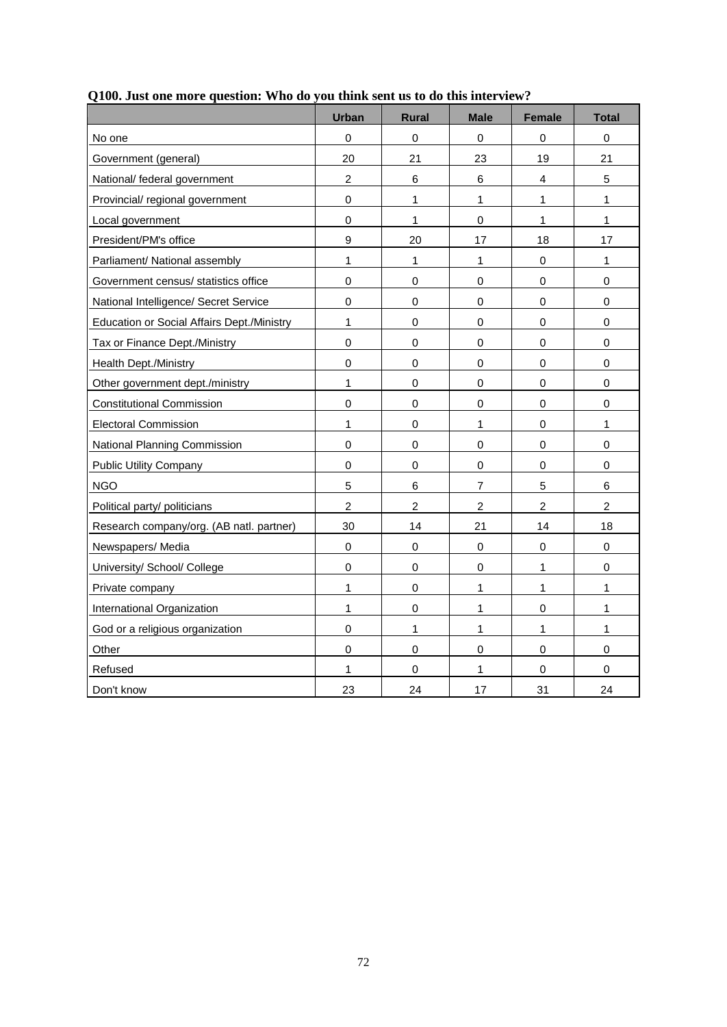**Q100. Just one more question: Who do you think sent us to do this interview?**

| | Urban | Rural | Male | Female | Total |
|---|---|---|---|---|---|
| No one | 0 | 0 | 0 | 0 | 0 |
| Government (general) | 20 | 21 | 23 | 19 | 21 |
| National/ federal government | 2 | 6 | 6 | 4 | 5 |
| Provincial/ regional government | 0 | 1 | 1 | 1 | 1 |
| Local government | 0 | 1 | 0 | 1 | 1 |
| President/PM's office | 9 | 20 | 17 | 18 | 17 |
| Parliament/ National assembly | 1 | 1 | 1 | 0 | 1 |
| Government census/ statistics office | 0 | 0 | 0 | 0 | 0 |
| National Intelligence/ Secret Service | 0 | 0 | 0 | 0 | 0 |
| Education or Social Affairs Dept./Ministry | 1 | 0 | 0 | 0 | 0 |
| Tax or Finance Dept./Ministry | 0 | 0 | 0 | 0 | 0 |
| Health Dept./Ministry | 0 | 0 | 0 | 0 | 0 |
| Other government dept./ministry | 1 | 0 | 0 | 0 | 0 |
| Constitutional Commission | 0 | 0 | 0 | 0 | 0 |
| Electoral Commission | 1 | 0 | 1 | 0 | 1 |
| National Planning Commission | 0 | 0 | 0 | 0 | 0 |
| Public Utility Company | 0 | 0 | 0 | 0 | 0 |
| NGO | 5 | 6 | 7 | 5 | 6 |
| Political party/ politicians | 2 | 2 | 2 | 2 | 2 |
| Research company/org. (AB natl. partner) | 30 | 14 | 21 | 14 | 18 |
| Newspapers/ Media | 0 | 0 | 0 | 0 | 0 |
| University/ School/ College | 0 | 0 | 0 | 1 | 0 |
| Private company | 1 | 0 | 1 | 1 | 1 |
| International Organization | 1 | 0 | 1 | 0 | 1 |
| God or a religious organization | 0 | 1 | 1 | 1 | 1 |
| Other | 0 | 0 | 0 | 0 | 0 |
| Refused | 1 | 0 | 1 | 0 | 0 |
| Don't know | 23 | 24 | 17 | 31 | 24 |